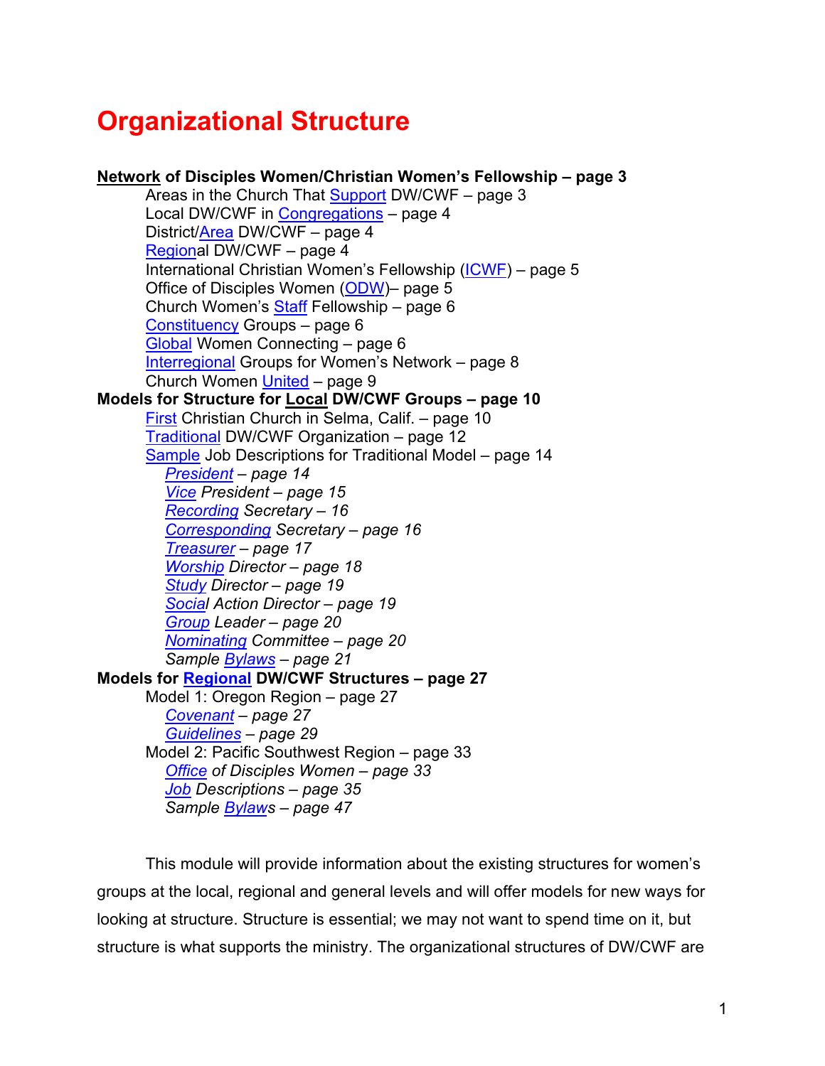# Organizational Structure

**Network of Disciples Women/Christian Women's Fellowship – page 3**

- Areas in the Church That Support DW/CWF – page 3
- Local DW/CWF in Congregations – page 4
- District/Area DW/CWF – page 4
- Regional DW/CWF – page 4
- International Christian Women's Fellowship (ICWF) – page 5
- Office of Disciples Women (ODW)– page 5
- Church Women's Staff Fellowship – page 6
- Constituency Groups – page 6
- Global Women Connecting – page 6
- Interregional Groups for Women's Network – page 8
- Church Women United – page 9

**Models for Structure for Local DW/CWF Groups – page 10**

- First Christian Church in Selma, Calif. – page 10
- Traditional DW/CWF Organization – page 12
- Sample Job Descriptions for Traditional Model – page 14
  - *President – page 14*
  - *Vice President – page 15*
  - *Recording Secretary – 16*
  - *Corresponding Secretary – page 16*
  - *Treasurer – page 17*
  - *Worship Director – page 18*
  - *Study Director – page 19*
  - *Social Action Director – page 19*
  - *Group Leader – page 20*
  - *Nominating Committee – page 20*
  - *Sample Bylaws – page 21*

**Models for Regional DW/CWF Structures – page 27**

- Model 1: Oregon Region – page 27
  - *Covenant – page 27*
  - *Guidelines – page 29*
- Model 2: Pacific Southwest Region – page 33
  - *Office of Disciples Women – page 33*
  - *Job Descriptions – page 35*
  - *Sample Bylaws – page 47*

This module will provide information about the existing structures for women's groups at the local, regional and general levels and will offer models for new ways for looking at structure. Structure is essential; we may not want to spend time on it, but structure is what supports the ministry. The organizational structures of DW/CWF are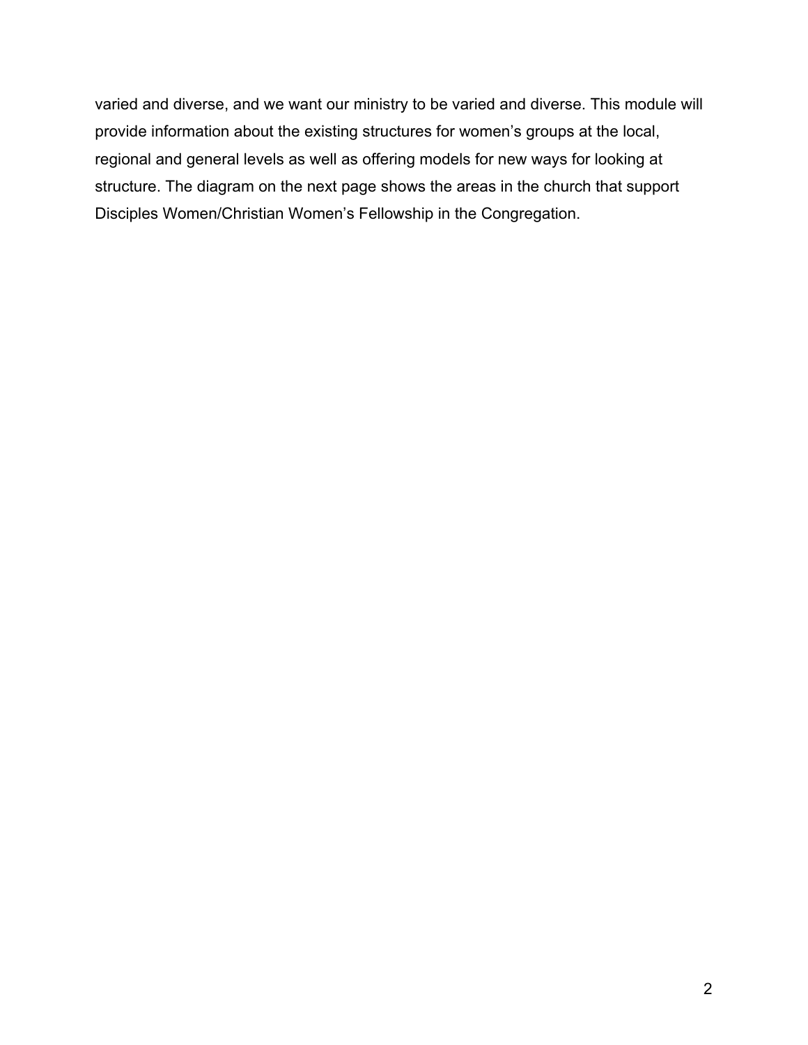varied and diverse, and we want our ministry to be varied and diverse. This module will provide information about the existing structures for women's groups at the local, regional and general levels as well as offering models for new ways for looking at structure. The diagram on the next page shows the areas in the church that support Disciples Women/Christian Women's Fellowship in the Congregation.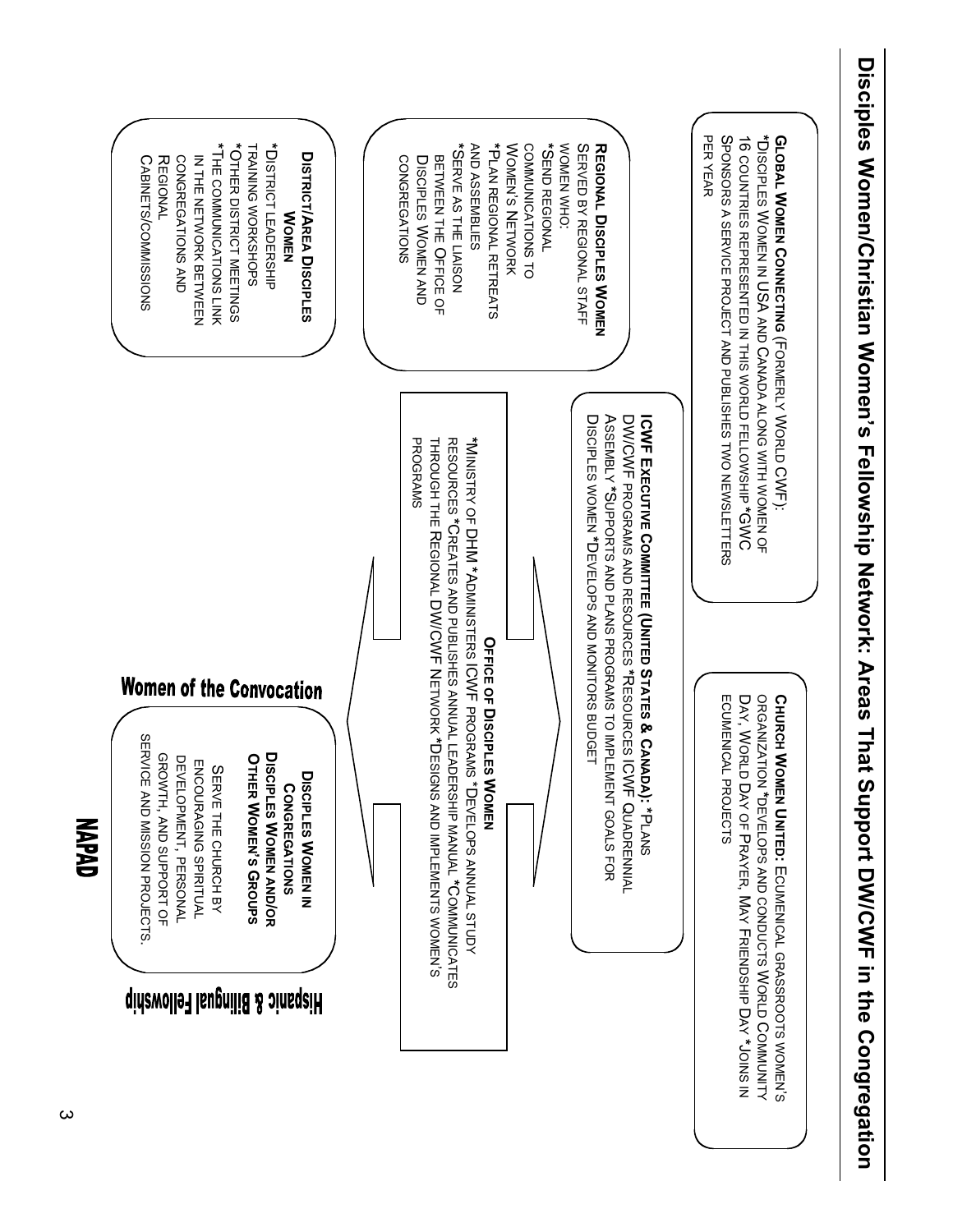# Disciples Women/Christian Women's Fellowship Network: Areas That Support DW/CWF in the Congregation

**Global Women Connecting** (Formerly World CWF): *Disciples Women in USA and Canada along with women of 16 countries represented in this world fellowship *GWC Sponsors a service project and publishes two newsletters per year

**Church Women United:** Ecumenical grassroots women's organization *Develops and conducts World Community Day, World Day of Prayer, May Friendship Day *Joins in ecumenical projects

**Regional Disciples Women**
Served by regional staff women who:
*Send regional communications to Women's Network
*Plan regional retreats and assemblies
*Serve as the liaison between the Office of Disciples Women and congregations

**ICWF Executive Committee (United States & Canada):** *Plans DW/CWF programs and resources *Resources ICWF Quadrennial Assembly *Supports and plans programs to implement goals for Disciples women *Develops and monitors budget

**District/Area Disciples Women**
*District leadership training workshops
*Other district meetings
*The communications link in the network between congregations and Regional Cabinets/Commissions

**Office of Disciples Women**
*Ministry of DHM *Administers ICWF programs *Develops annual study resources *Creates and publishes annual leadership manual *Communicates through the Regional DW/CWF Network *Designs and implements women's programs

**Women of the Convocation**

**Disciples Women in Congregations**
**Disciples Women and/or Other Women's Groups**
Serve the church by encouraging spiritual development, personal growth, and support of service and mission projects.

**NAPAD**

**Hispanic & Bilingual Fellowship**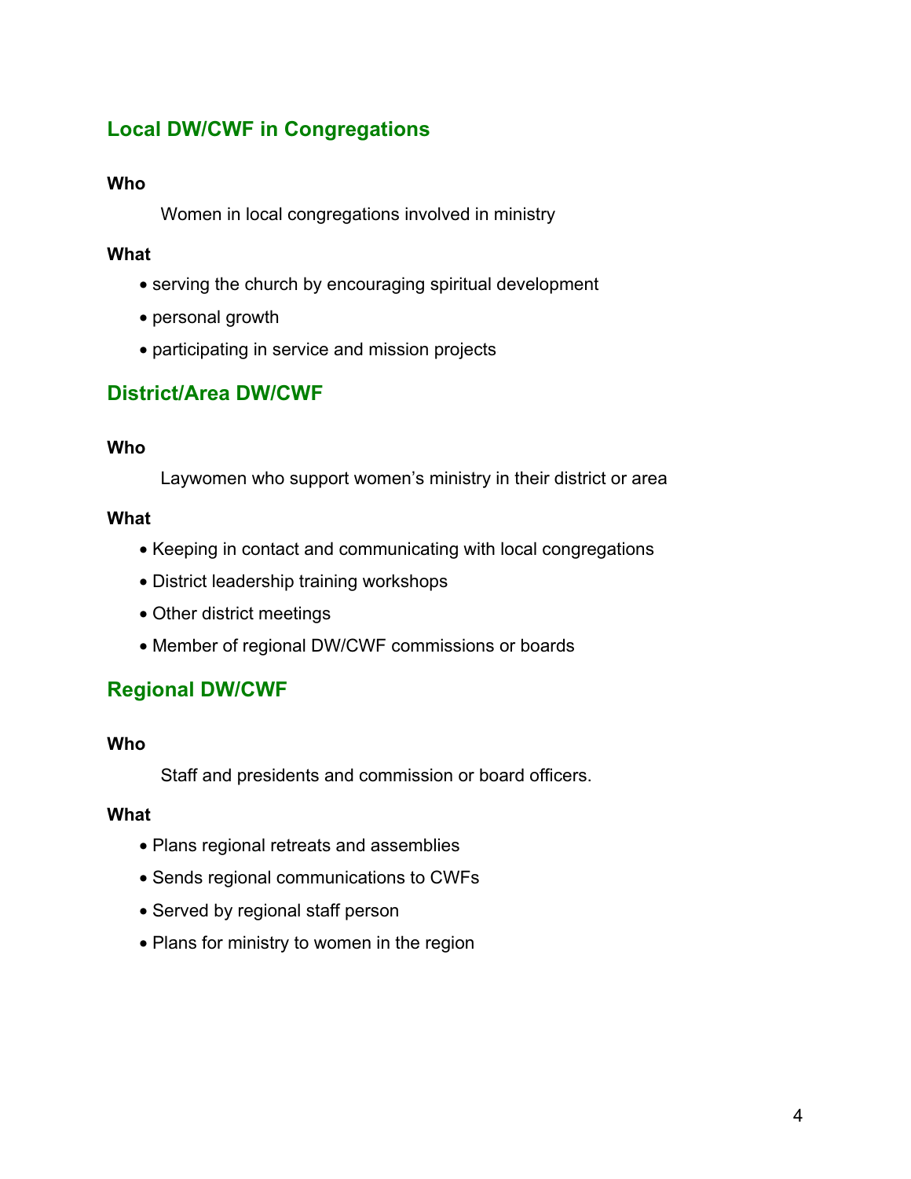## Local DW/CWF in Congregations

**Who**

Women in local congregations involved in ministry

**What**

- serving the church by encouraging spiritual development
- personal growth
- participating in service and mission projects

## District/Area DW/CWF

**Who**

Laywomen who support women's ministry in their district or area

**What**

- Keeping in contact and communicating with local congregations
- District leadership training workshops
- Other district meetings
- Member of regional DW/CWF commissions or boards

## Regional DW/CWF

**Who**

Staff and presidents and commission or board officers.

**What**

- Plans regional retreats and assemblies
- Sends regional communications to CWFs
- Served by regional staff person
- Plans for ministry to women in the region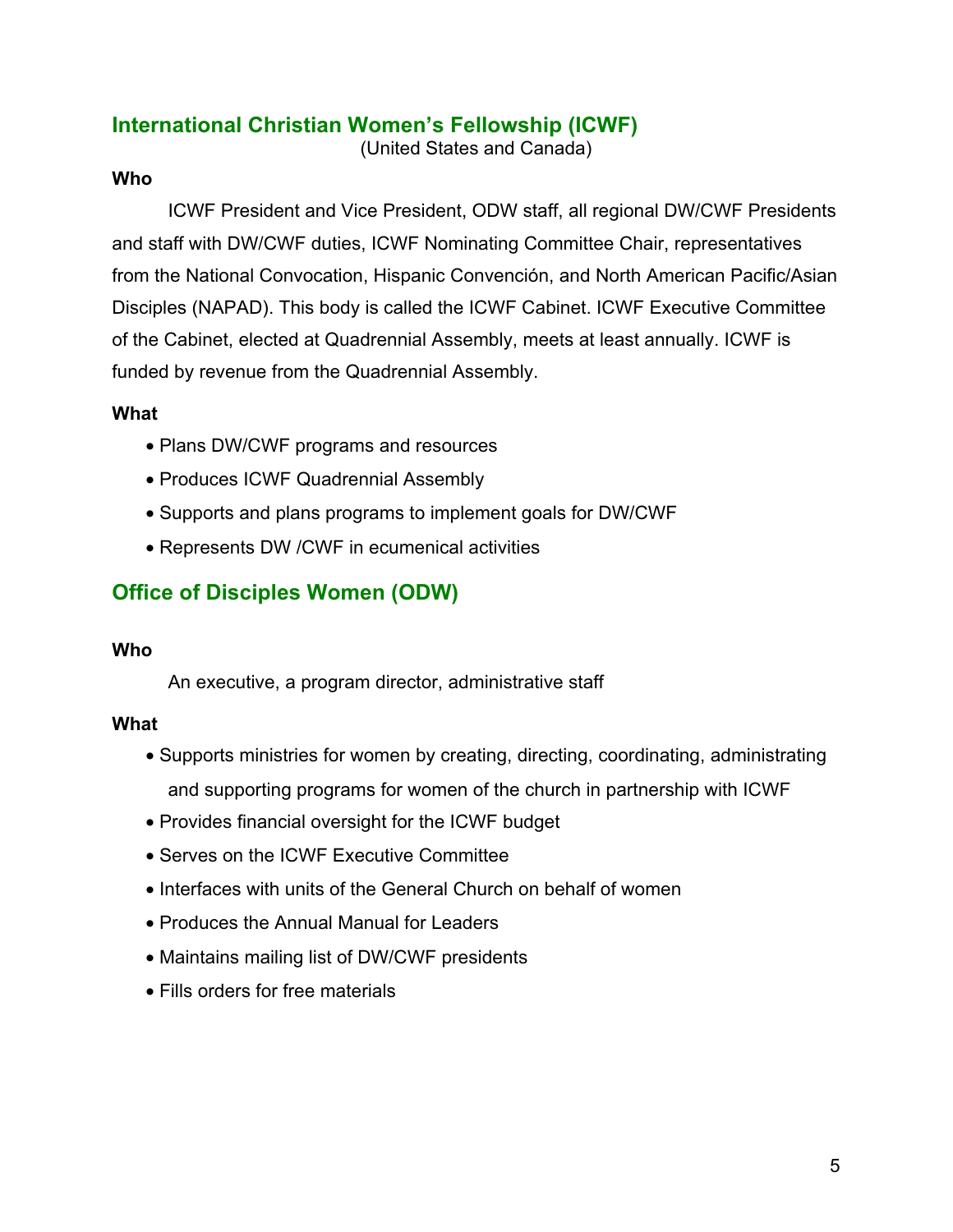## International Christian Women's Fellowship (ICWF)

(United States and Canada)

**Who**

ICWF President and Vice President, ODW staff, all regional DW/CWF Presidents and staff with DW/CWF duties, ICWF Nominating Committee Chair, representatives from the National Convocation, Hispanic Convención, and North American Pacific/Asian Disciples (NAPAD). This body is called the ICWF Cabinet. ICWF Executive Committee of the Cabinet, elected at Quadrennial Assembly, meets at least annually. ICWF is funded by revenue from the Quadrennial Assembly.

**What**

- Plans DW/CWF programs and resources
- Produces ICWF Quadrennial Assembly
- Supports and plans programs to implement goals for DW/CWF
- Represents DW /CWF in ecumenical activities

## Office of Disciples Women (ODW)

**Who**

An executive, a program director, administrative staff

**What**

- Supports ministries for women by creating, directing, coordinating, administrating and supporting programs for women of the church in partnership with ICWF
- Provides financial oversight for the ICWF budget
- Serves on the ICWF Executive Committee
- Interfaces with units of the General Church on behalf of women
- Produces the Annual Manual for Leaders
- Maintains mailing list of DW/CWF presidents
- Fills orders for free materials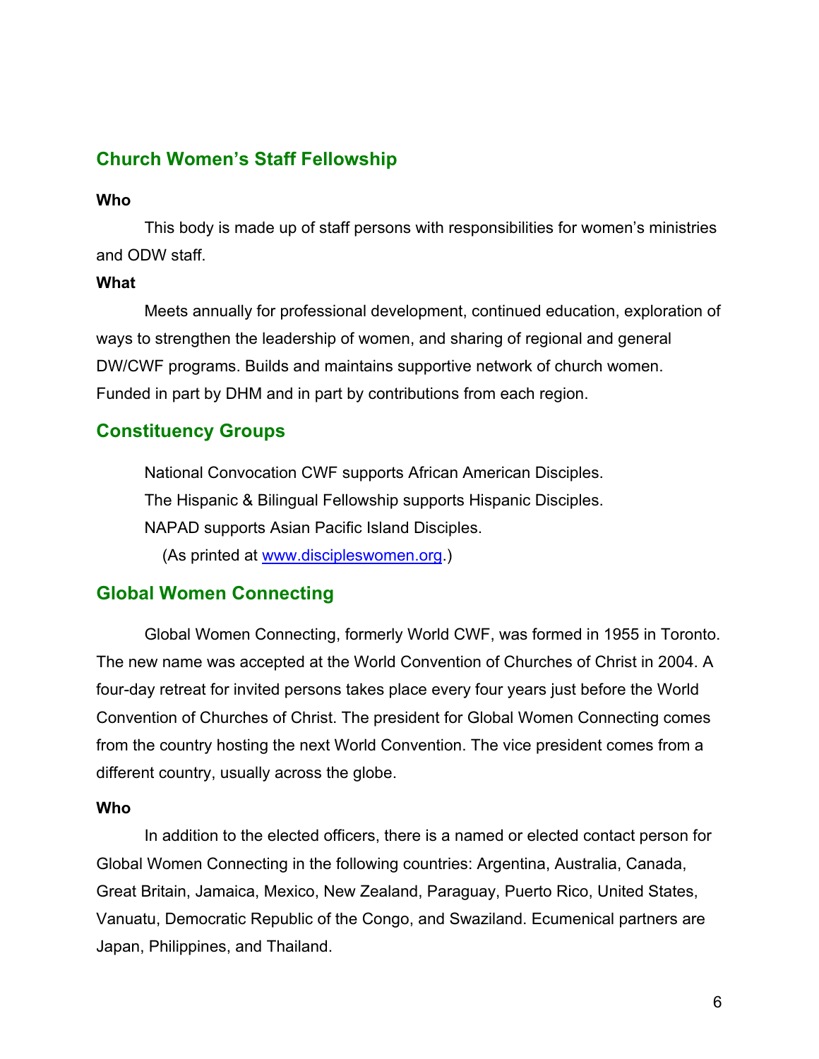## Church Women's Staff Fellowship

**Who**

This body is made up of staff persons with responsibilities for women's ministries and ODW staff.

**What**

Meets annually for professional development, continued education, exploration of ways to strengthen the leadership of women, and sharing of regional and general DW/CWF programs. Builds and maintains supportive network of church women. Funded in part by DHM and in part by contributions from each region.

## Constituency Groups

National Convocation CWF supports African American Disciples.
The Hispanic & Bilingual Fellowship supports Hispanic Disciples.
NAPAD supports Asian Pacific Island Disciples.
(As printed at www.discipleswomen.org.)

## Global Women Connecting

Global Women Connecting, formerly World CWF, was formed in 1955 in Toronto. The new name was accepted at the World Convention of Churches of Christ in 2004. A four-day retreat for invited persons takes place every four years just before the World Convention of Churches of Christ. The president for Global Women Connecting comes from the country hosting the next World Convention. The vice president comes from a different country, usually across the globe.

**Who**

In addition to the elected officers, there is a named or elected contact person for Global Women Connecting in the following countries: Argentina, Australia, Canada, Great Britain, Jamaica, Mexico, New Zealand, Paraguay, Puerto Rico, United States, Vanuatu, Democratic Republic of the Congo, and Swaziland. Ecumenical partners are Japan, Philippines, and Thailand.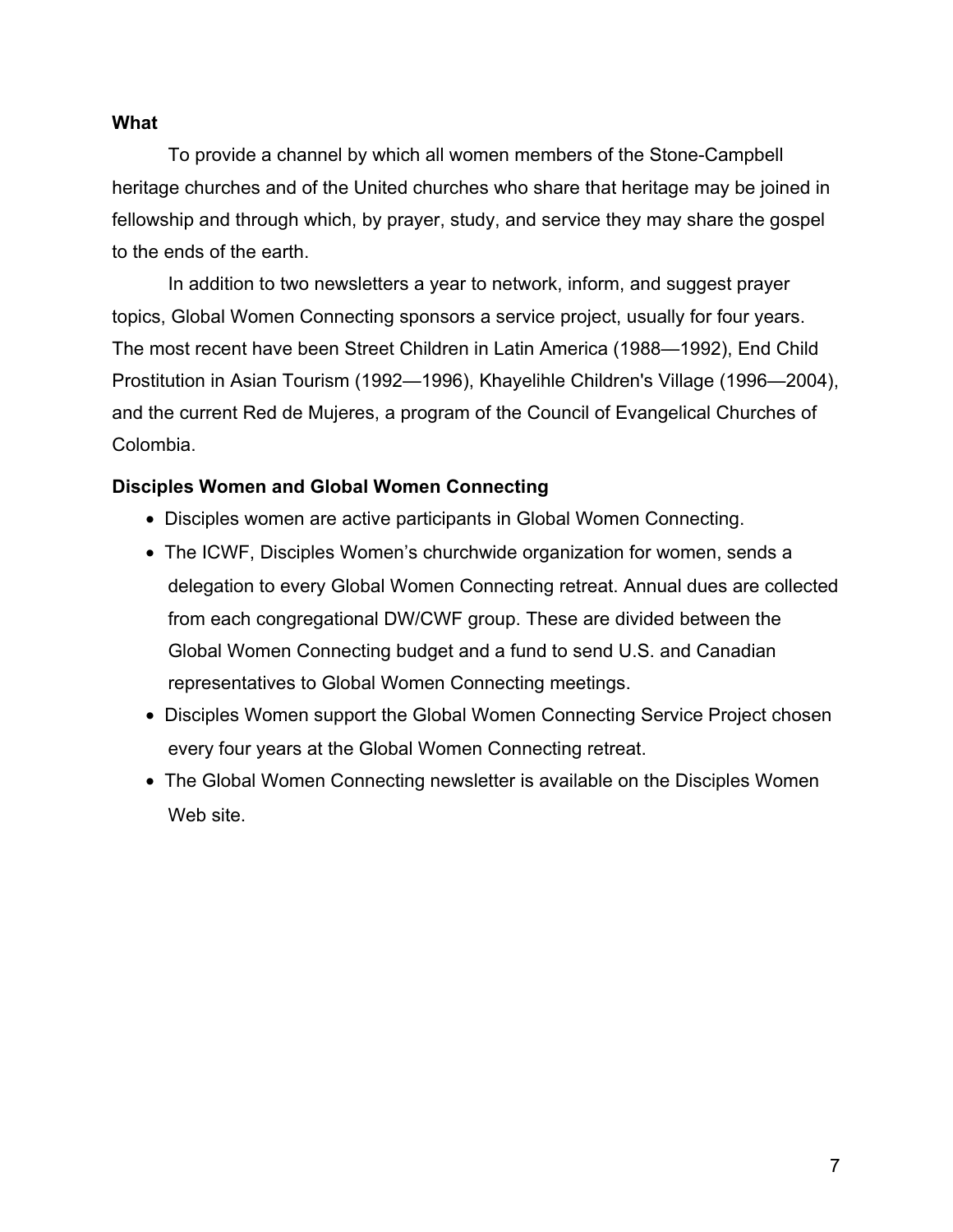**What**

To provide a channel by which all women members of the Stone-Campbell heritage churches and of the United churches who share that heritage may be joined in fellowship and through which, by prayer, study, and service they may share the gospel to the ends of the earth.

In addition to two newsletters a year to network, inform, and suggest prayer topics, Global Women Connecting sponsors a service project, usually for four years. The most recent have been Street Children in Latin America (1988—1992), End Child Prostitution in Asian Tourism (1992—1996), Khayelihle Children's Village (1996—2004), and the current Red de Mujeres, a program of the Council of Evangelical Churches of Colombia.

**Disciples Women and Global Women Connecting**

- Disciples women are active participants in Global Women Connecting.
- The ICWF, Disciples Women's churchwide organization for women, sends a delegation to every Global Women Connecting retreat. Annual dues are collected from each congregational DW/CWF group. These are divided between the Global Women Connecting budget and a fund to send U.S. and Canadian representatives to Global Women Connecting meetings.
- Disciples Women support the Global Women Connecting Service Project chosen every four years at the Global Women Connecting retreat.
- The Global Women Connecting newsletter is available on the Disciples Women Web site.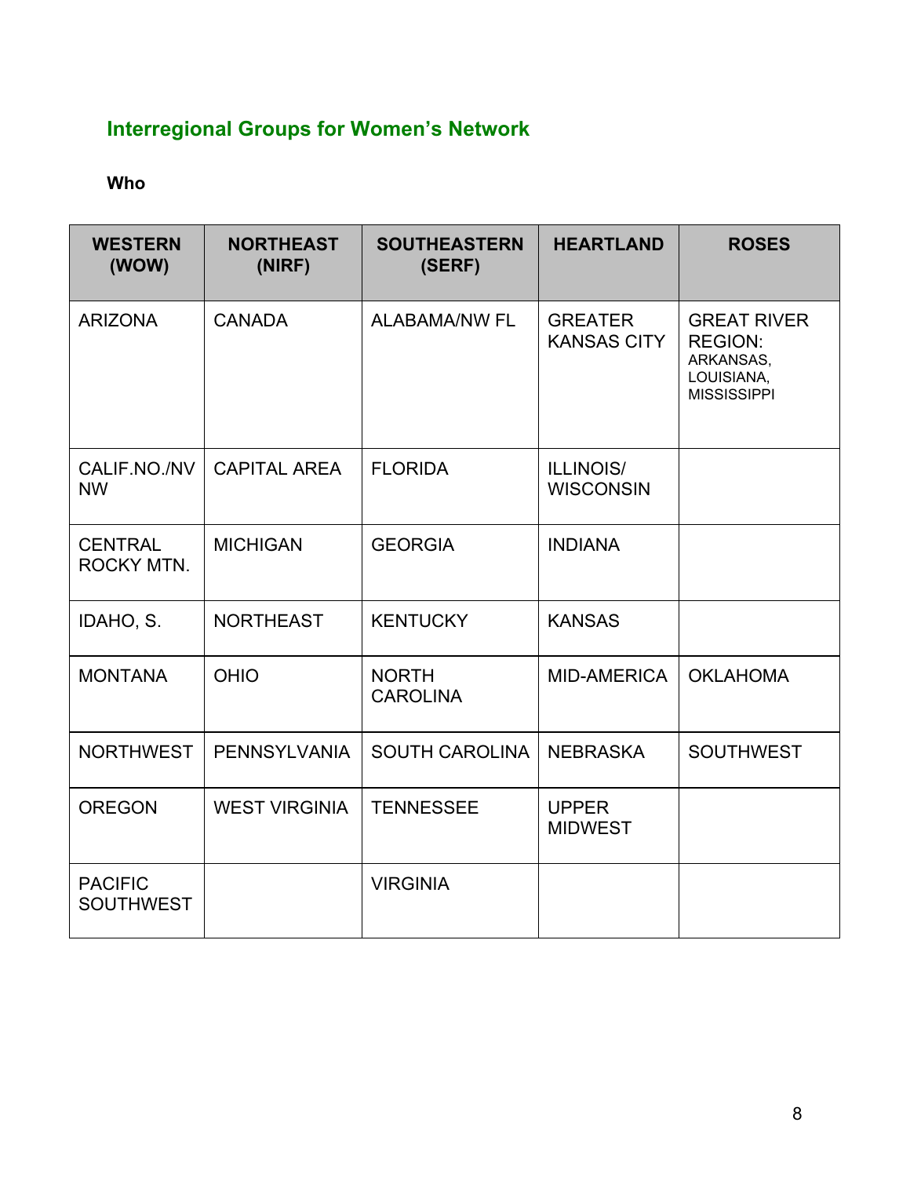## Interregional Groups for Women's Network

**Who**

| WESTERN (WOW) | NORTHEAST (NIRF) | SOUTHEASTERN (SERF) | HEARTLAND | ROSES |
|---|---|---|---|---|
| ARIZONA | CANADA | ALABAMA/NW FL | GREATER KANSAS CITY | GREAT RIVER REGION: ARKANSAS, LOUISIANA, MISSISSIPPI |
| CALIF.NO./NV NW | CAPITAL AREA | FLORIDA | ILLINOIS/ WISCONSIN | |
| CENTRAL ROCKY MTN. | MICHIGAN | GEORGIA | INDIANA | |
| IDAHO, S. | NORTHEAST | KENTUCKY | KANSAS | |
| MONTANA | OHIO | NORTH CAROLINA | MID-AMERICA | OKLAHOMA |
| NORTHWEST | PENNSYLVANIA | SOUTH CAROLINA | NEBRASKA | SOUTHWEST |
| OREGON | WEST VIRGINIA | TENNESSEE | UPPER MIDWEST | |
| PACIFIC SOUTHWEST | | VIRGINIA | | |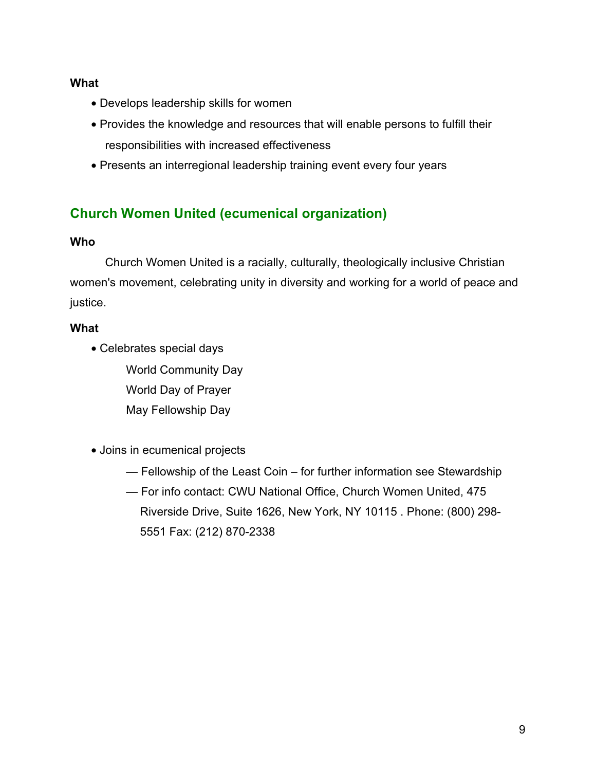**What**

- Develops leadership skills for women
- Provides the knowledge and resources that will enable persons to fulfill their responsibilities with increased effectiveness
- Presents an interregional leadership training event every four years

## Church Women United (ecumenical organization)

**Who**

Church Women United is a racially, culturally, theologically inclusive Christian women's movement, celebrating unity in diversity and working for a world of peace and justice.

**What**

- Celebrates special days
  - World Community Day
  - World Day of Prayer
  - May Fellowship Day

- Joins in ecumenical projects
  - — Fellowship of the Least Coin – for further information see Stewardship
  - — For info contact: CWU National Office, Church Women United, 475 Riverside Drive, Suite 1626, New York, NY 10115 . Phone: (800) 298-5551 Fax: (212) 870-2338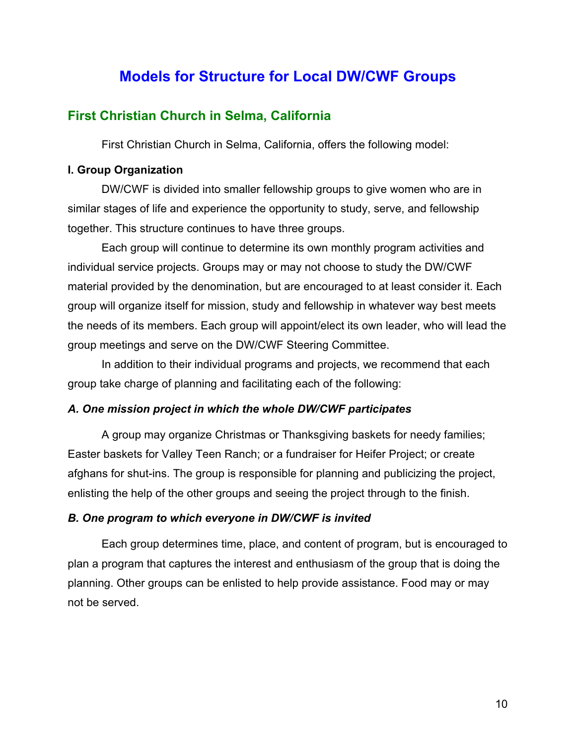# Models for Structure for Local DW/CWF Groups

## First Christian Church in Selma, California

First Christian Church in Selma, California, offers the following model:

**I. Group Organization**

DW/CWF is divided into smaller fellowship groups to give women who are in similar stages of life and experience the opportunity to study, serve, and fellowship together. This structure continues to have three groups.

Each group will continue to determine its own monthly program activities and individual service projects. Groups may or may not choose to study the DW/CWF material provided by the denomination, but are encouraged to at least consider it. Each group will organize itself for mission, study and fellowship in whatever way best meets the needs of its members. Each group will appoint/elect its own leader, who will lead the group meetings and serve on the DW/CWF Steering Committee.

In addition to their individual programs and projects, we recommend that each group take charge of planning and facilitating each of the following:

***A. One mission project in which the whole DW/CWF participates***

A group may organize Christmas or Thanksgiving baskets for needy families; Easter baskets for Valley Teen Ranch; or a fundraiser for Heifer Project; or create afghans for shut-ins. The group is responsible for planning and publicizing the project, enlisting the help of the other groups and seeing the project through to the finish.

***B. One program to which everyone in DW/CWF is invited***

Each group determines time, place, and content of program, but is encouraged to plan a program that captures the interest and enthusiasm of the group that is doing the planning. Other groups can be enlisted to help provide assistance. Food may or may not be served.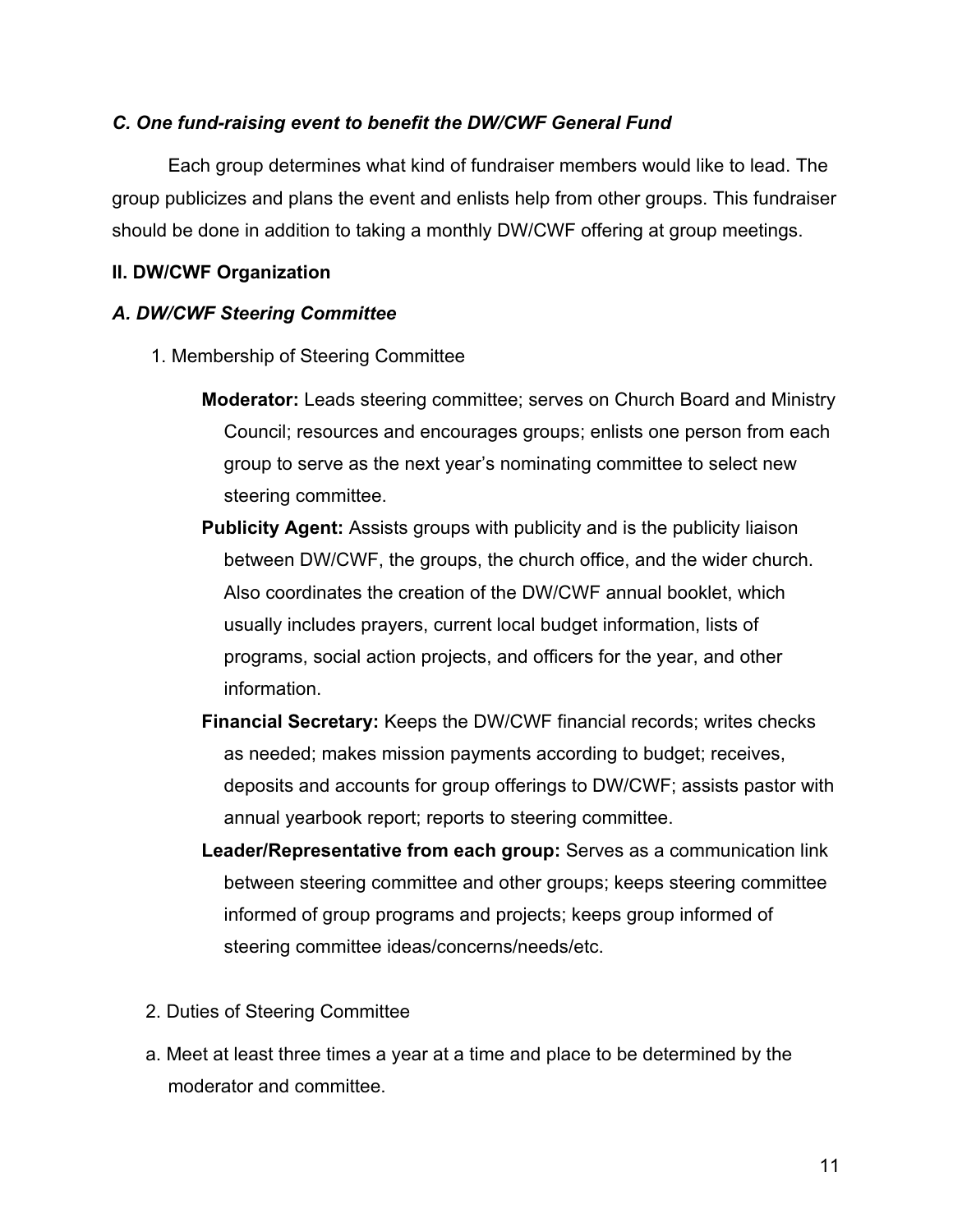### *C. One fund-raising event to benefit the DW/CWF General Fund*

Each group determines what kind of fundraiser members would like to lead. The group publicizes and plans the event and enlists help from other groups. This fundraiser should be done in addition to taking a monthly DW/CWF offering at group meetings.

## II. DW/CWF Organization

### *A. DW/CWF Steering Committee*

1. Membership of Steering Committee

**Moderator:** Leads steering committee; serves on Church Board and Ministry Council; resources and encourages groups; enlists one person from each group to serve as the next year's nominating committee to select new steering committee.

**Publicity Agent:** Assists groups with publicity and is the publicity liaison between DW/CWF, the groups, the church office, and the wider church. Also coordinates the creation of the DW/CWF annual booklet, which usually includes prayers, current local budget information, lists of programs, social action projects, and officers for the year, and other information.

**Financial Secretary:** Keeps the DW/CWF financial records; writes checks as needed; makes mission payments according to budget; receives, deposits and accounts for group offerings to DW/CWF; assists pastor with annual yearbook report; reports to steering committee.

**Leader/Representative from each group:** Serves as a communication link between steering committee and other groups; keeps steering committee informed of group programs and projects; keeps group informed of steering committee ideas/concerns/needs/etc.

2. Duties of Steering Committee

a. Meet at least three times a year at a time and place to be determined by the moderator and committee.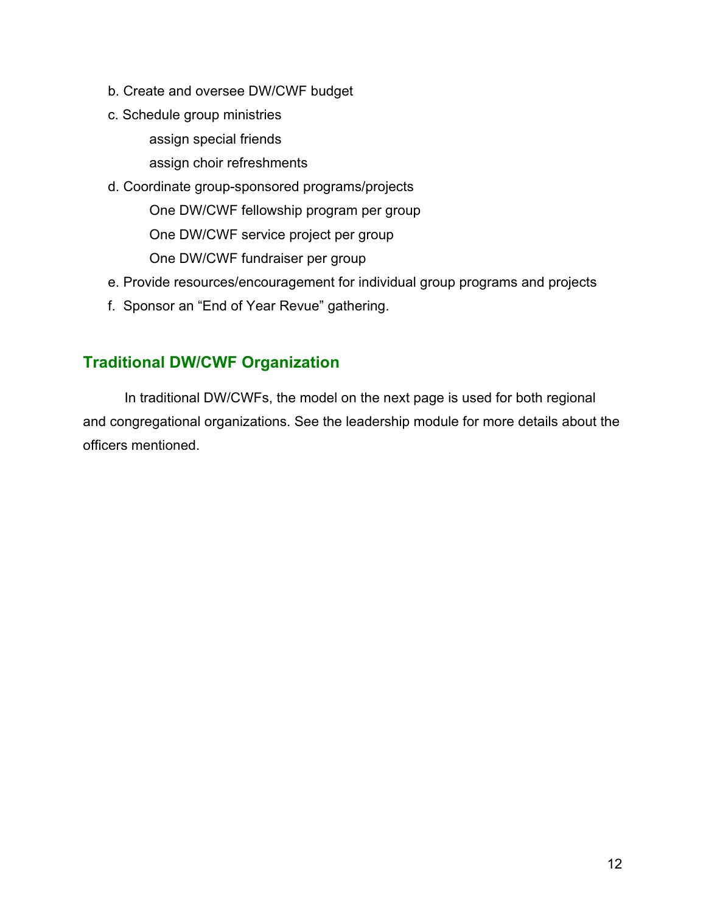b. Create and oversee DW/CWF budget

c. Schedule group ministries

    assign special friends

    assign choir refreshments

d. Coordinate group-sponsored programs/projects

    One DW/CWF fellowship program per group

    One DW/CWF service project per group

    One DW/CWF fundraiser per group

e. Provide resources/encouragement for individual group programs and projects

f. Sponsor an "End of Year Revue" gathering.

## Traditional DW/CWF Organization

In traditional DW/CWFs, the model on the next page is used for both regional and congregational organizations. See the leadership module for more details about the officers mentioned.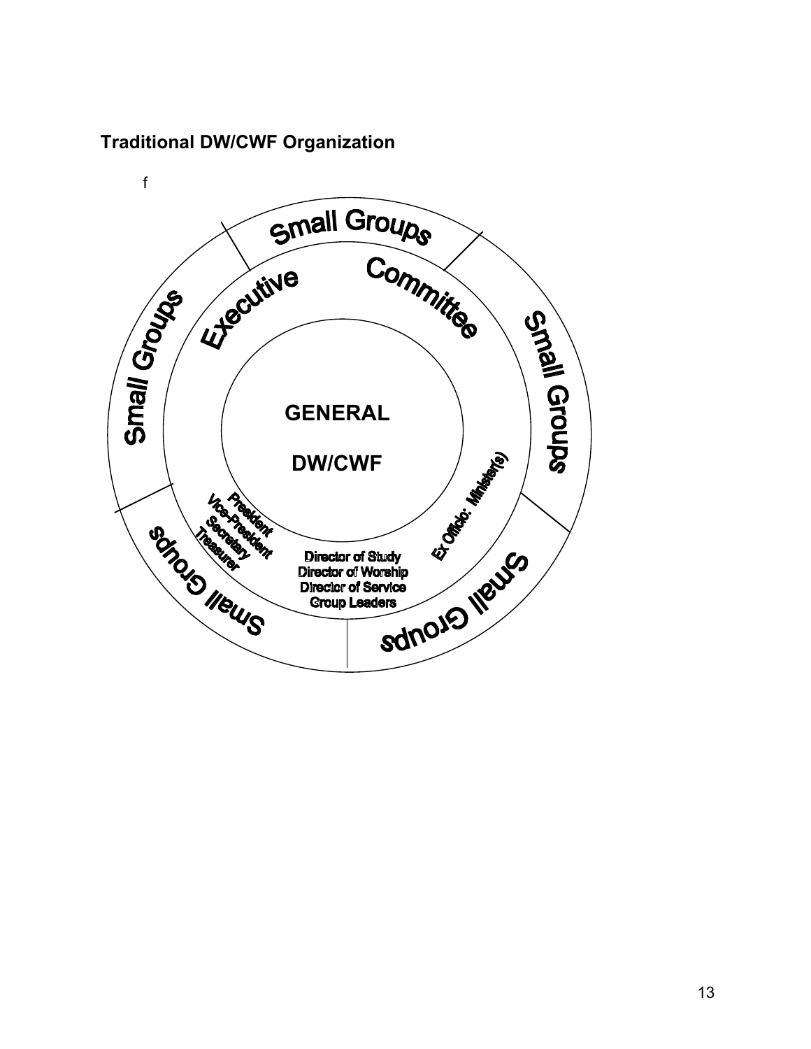## Traditional DW/CWF Organization

f

Small Groups

Executive Committee

Small Groups

GENERAL

DW/CWF

Small Groups

President
Vice-President
Secretary
Treasurer

Director of Study
Director of Worship
Director of Service
Group Leaders

Ex Officio: Minister(s)

Small Groups

Small Groups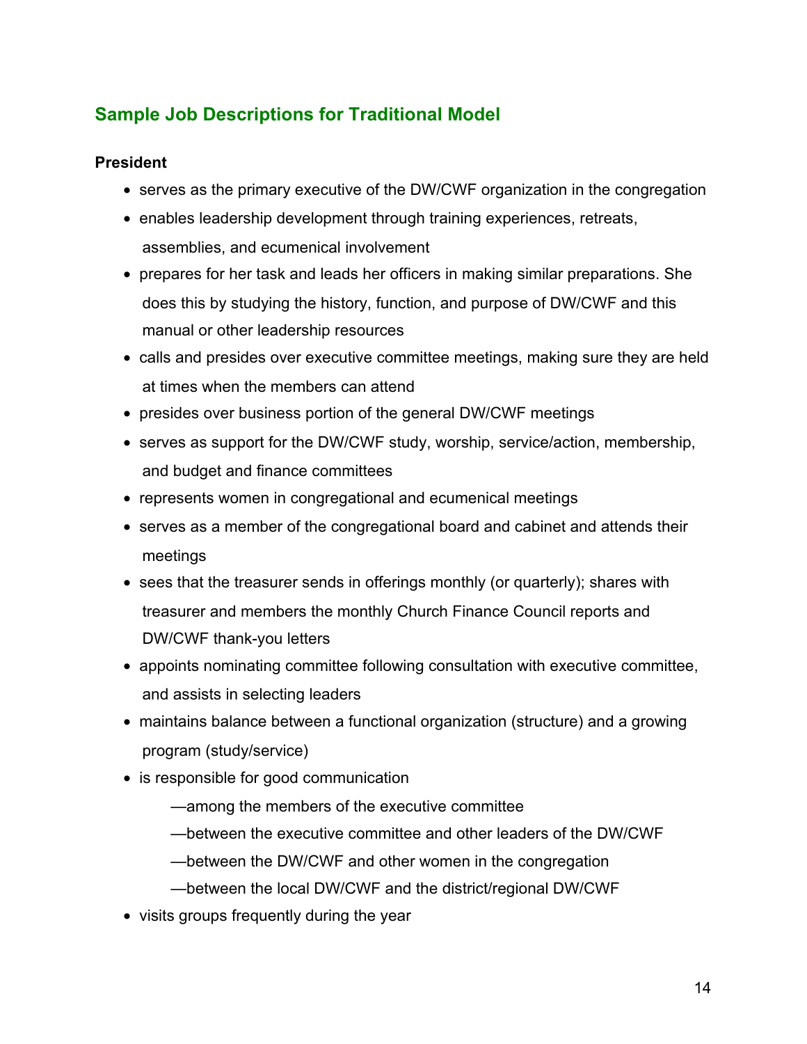## Sample Job Descriptions for Traditional Model

**President**

- serves as the primary executive of the DW/CWF organization in the congregation
- enables leadership development through training experiences, retreats, assemblies, and ecumenical involvement
- prepares for her task and leads her officers in making similar preparations. She does this by studying the history, function, and purpose of DW/CWF and this manual or other leadership resources
- calls and presides over executive committee meetings, making sure they are held at times when the members can attend
- presides over business portion of the general DW/CWF meetings
- serves as support for the DW/CWF study, worship, service/action, membership, and budget and finance committees
- represents women in congregational and ecumenical meetings
- serves as a member of the congregational board and cabinet and attends their meetings
- sees that the treasurer sends in offerings monthly (or quarterly); shares with treasurer and members the monthly Church Finance Council reports and DW/CWF thank-you letters
- appoints nominating committee following consultation with executive committee, and assists in selecting leaders
- maintains balance between a functional organization (structure) and a growing program (study/service)
- is responsible for good communication
  - —among the members of the executive committee
  - —between the executive committee and other leaders of the DW/CWF
  - —between the DW/CWF and other women in the congregation
  - —between the local DW/CWF and the district/regional DW/CWF
- visits groups frequently during the year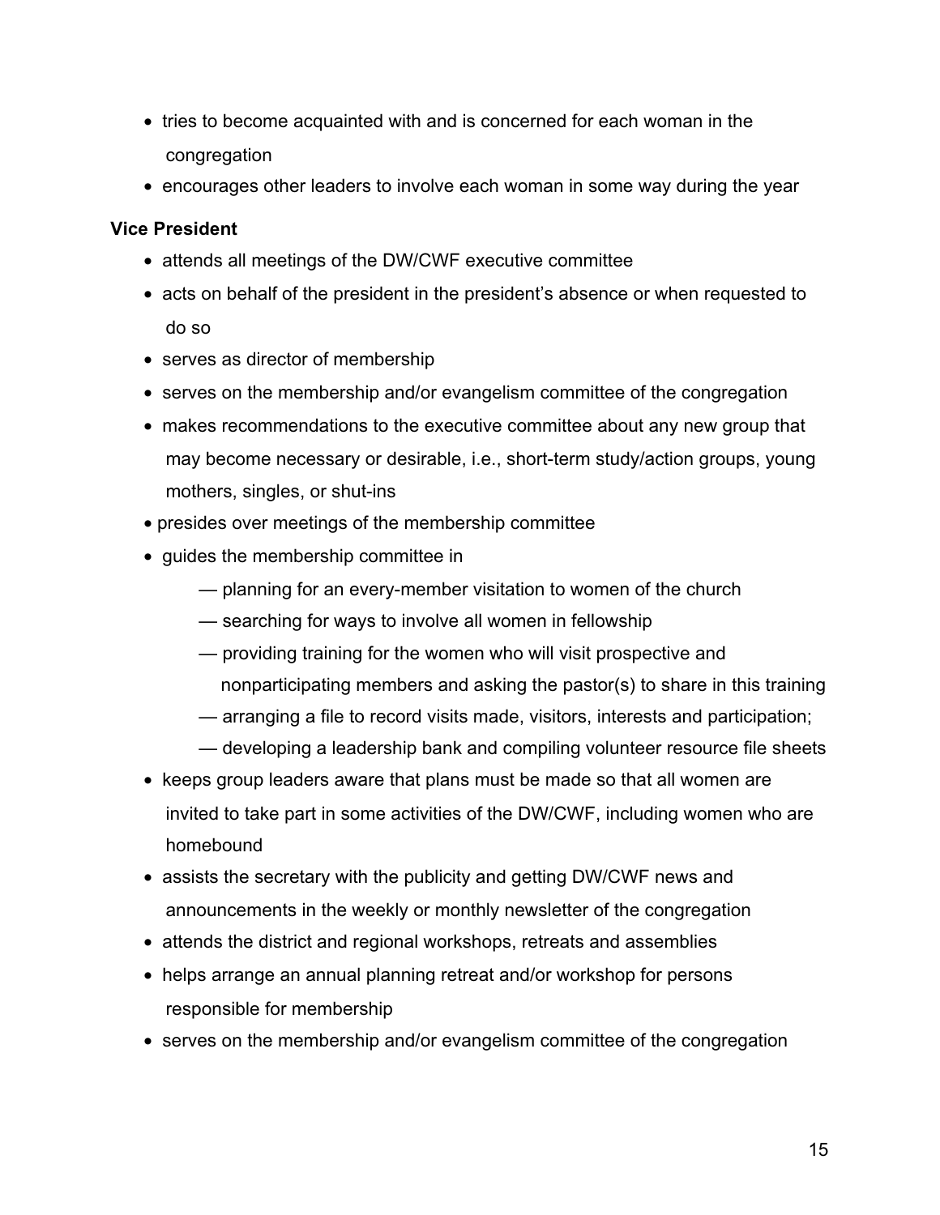- tries to become acquainted with and is concerned for each woman in the congregation
- encourages other leaders to involve each woman in some way during the year

**Vice President**

- attends all meetings of the DW/CWF executive committee
- acts on behalf of the president in the president's absence or when requested to do so
- serves as director of membership
- serves on the membership and/or evangelism committee of the congregation
- makes recommendations to the executive committee about any new group that may become necessary or desirable, i.e., short-term study/action groups, young mothers, singles, or shut-ins
- presides over meetings of the membership committee
- guides the membership committee in
  - — planning for an every-member visitation to women of the church
  - — searching for ways to involve all women in fellowship
  - — providing training for the women who will visit prospective and nonparticipating members and asking the pastor(s) to share in this training
  - — arranging a file to record visits made, visitors, interests and participation;
  - — developing a leadership bank and compiling volunteer resource file sheets
- keeps group leaders aware that plans must be made so that all women are invited to take part in some activities of the DW/CWF, including women who are homebound
- assists the secretary with the publicity and getting DW/CWF news and announcements in the weekly or monthly newsletter of the congregation
- attends the district and regional workshops, retreats and assemblies
- helps arrange an annual planning retreat and/or workshop for persons responsible for membership
- serves on the membership and/or evangelism committee of the congregation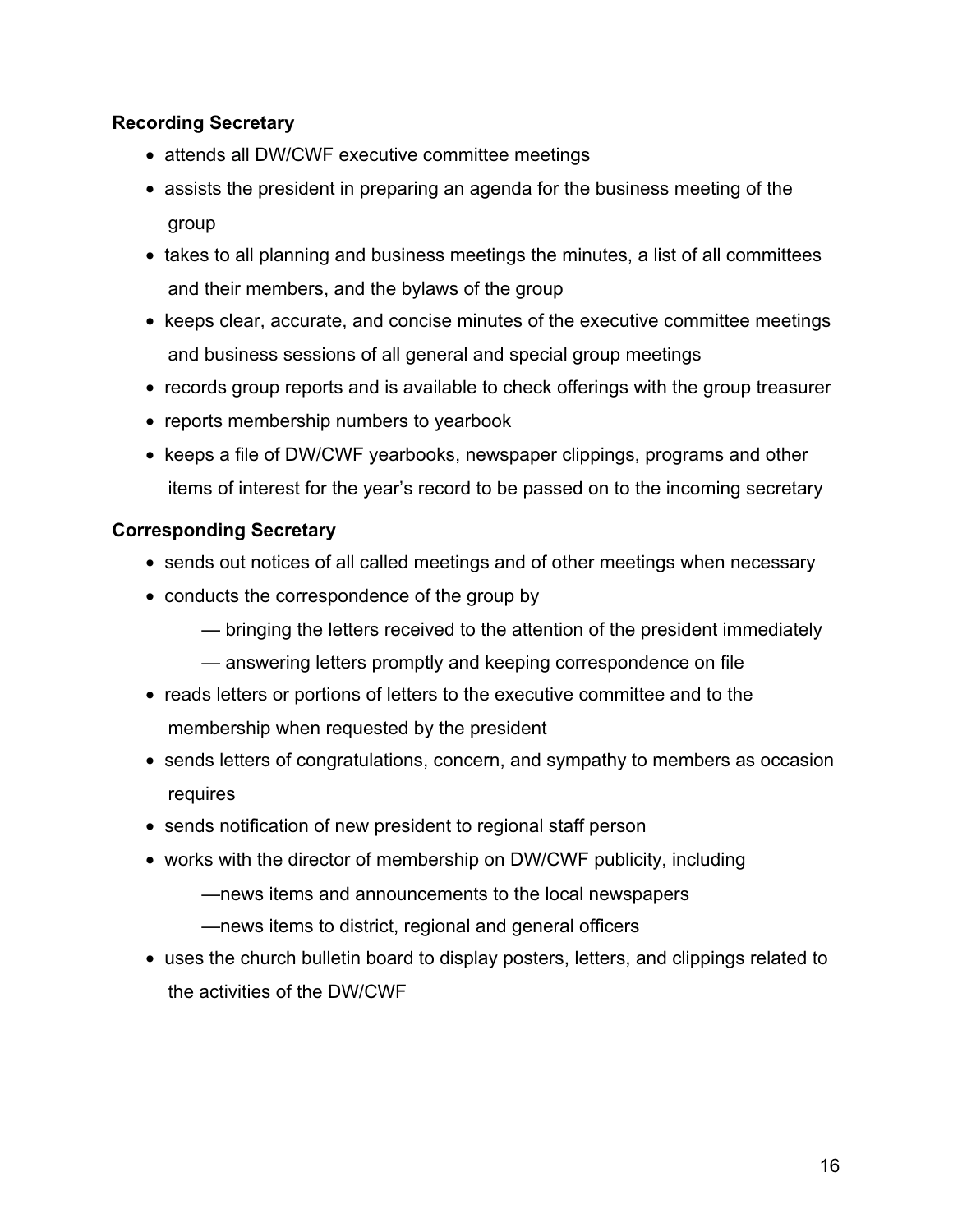**Recording Secretary**

- attends all DW/CWF executive committee meetings
- assists the president in preparing an agenda for the business meeting of the group
- takes to all planning and business meetings the minutes, a list of all committees and their members, and the bylaws of the group
- keeps clear, accurate, and concise minutes of the executive committee meetings and business sessions of all general and special group meetings
- records group reports and is available to check offerings with the group treasurer
- reports membership numbers to yearbook
- keeps a file of DW/CWF yearbooks, newspaper clippings, programs and other items of interest for the year's record to be passed on to the incoming secretary

**Corresponding Secretary**

- sends out notices of all called meetings and of other meetings when necessary
- conducts the correspondence of the group by
  - — bringing the letters received to the attention of the president immediately
  - — answering letters promptly and keeping correspondence on file
- reads letters or portions of letters to the executive committee and to the membership when requested by the president
- sends letters of congratulations, concern, and sympathy to members as occasion requires
- sends notification of new president to regional staff person
- works with the director of membership on DW/CWF publicity, including
  - —news items and announcements to the local newspapers
  - —news items to district, regional and general officers
- uses the church bulletin board to display posters, letters, and clippings related to the activities of the DW/CWF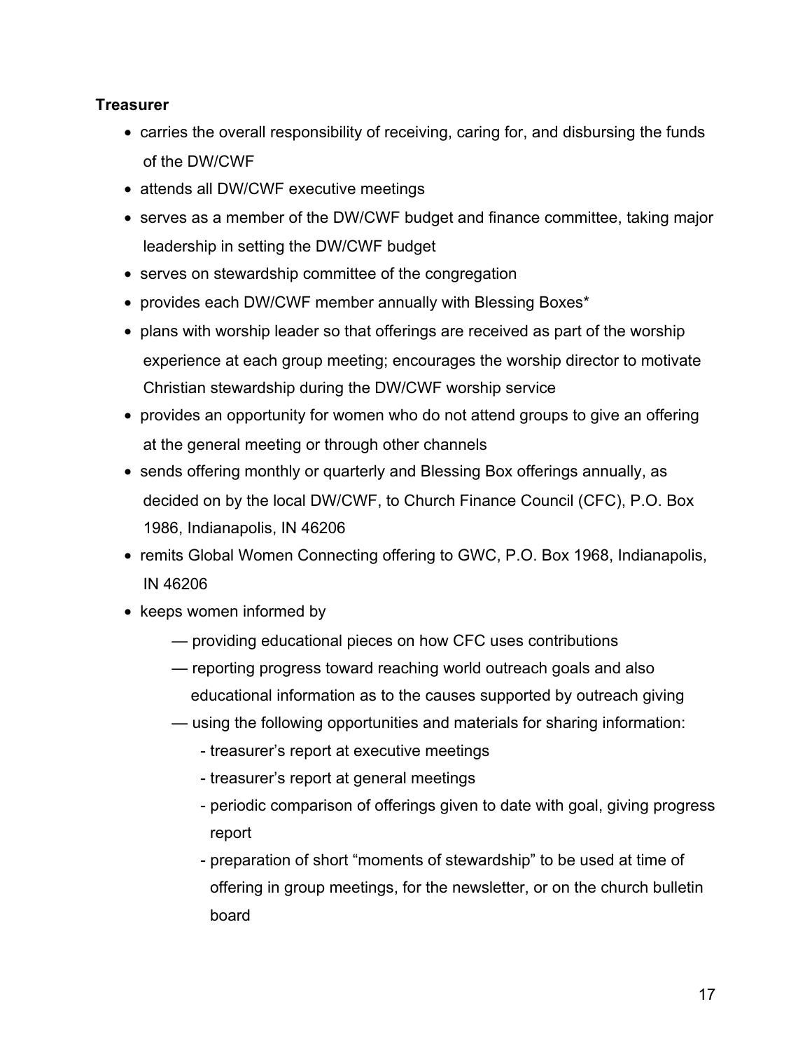**Treasurer**

- carries the overall responsibility of receiving, caring for, and disbursing the funds of the DW/CWF
- attends all DW/CWF executive meetings
- serves as a member of the DW/CWF budget and finance committee, taking major leadership in setting the DW/CWF budget
- serves on stewardship committee of the congregation
- provides each DW/CWF member annually with Blessing Boxes*
- plans with worship leader so that offerings are received as part of the worship experience at each group meeting; encourages the worship director to motivate Christian stewardship during the DW/CWF worship service
- provides an opportunity for women who do not attend groups to give an offering at the general meeting or through other channels
- sends offering monthly or quarterly and Blessing Box offerings annually, as decided on by the local DW/CWF, to Church Finance Council (CFC), P.O. Box 1986, Indianapolis, IN 46206
- remits Global Women Connecting offering to GWC, P.O. Box 1968, Indianapolis, IN 46206
- keeps women informed by
  - — providing educational pieces on how CFC uses contributions
  - — reporting progress toward reaching world outreach goals and also educational information as to the causes supported by outreach giving
  - — using the following opportunities and materials for sharing information:
    - treasurer's report at executive meetings
    - treasurer's report at general meetings
    - periodic comparison of offerings given to date with goal, giving progress report
    - preparation of short "moments of stewardship" to be used at time of offering in group meetings, for the newsletter, or on the church bulletin board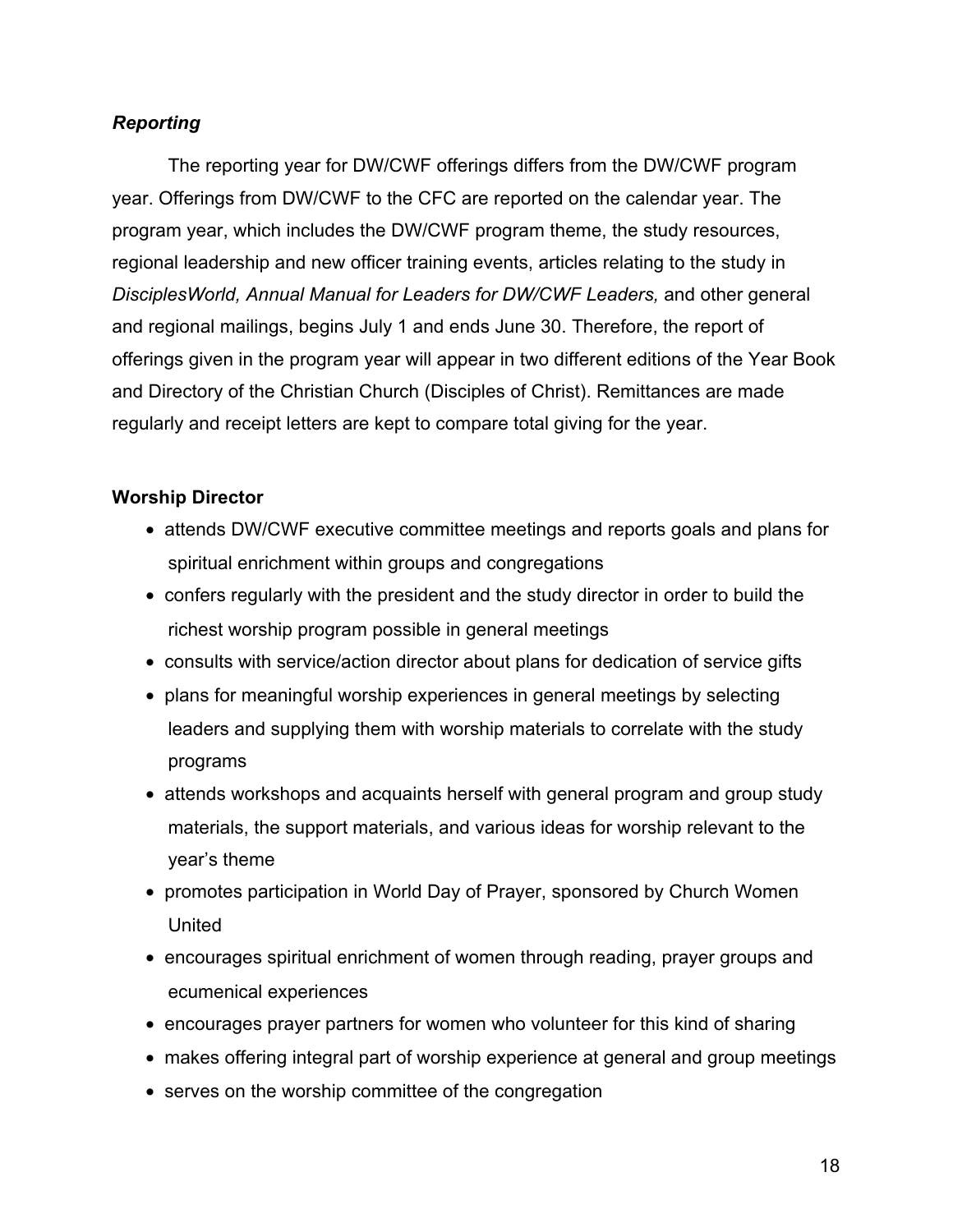### *Reporting*

The reporting year for DW/CWF offerings differs from the DW/CWF program year. Offerings from DW/CWF to the CFC are reported on the calendar year. The program year, which includes the DW/CWF program theme, the study resources, regional leadership and new officer training events, articles relating to the study in *DisciplesWorld, Annual Manual for Leaders for DW/CWF Leaders,* and other general and regional mailings, begins July 1 and ends June 30. Therefore, the report of offerings given in the program year will appear in two different editions of the Year Book and Directory of the Christian Church (Disciples of Christ). Remittances are made regularly and receipt letters are kept to compare total giving for the year.

**Worship Director**

- attends DW/CWF executive committee meetings and reports goals and plans for spiritual enrichment within groups and congregations
- confers regularly with the president and the study director in order to build the richest worship program possible in general meetings
- consults with service/action director about plans for dedication of service gifts
- plans for meaningful worship experiences in general meetings by selecting leaders and supplying them with worship materials to correlate with the study programs
- attends workshops and acquaints herself with general program and group study materials, the support materials, and various ideas for worship relevant to the year's theme
- promotes participation in World Day of Prayer, sponsored by Church Women United
- encourages spiritual enrichment of women through reading, prayer groups and ecumenical experiences
- encourages prayer partners for women who volunteer for this kind of sharing
- makes offering integral part of worship experience at general and group meetings
- serves on the worship committee of the congregation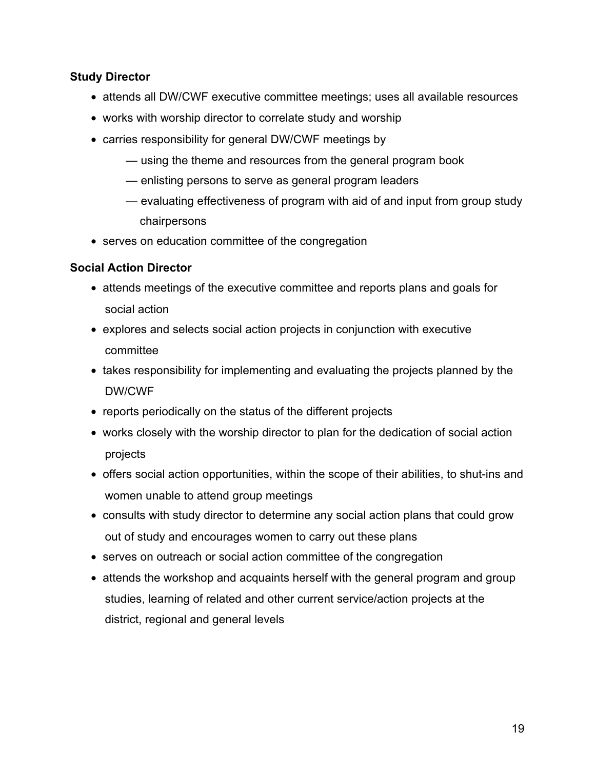**Study Director**

- attends all DW/CWF executive committee meetings; uses all available resources
- works with worship director to correlate study and worship
- carries responsibility for general DW/CWF meetings by
  - — using the theme and resources from the general program book
  - — enlisting persons to serve as general program leaders
  - — evaluating effectiveness of program with aid of and input from group study chairpersons
- serves on education committee of the congregation

**Social Action Director**

- attends meetings of the executive committee and reports plans and goals for social action
- explores and selects social action projects in conjunction with executive committee
- takes responsibility for implementing and evaluating the projects planned by the DW/CWF
- reports periodically on the status of the different projects
- works closely with the worship director to plan for the dedication of social action projects
- offers social action opportunities, within the scope of their abilities, to shut-ins and women unable to attend group meetings
- consults with study director to determine any social action plans that could grow out of study and encourages women to carry out these plans
- serves on outreach or social action committee of the congregation
- attends the workshop and acquaints herself with the general program and group studies, learning of related and other current service/action projects at the district, regional and general levels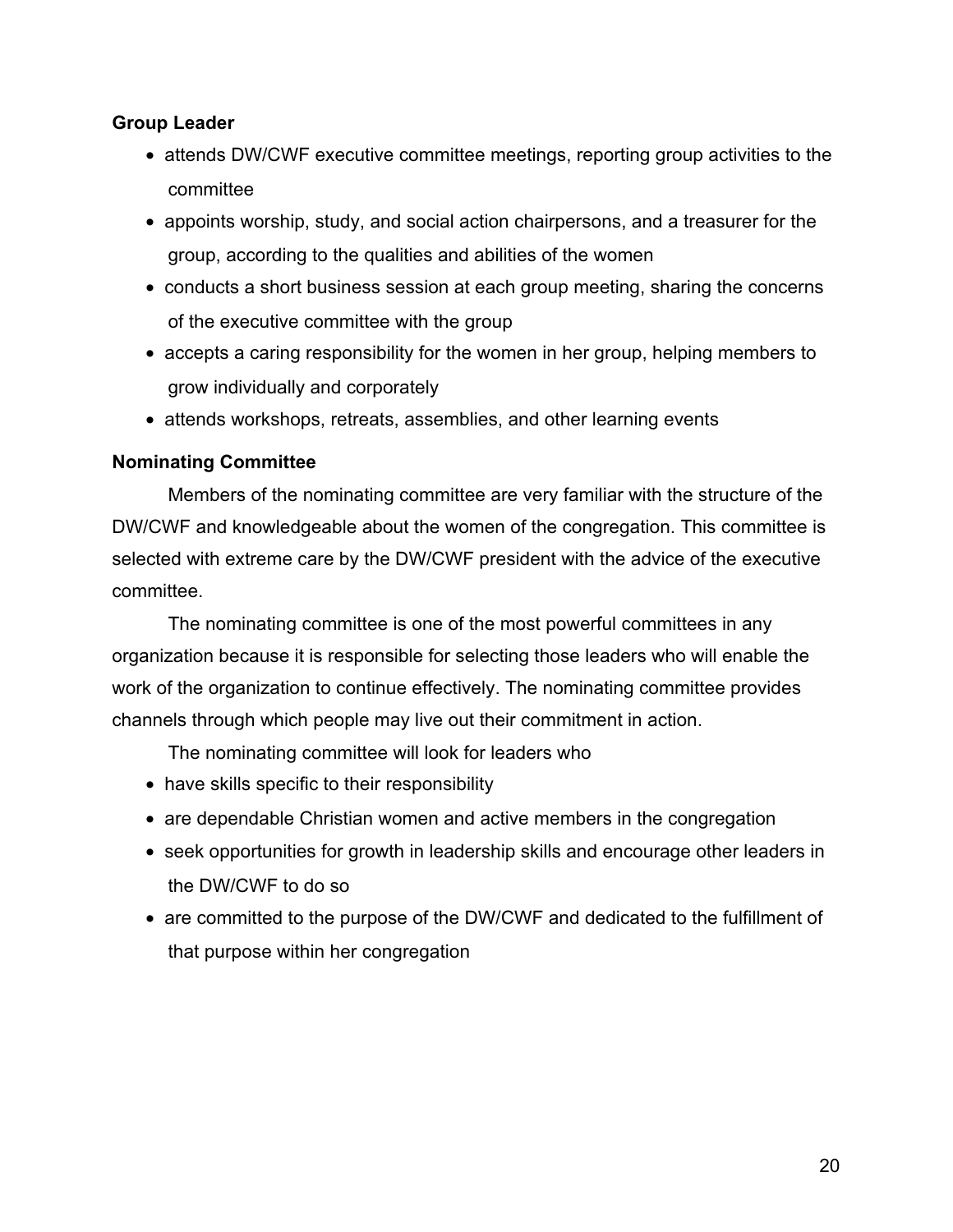**Group Leader**

- attends DW/CWF executive committee meetings, reporting group activities to the committee
- appoints worship, study, and social action chairpersons, and a treasurer for the group, according to the qualities and abilities of the women
- conducts a short business session at each group meeting, sharing the concerns of the executive committee with the group
- accepts a caring responsibility for the women in her group, helping members to grow individually and corporately
- attends workshops, retreats, assemblies, and other learning events

**Nominating Committee**

Members of the nominating committee are very familiar with the structure of the DW/CWF and knowledgeable about the women of the congregation. This committee is selected with extreme care by the DW/CWF president with the advice of the executive committee.

The nominating committee is one of the most powerful committees in any organization because it is responsible for selecting those leaders who will enable the work of the organization to continue effectively. The nominating committee provides channels through which people may live out their commitment in action.

The nominating committee will look for leaders who

- have skills specific to their responsibility
- are dependable Christian women and active members in the congregation
- seek opportunities for growth in leadership skills and encourage other leaders in the DW/CWF to do so
- are committed to the purpose of the DW/CWF and dedicated to the fulfillment of that purpose within her congregation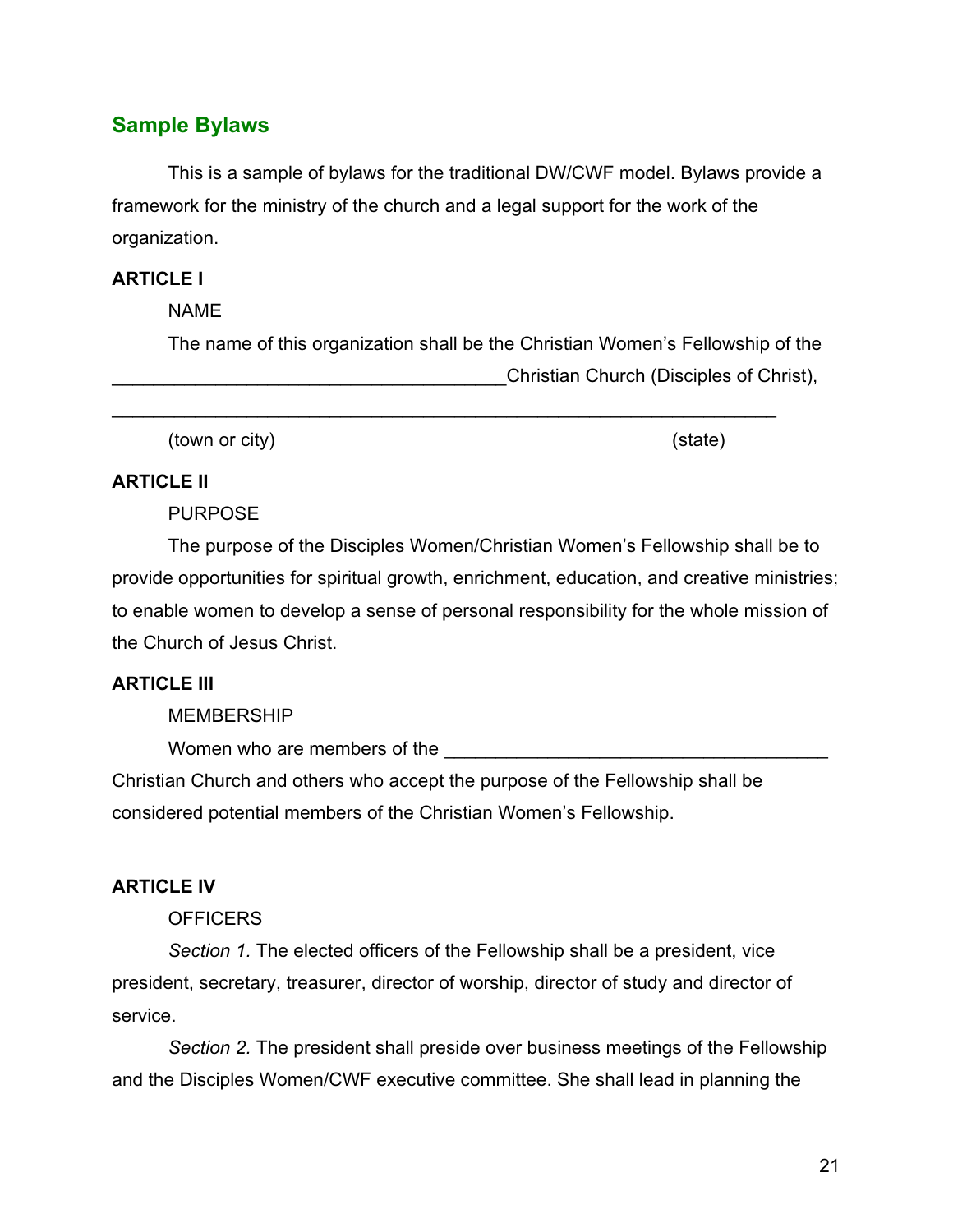## Sample Bylaws

This is a sample of bylaws for the traditional DW/CWF model. Bylaws provide a framework for the ministry of the church and a legal support for the work of the organization.

**ARTICLE I**

NAME

The name of this organization shall be the Christian Women's Fellowship of the ______________________________________Christian Church (Disciples of Christ),

_______________________________________________________________

(town or city) (state)

**ARTICLE II**

PURPOSE

The purpose of the Disciples Women/Christian Women's Fellowship shall be to provide opportunities for spiritual growth, enrichment, education, and creative ministries; to enable women to develop a sense of personal responsibility for the whole mission of the Church of Jesus Christ.

**ARTICLE III**

MEMBERSHIP

Women who are members of the ____________________________________ Christian Church and others who accept the purpose of the Fellowship shall be considered potential members of the Christian Women's Fellowship.

**ARTICLE IV**

OFFICERS

*Section 1.* The elected officers of the Fellowship shall be a president, vice president, secretary, treasurer, director of worship, director of study and director of service.

*Section 2.* The president shall preside over business meetings of the Fellowship and the Disciples Women/CWF executive committee. She shall lead in planning the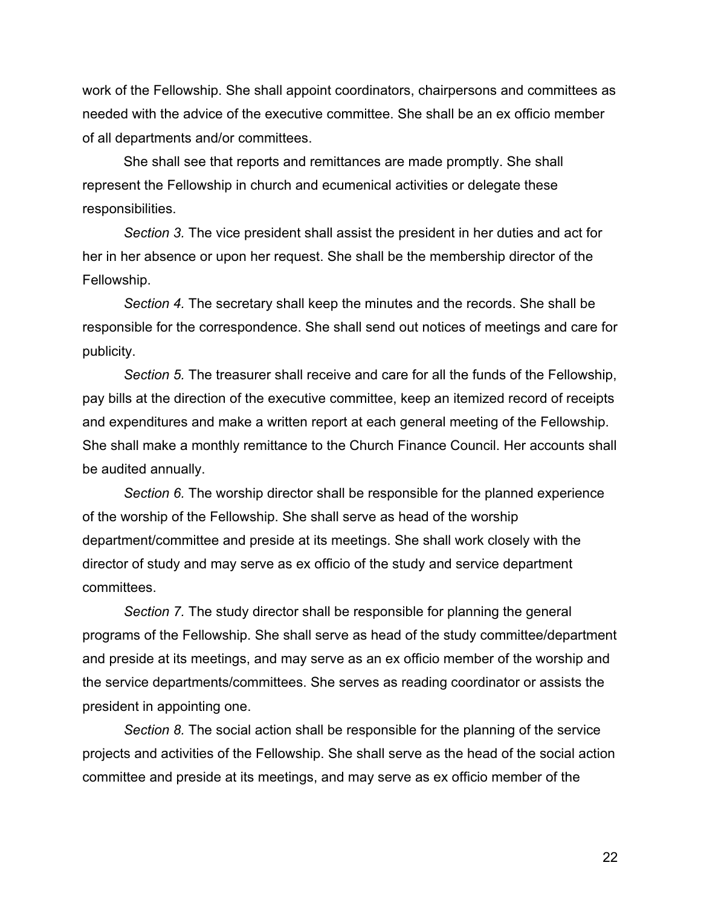work of the Fellowship. She shall appoint coordinators, chairpersons and committees as needed with the advice of the executive committee. She shall be an ex officio member of all departments and/or committees.

She shall see that reports and remittances are made promptly. She shall represent the Fellowship in church and ecumenical activities or delegate these responsibilities.

*Section 3.* The vice president shall assist the president in her duties and act for her in her absence or upon her request. She shall be the membership director of the Fellowship.

*Section 4.* The secretary shall keep the minutes and the records. She shall be responsible for the correspondence. She shall send out notices of meetings and care for publicity.

*Section 5.* The treasurer shall receive and care for all the funds of the Fellowship, pay bills at the direction of the executive committee, keep an itemized record of receipts and expenditures and make a written report at each general meeting of the Fellowship. She shall make a monthly remittance to the Church Finance Council. Her accounts shall be audited annually.

*Section 6.* The worship director shall be responsible for the planned experience of the worship of the Fellowship. She shall serve as head of the worship department/committee and preside at its meetings. She shall work closely with the director of study and may serve as ex officio of the study and service department committees.

*Section 7.* The study director shall be responsible for planning the general programs of the Fellowship. She shall serve as head of the study committee/department and preside at its meetings, and may serve as an ex officio member of the worship and the service departments/committees. She serves as reading coordinator or assists the president in appointing one.

*Section 8.* The social action shall be responsible for the planning of the service projects and activities of the Fellowship. She shall serve as the head of the social action committee and preside at its meetings, and may serve as ex officio member of the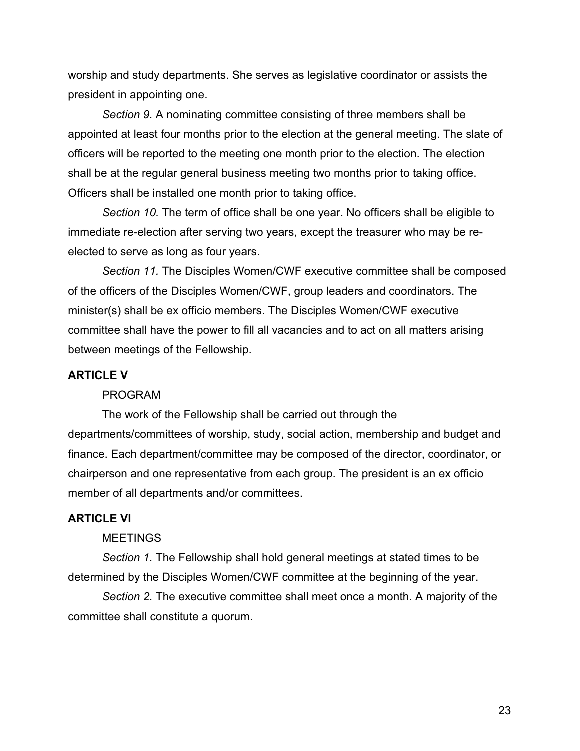worship and study departments. She serves as legislative coordinator or assists the president in appointing one.

*Section 9.* A nominating committee consisting of three members shall be appointed at least four months prior to the election at the general meeting. The slate of officers will be reported to the meeting one month prior to the election. The election shall be at the regular general business meeting two months prior to taking office. Officers shall be installed one month prior to taking office.

*Section 10.* The term of office shall be one year. No officers shall be eligible to immediate re-election after serving two years, except the treasurer who may be re-elected to serve as long as four years.

*Section 11.* The Disciples Women/CWF executive committee shall be composed of the officers of the Disciples Women/CWF, group leaders and coordinators. The minister(s) shall be ex officio members. The Disciples Women/CWF executive committee shall have the power to fill all vacancies and to act on all matters arising between meetings of the Fellowship.

**ARTICLE V**

PROGRAM

The work of the Fellowship shall be carried out through the departments/committees of worship, study, social action, membership and budget and finance. Each department/committee may be composed of the director, coordinator, or chairperson and one representative from each group. The president is an ex officio member of all departments and/or committees.

**ARTICLE VI**

MEETINGS

*Section 1.* The Fellowship shall hold general meetings at stated times to be determined by the Disciples Women/CWF committee at the beginning of the year.

*Section 2.* The executive committee shall meet once a month. A majority of the committee shall constitute a quorum.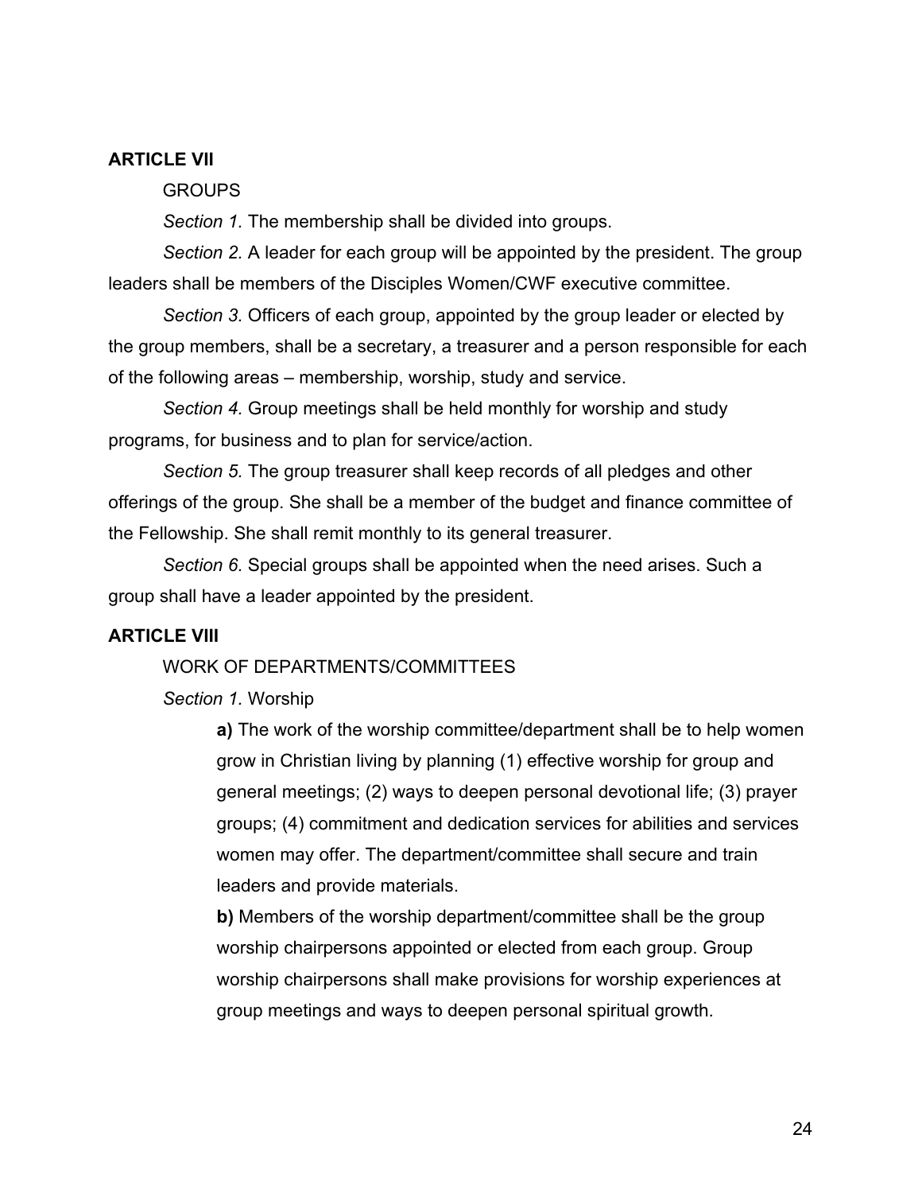**ARTICLE VII**

GROUPS

*Section 1.* The membership shall be divided into groups.

*Section 2.* A leader for each group will be appointed by the president. The group leaders shall be members of the Disciples Women/CWF executive committee.

*Section 3.* Officers of each group, appointed by the group leader or elected by the group members, shall be a secretary, a treasurer and a person responsible for each of the following areas – membership, worship, study and service.

*Section 4.* Group meetings shall be held monthly for worship and study programs, for business and to plan for service/action.

*Section 5.* The group treasurer shall keep records of all pledges and other offerings of the group. She shall be a member of the budget and finance committee of the Fellowship. She shall remit monthly to its general treasurer.

*Section 6.* Special groups shall be appointed when the need arises. Such a group shall have a leader appointed by the president.

**ARTICLE VIII**

WORK OF DEPARTMENTS/COMMITTEES

*Section 1.* Worship

**a)** The work of the worship committee/department shall be to help women grow in Christian living by planning (1) effective worship for group and general meetings; (2) ways to deepen personal devotional life; (3) prayer groups; (4) commitment and dedication services for abilities and services women may offer. The department/committee shall secure and train leaders and provide materials.

**b)** Members of the worship department/committee shall be the group worship chairpersons appointed or elected from each group. Group worship chairpersons shall make provisions for worship experiences at group meetings and ways to deepen personal spiritual growth.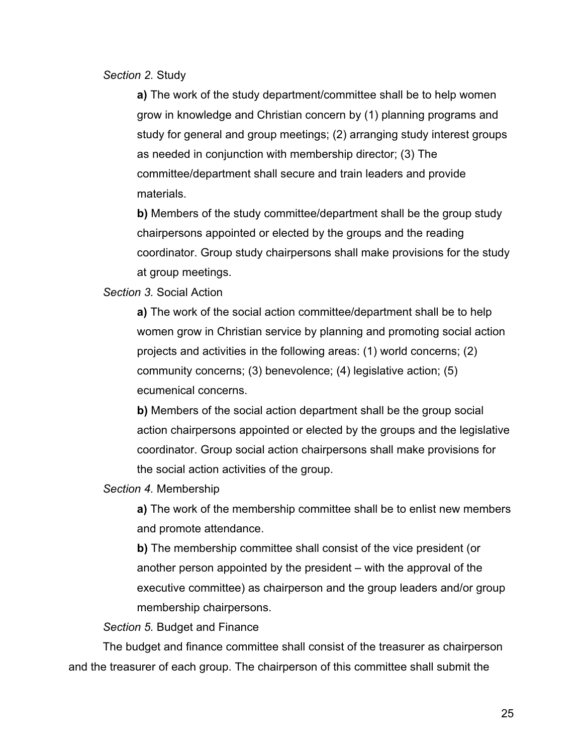*Section 2.* Study

**a)** The work of the study department/committee shall be to help women grow in knowledge and Christian concern by (1) planning programs and study for general and group meetings; (2) arranging study interest groups as needed in conjunction with membership director; (3) The committee/department shall secure and train leaders and provide materials.

**b)** Members of the study committee/department shall be the group study chairpersons appointed or elected by the groups and the reading coordinator. Group study chairpersons shall make provisions for the study at group meetings.

*Section 3.* Social Action

**a)** The work of the social action committee/department shall be to help women grow in Christian service by planning and promoting social action projects and activities in the following areas: (1) world concerns; (2) community concerns; (3) benevolence; (4) legislative action; (5) ecumenical concerns.

**b)** Members of the social action department shall be the group social action chairpersons appointed or elected by the groups and the legislative coordinator. Group social action chairpersons shall make provisions for the social action activities of the group.

*Section 4.* Membership

**a)** The work of the membership committee shall be to enlist new members and promote attendance.

**b)** The membership committee shall consist of the vice president (or another person appointed by the president – with the approval of the executive committee) as chairperson and the group leaders and/or group membership chairpersons.

*Section 5.* Budget and Finance

The budget and finance committee shall consist of the treasurer as chairperson and the treasurer of each group. The chairperson of this committee shall submit the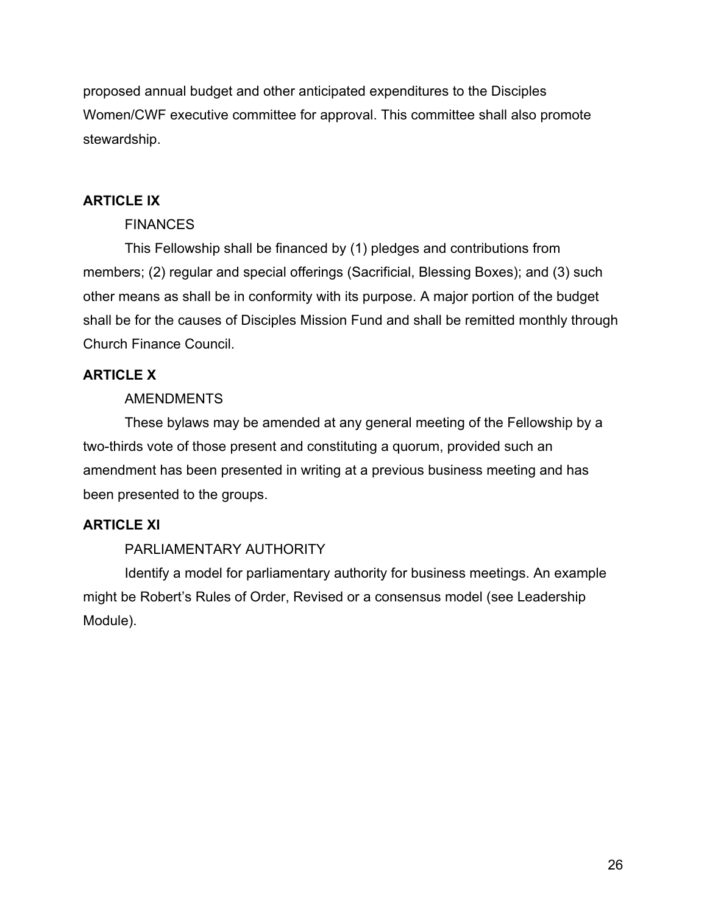proposed annual budget and other anticipated expenditures to the Disciples Women/CWF executive committee for approval. This committee shall also promote stewardship.

**ARTICLE IX**

FINANCES

This Fellowship shall be financed by (1) pledges and contributions from members; (2) regular and special offerings (Sacrificial, Blessing Boxes); and (3) such other means as shall be in conformity with its purpose. A major portion of the budget shall be for the causes of Disciples Mission Fund and shall be remitted monthly through Church Finance Council.

**ARTICLE X**

AMENDMENTS

These bylaws may be amended at any general meeting of the Fellowship by a two-thirds vote of those present and constituting a quorum, provided such an amendment has been presented in writing at a previous business meeting and has been presented to the groups.

**ARTICLE XI**

PARLIAMENTARY AUTHORITY

Identify a model for parliamentary authority for business meetings. An example might be Robert's Rules of Order, Revised or a consensus model (see Leadership Module).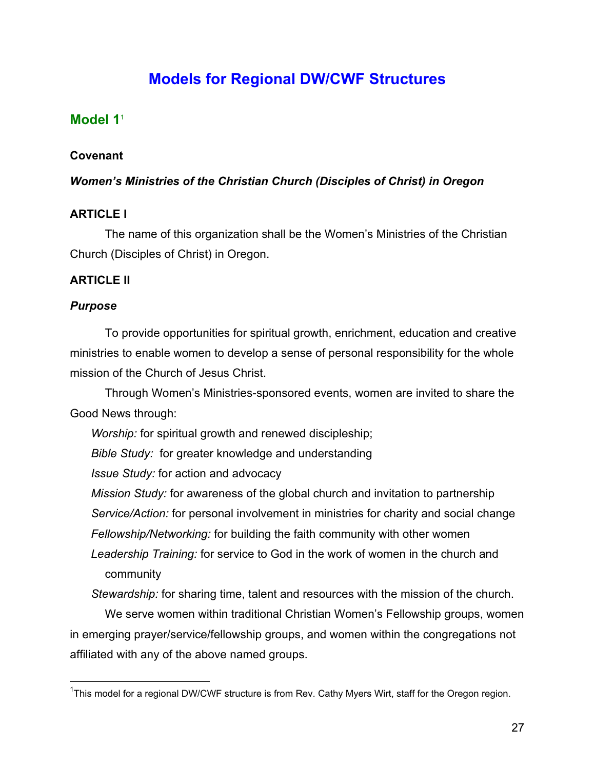# Models for Regional DW/CWF Structures

## Model 1[1]

**Covenant**

***Women's Ministries of the Christian Church (Disciples of Christ) in Oregon***

**ARTICLE I**

The name of this organization shall be the Women's Ministries of the Christian Church (Disciples of Christ) in Oregon.

**ARTICLE II**

***Purpose***

To provide opportunities for spiritual growth, enrichment, education and creative ministries to enable women to develop a sense of personal responsibility for the whole mission of the Church of Jesus Christ.

Through Women's Ministries-sponsored events, women are invited to share the Good News through:

*Worship:* for spiritual growth and renewed discipleship;
*Bible Study:* for greater knowledge and understanding
*Issue Study:* for action and advocacy
*Mission Study:* for awareness of the global church and invitation to partnership
*Service/Action:* for personal involvement in ministries for charity and social change
*Fellowship/Networking:* for building the faith community with other women
*Leadership Training:* for service to God in the work of women in the church and community
*Stewardship:* for sharing time, talent and resources with the mission of the church.

We serve women within traditional Christian Women's Fellowship groups, women in emerging prayer/service/fellowship groups, and women within the congregations not affiliated with any of the above named groups.

---

[1] This model for a regional DW/CWF structure is from Rev. Cathy Myers Wirt, staff for the Oregon region.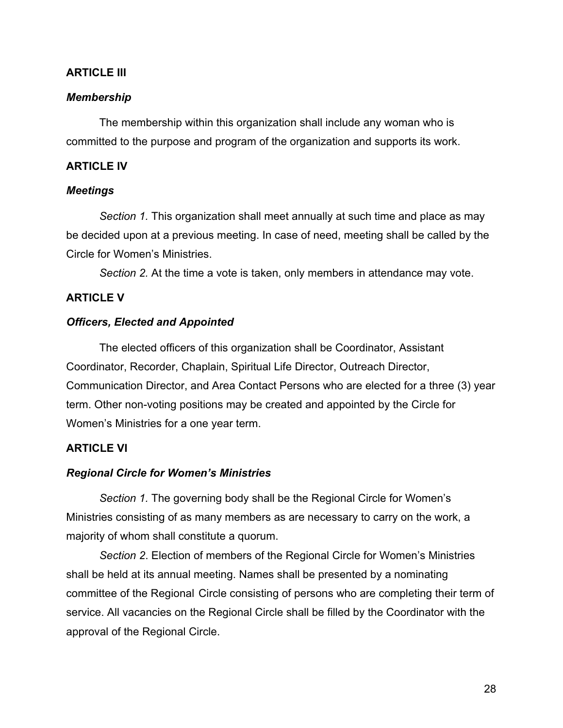**ARTICLE III**

***Membership***

The membership within this organization shall include any woman who is committed to the purpose and program of the organization and supports its work.

**ARTICLE IV**

***Meetings***

*Section 1.* This organization shall meet annually at such time and place as may be decided upon at a previous meeting. In case of need, meeting shall be called by the Circle for Women's Ministries.

*Section 2.* At the time a vote is taken, only members in attendance may vote.

**ARTICLE V**

***Officers, Elected and Appointed***

The elected officers of this organization shall be Coordinator, Assistant Coordinator, Recorder, Chaplain, Spiritual Life Director, Outreach Director, Communication Director, and Area Contact Persons who are elected for a three (3) year term. Other non-voting positions may be created and appointed by the Circle for Women's Ministries for a one year term.

**ARTICLE VI**

***Regional Circle for Women's Ministries***

*Section 1.* The governing body shall be the Regional Circle for Women's Ministries consisting of as many members as are necessary to carry on the work, a majority of whom shall constitute a quorum.

*Section 2*. Election of members of the Regional Circle for Women's Ministries shall be held at its annual meeting. Names shall be presented by a nominating committee of the Regional Circle consisting of persons who are completing their term of service. All vacancies on the Regional Circle shall be filled by the Coordinator with the approval of the Regional Circle.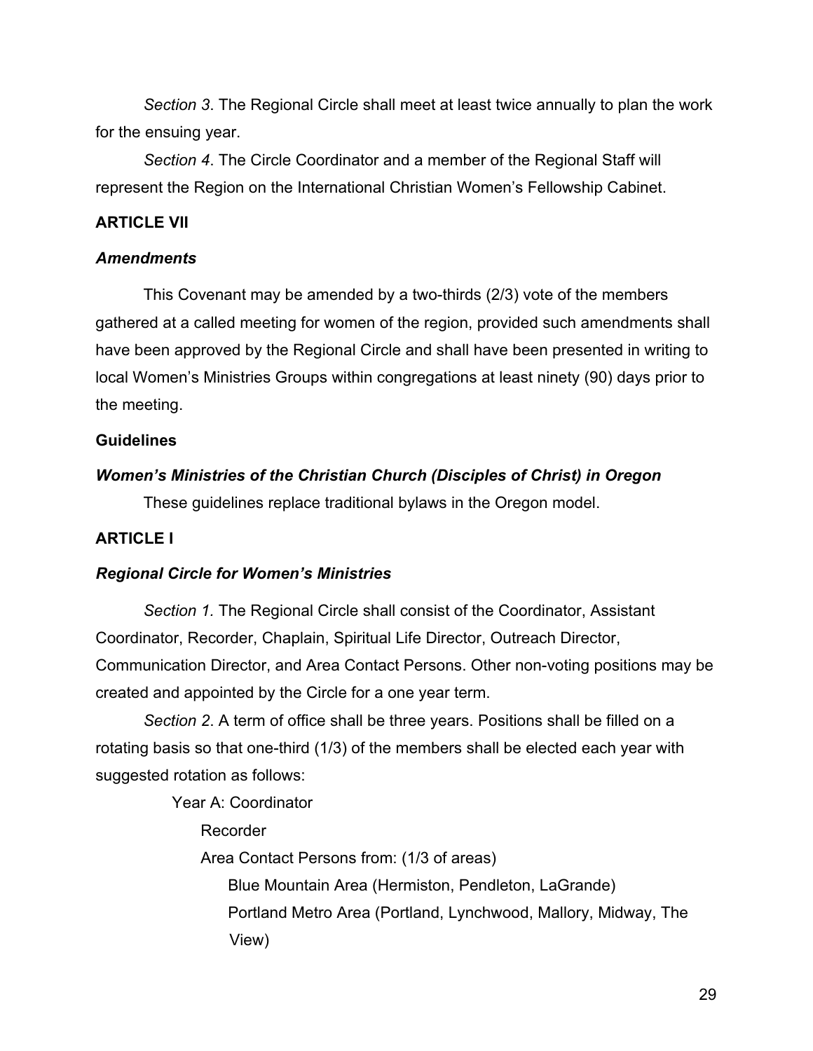*Section 3*. The Regional Circle shall meet at least twice annually to plan the work for the ensuing year.

*Section 4*. The Circle Coordinator and a member of the Regional Staff will represent the Region on the International Christian Women's Fellowship Cabinet.

**ARTICLE VII**

***Amendments***

This Covenant may be amended by a two-thirds (2/3) vote of the members gathered at a called meeting for women of the region, provided such amendments shall have been approved by the Regional Circle and shall have been presented in writing to local Women's Ministries Groups within congregations at least ninety (90) days prior to the meeting.

**Guidelines**

***Women's Ministries of the Christian Church (Disciples of Christ) in Oregon***

These guidelines replace traditional bylaws in the Oregon model.

**ARTICLE I**

***Regional Circle for Women's Ministries***

*Section 1.* The Regional Circle shall consist of the Coordinator, Assistant Coordinator, Recorder, Chaplain, Spiritual Life Director, Outreach Director, Communication Director, and Area Contact Persons. Other non-voting positions may be created and appointed by the Circle for a one year term.

*Section 2*. A term of office shall be three years. Positions shall be filled on a rotating basis so that one-third (1/3) of the members shall be elected each year with suggested rotation as follows:

- Year A: Coordinator
  - Recorder
  - Area Contact Persons from: (1/3 of areas)
    - Blue Mountain Area (Hermiston, Pendleton, LaGrande)
    - Portland Metro Area (Portland, Lynchwood, Mallory, Midway, The View)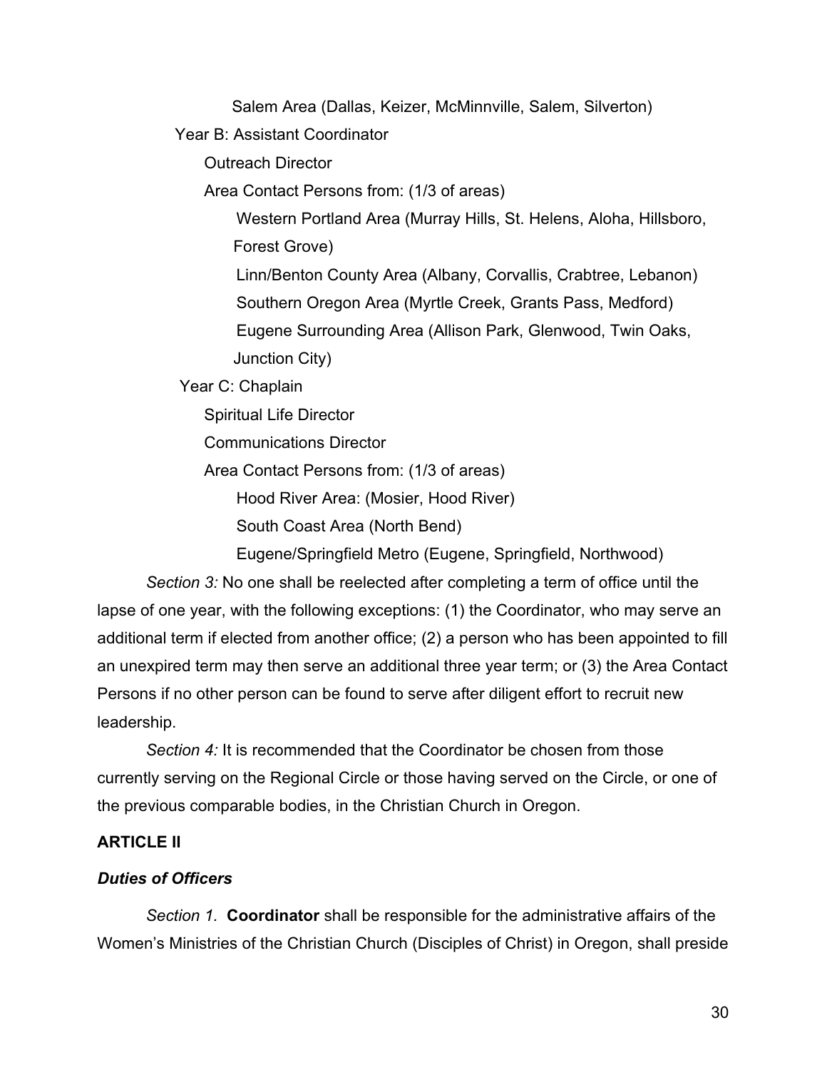Salem Area (Dallas, Keizer, McMinnville, Salem, Silverton)

Year B: Assistant Coordinator

- Outreach Director
- Area Contact Persons from: (1/3 of areas)
  - Western Portland Area (Murray Hills, St. Helens, Aloha, Hillsboro, Forest Grove)
  - Linn/Benton County Area (Albany, Corvallis, Crabtree, Lebanon)
  - Southern Oregon Area (Myrtle Creek, Grants Pass, Medford)
  - Eugene Surrounding Area (Allison Park, Glenwood, Twin Oaks, Junction City)

Year C: Chaplain

- Spiritual Life Director
- Communications Director
- Area Contact Persons from: (1/3 of areas)
  - Hood River Area: (Mosier, Hood River)
  - South Coast Area (North Bend)
  - Eugene/Springfield Metro (Eugene, Springfield, Northwood)

*Section 3:* No one shall be reelected after completing a term of office until the lapse of one year, with the following exceptions: (1) the Coordinator, who may serve an additional term if elected from another office; (2) a person who has been appointed to fill an unexpired term may then serve an additional three year term; or (3) the Area Contact Persons if no other person can be found to serve after diligent effort to recruit new leadership.

*Section 4:* It is recommended that the Coordinator be chosen from those currently serving on the Regional Circle or those having served on the Circle, or one of the previous comparable bodies, in the Christian Church in Oregon.

## ARTICLE II

### *Duties of Officers*

*Section 1.* **Coordinator** shall be responsible for the administrative affairs of the Women's Ministries of the Christian Church (Disciples of Christ) in Oregon, shall preside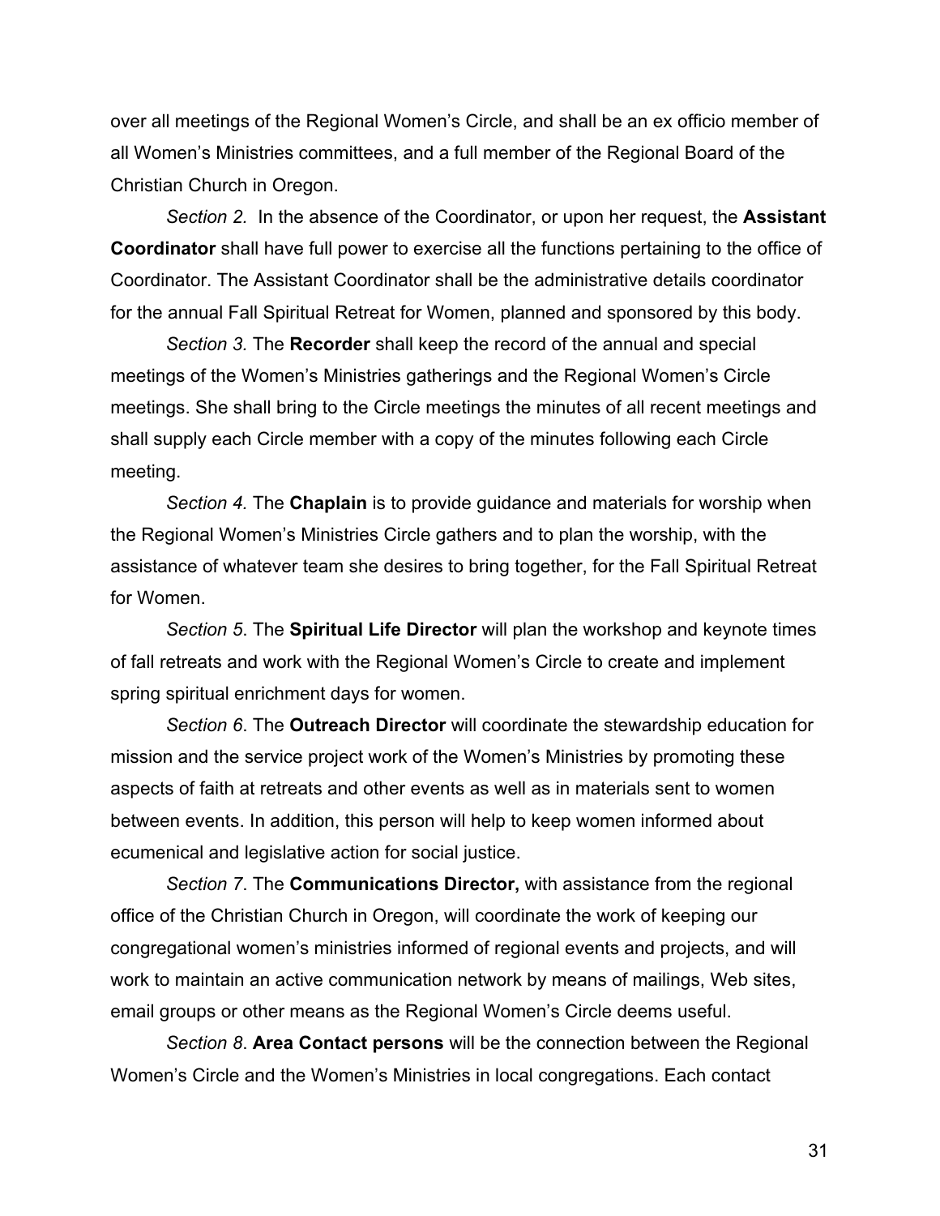over all meetings of the Regional Women's Circle, and shall be an ex officio member of all Women's Ministries committees, and a full member of the Regional Board of the Christian Church in Oregon.

*Section 2.* In the absence of the Coordinator, or upon her request, the **Assistant Coordinator** shall have full power to exercise all the functions pertaining to the office of Coordinator. The Assistant Coordinator shall be the administrative details coordinator for the annual Fall Spiritual Retreat for Women, planned and sponsored by this body.

*Section 3.* The **Recorder** shall keep the record of the annual and special meetings of the Women's Ministries gatherings and the Regional Women's Circle meetings. She shall bring to the Circle meetings the minutes of all recent meetings and shall supply each Circle member with a copy of the minutes following each Circle meeting.

*Section 4.* The **Chaplain** is to provide guidance and materials for worship when the Regional Women's Ministries Circle gathers and to plan the worship, with the assistance of whatever team she desires to bring together, for the Fall Spiritual Retreat for Women.

*Section 5*. The **Spiritual Life Director** will plan the workshop and keynote times of fall retreats and work with the Regional Women's Circle to create and implement spring spiritual enrichment days for women.

*Section 6*. The **Outreach Director** will coordinate the stewardship education for mission and the service project work of the Women's Ministries by promoting these aspects of faith at retreats and other events as well as in materials sent to women between events. In addition, this person will help to keep women informed about ecumenical and legislative action for social justice.

*Section 7*. The **Communications Director,** with assistance from the regional office of the Christian Church in Oregon, will coordinate the work of keeping our congregational women's ministries informed of regional events and projects, and will work to maintain an active communication network by means of mailings, Web sites, email groups or other means as the Regional Women's Circle deems useful.

*Section 8*. **Area Contact persons** will be the connection between the Regional Women's Circle and the Women's Ministries in local congregations. Each contact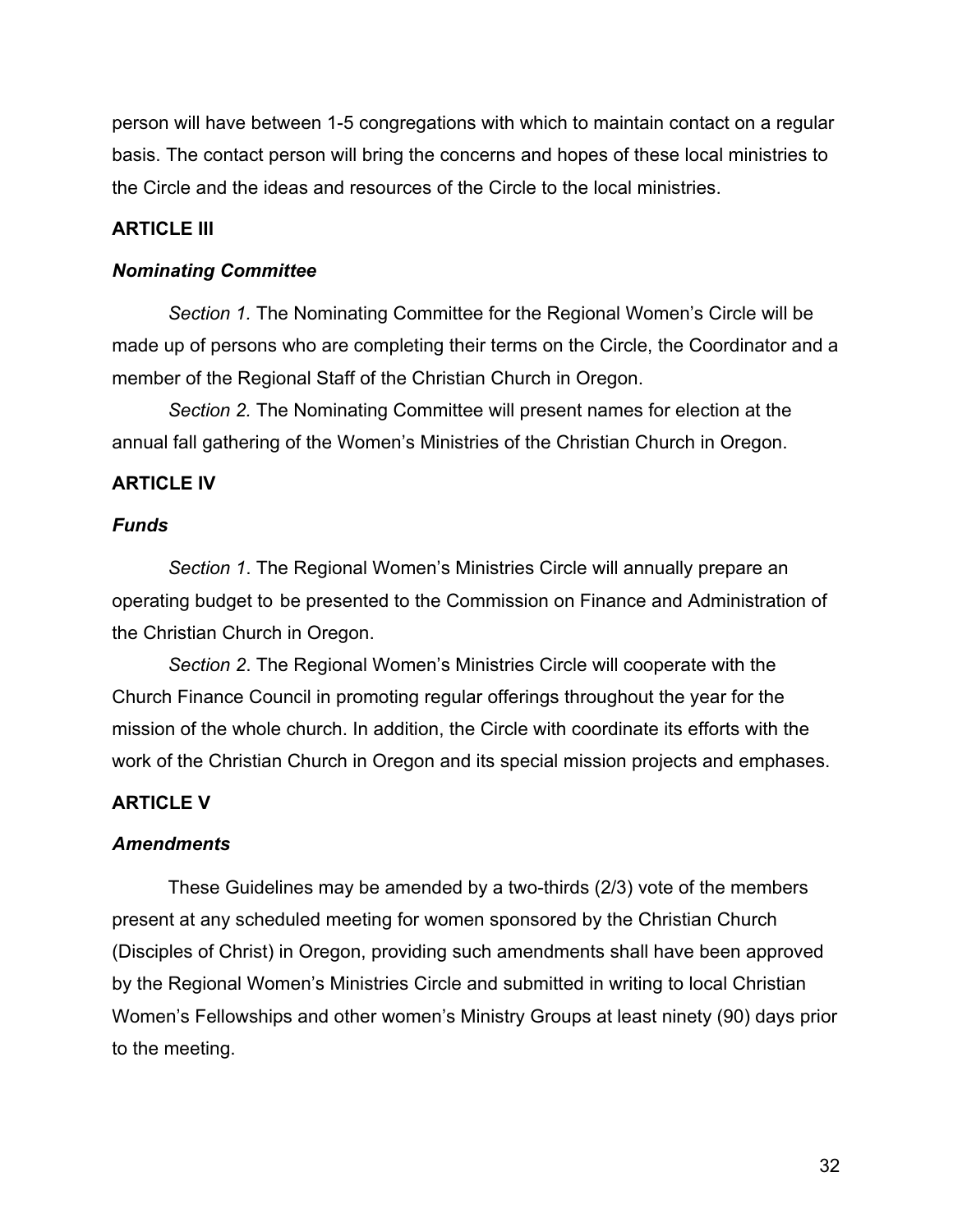person will have between 1-5 congregations with which to maintain contact on a regular basis. The contact person will bring the concerns and hopes of these local ministries to the Circle and the ideas and resources of the Circle to the local ministries.

**ARTICLE III**

***Nominating Committee***

*Section 1.* The Nominating Committee for the Regional Women's Circle will be made up of persons who are completing their terms on the Circle, the Coordinator and a member of the Regional Staff of the Christian Church in Oregon.

*Section 2.* The Nominating Committee will present names for election at the annual fall gathering of the Women's Ministries of the Christian Church in Oregon.

**ARTICLE IV**

***Funds***

*Section 1*. The Regional Women's Ministries Circle will annually prepare an operating budget to be presented to the Commission on Finance and Administration of the Christian Church in Oregon.

*Section 2*. The Regional Women's Ministries Circle will cooperate with the Church Finance Council in promoting regular offerings throughout the year for the mission of the whole church. In addition, the Circle with coordinate its efforts with the work of the Christian Church in Oregon and its special mission projects and emphases.

**ARTICLE V**

***Amendments***

These Guidelines may be amended by a two-thirds (2/3) vote of the members present at any scheduled meeting for women sponsored by the Christian Church (Disciples of Christ) in Oregon, providing such amendments shall have been approved by the Regional Women's Ministries Circle and submitted in writing to local Christian Women's Fellowships and other women's Ministry Groups at least ninety (90) days prior to the meeting.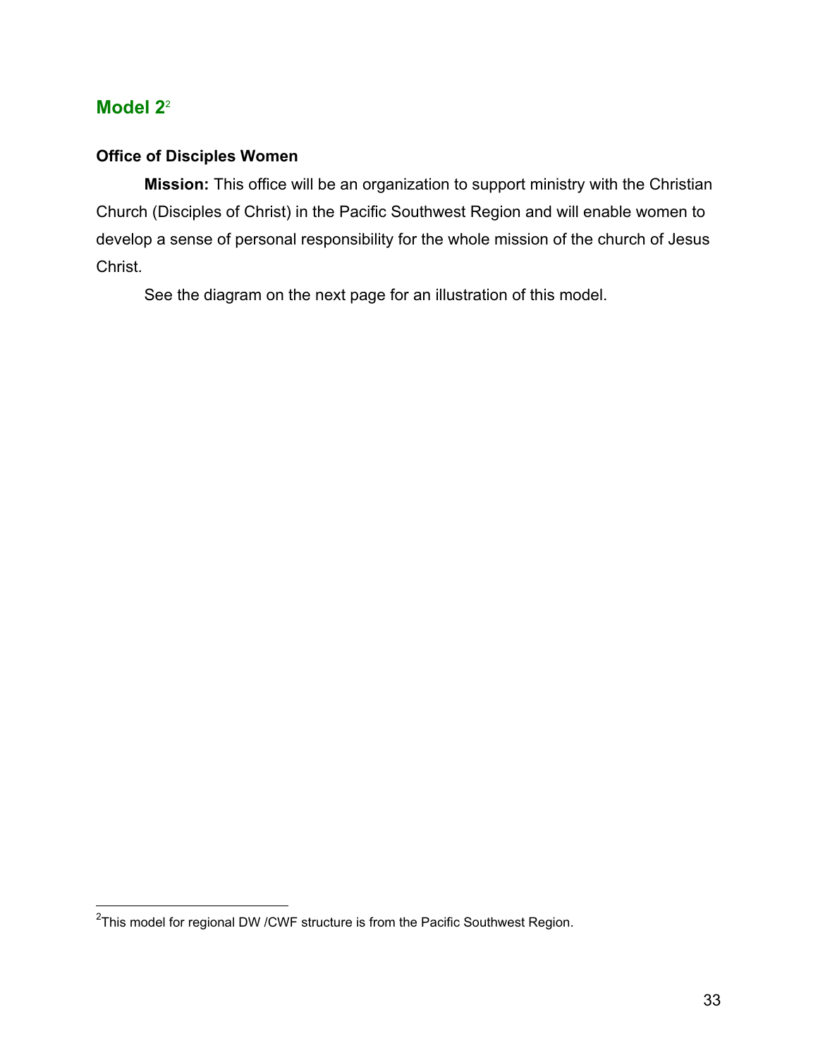## Model 2[2]

**Office of Disciples Women**

**Mission:** This office will be an organization to support ministry with the Christian Church (Disciples of Christ) in the Pacific Southwest Region and will enable women to develop a sense of personal responsibility for the whole mission of the church of Jesus Christ.

See the diagram on the next page for an illustration of this model.

---

[2]This model for regional DW /CWF structure is from the Pacific Southwest Region.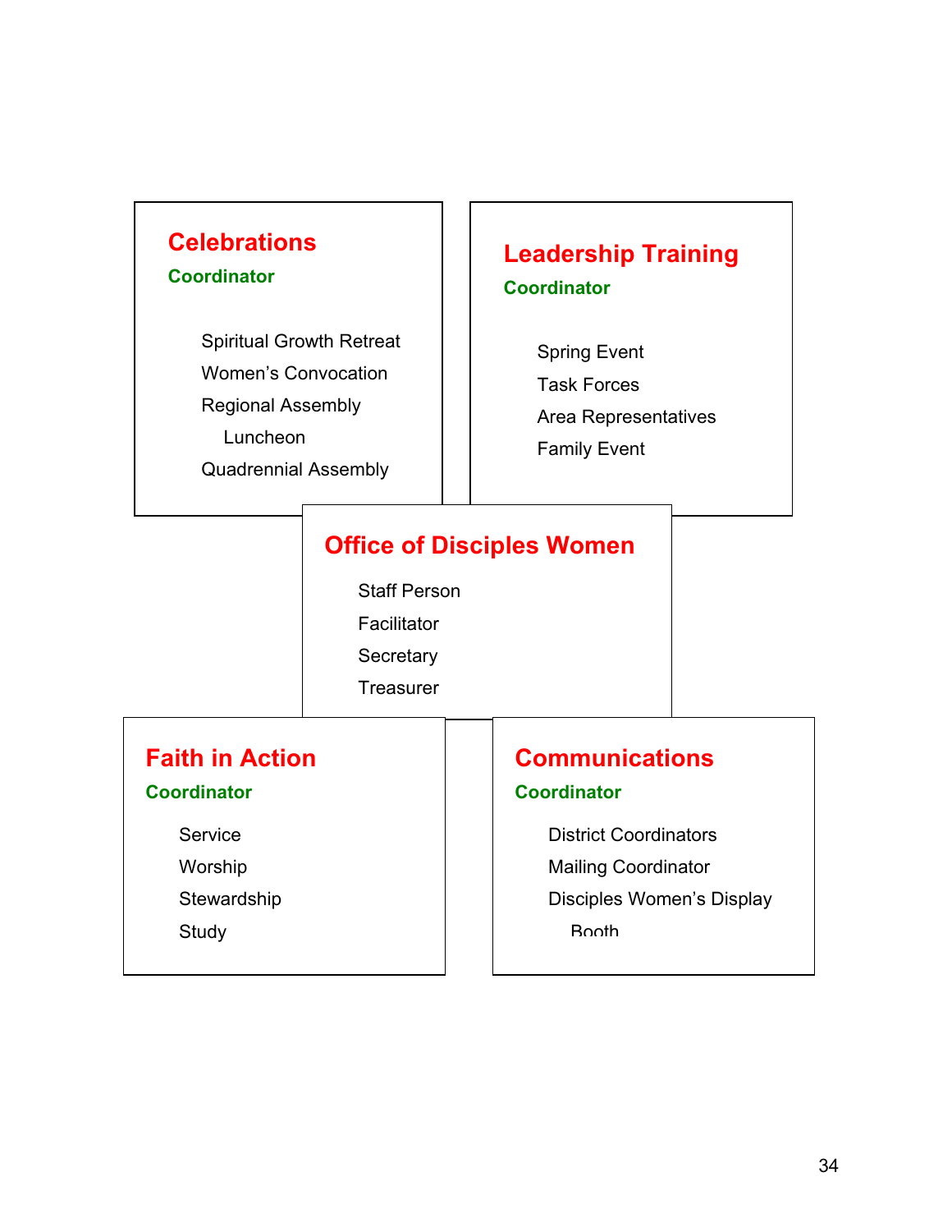## Celebrations

**Coordinator**

- Spiritual Growth Retreat
- Women's Convocation
- Regional Assembly Luncheon
- Quadrennial Assembly

## Leadership Training

**Coordinator**

- Spring Event
- Task Forces
- Area Representatives
- Family Event

## Office of Disciples Women

- Staff Person
- Facilitator
- Secretary
- Treasurer

## Faith in Action

**Coordinator**

- Service
- Worship
- Stewardship
- Study

## Communications

**Coordinator**

- District Coordinators
- Mailing Coordinator
- Disciples Women's Display Booth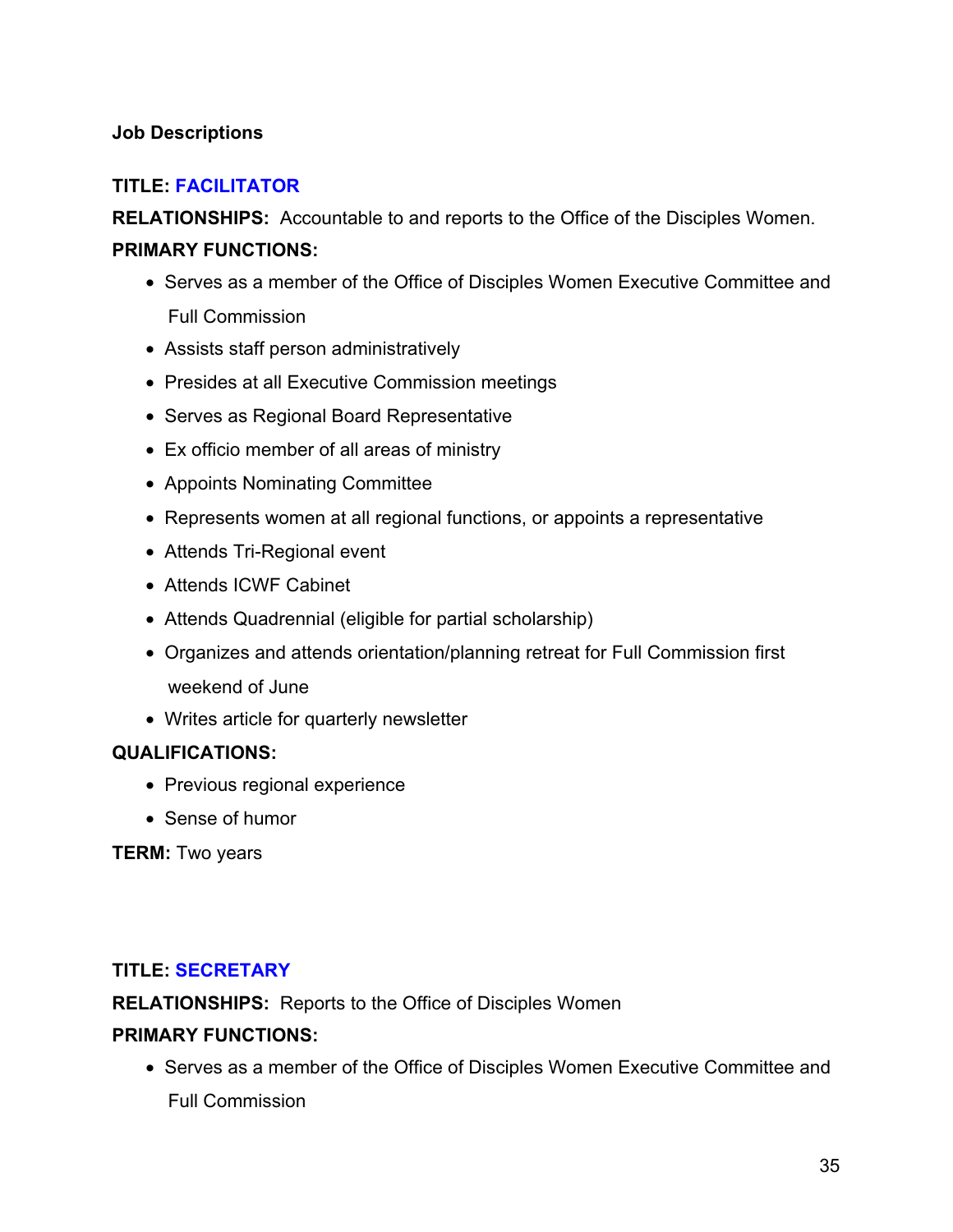**Job Descriptions**

**TITLE: FACILITATOR**

**RELATIONSHIPS:** Accountable to and reports to the Office of the Disciples Women.

**PRIMARY FUNCTIONS:**

- Serves as a member of the Office of Disciples Women Executive Committee and Full Commission
- Assists staff person administratively
- Presides at all Executive Commission meetings
- Serves as Regional Board Representative
- Ex officio member of all areas of ministry
- Appoints Nominating Committee
- Represents women at all regional functions, or appoints a representative
- Attends Tri-Regional event
- Attends ICWF Cabinet
- Attends Quadrennial (eligible for partial scholarship)
- Organizes and attends orientation/planning retreat for Full Commission first weekend of June
- Writes article for quarterly newsletter

**QUALIFICATIONS:**

- Previous regional experience
- Sense of humor

**TERM:** Two years

**TITLE: SECRETARY**

**RELATIONSHIPS:** Reports to the Office of Disciples Women

**PRIMARY FUNCTIONS:**

- Serves as a member of the Office of Disciples Women Executive Committee and Full Commission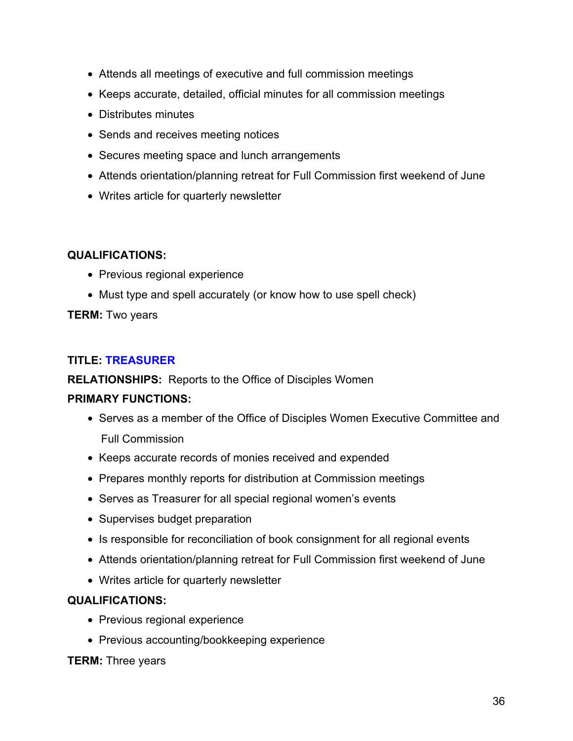- Attends all meetings of executive and full commission meetings
- Keeps accurate, detailed, official minutes for all commission meetings
- Distributes minutes
- Sends and receives meeting notices
- Secures meeting space and lunch arrangements
- Attends orientation/planning retreat for Full Commission first weekend of June
- Writes article for quarterly newsletter

**QUALIFICATIONS:**

- Previous regional experience
- Must type and spell accurately (or know how to use spell check)

**TERM:** Two years

**TITLE: TREASURER**

**RELATIONSHIPS:** Reports to the Office of Disciples Women

**PRIMARY FUNCTIONS:**

- Serves as a member of the Office of Disciples Women Executive Committee and Full Commission
- Keeps accurate records of monies received and expended
- Prepares monthly reports for distribution at Commission meetings
- Serves as Treasurer for all special regional women's events
- Supervises budget preparation
- Is responsible for reconciliation of book consignment for all regional events
- Attends orientation/planning retreat for Full Commission first weekend of June
- Writes article for quarterly newsletter

**QUALIFICATIONS:**

- Previous regional experience
- Previous accounting/bookkeeping experience

**TERM:** Three years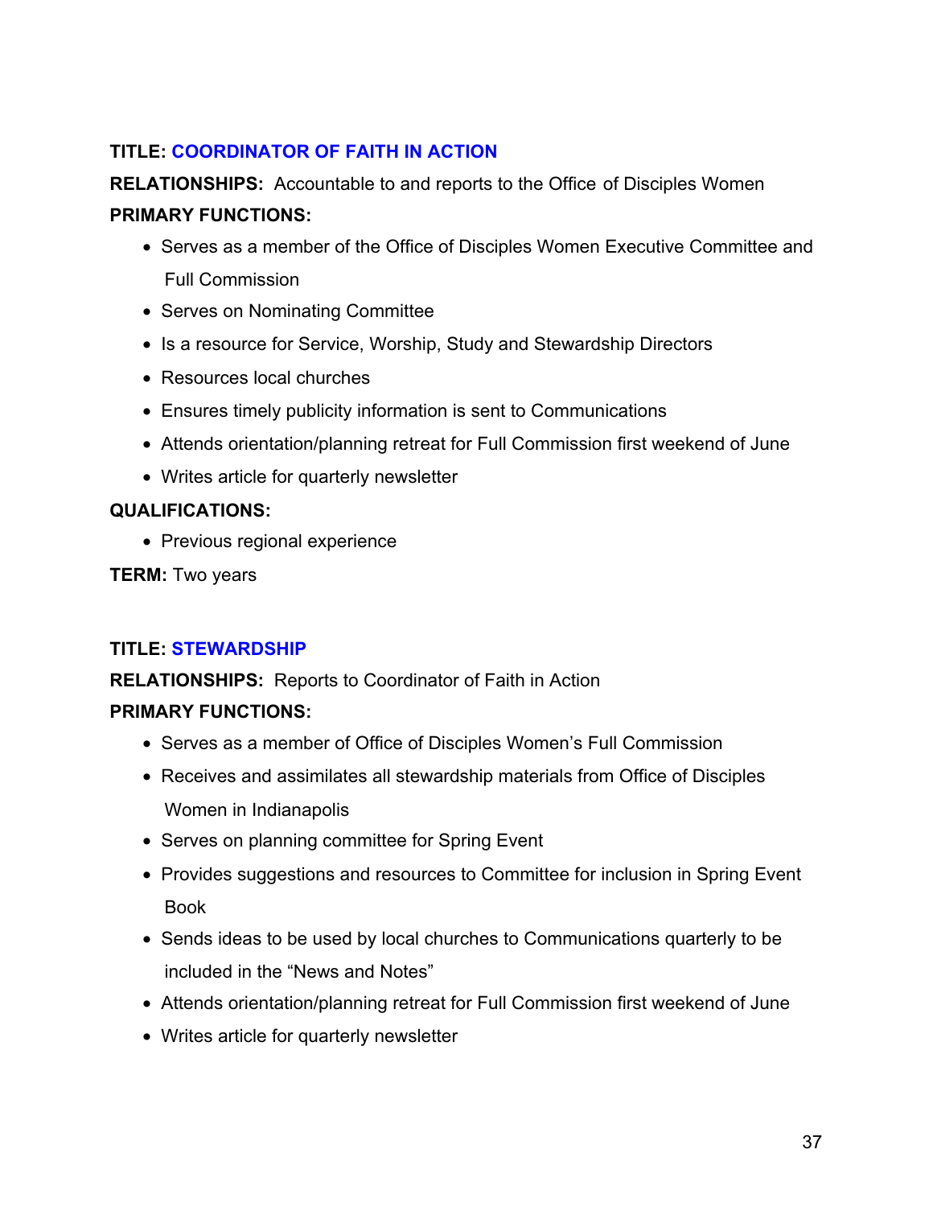**TITLE: COORDINATOR OF FAITH IN ACTION**

**RELATIONSHIPS:** Accountable to and reports to the Office of Disciples Women

**PRIMARY FUNCTIONS:**

- Serves as a member of the Office of Disciples Women Executive Committee and Full Commission
- Serves on Nominating Committee
- Is a resource for Service, Worship, Study and Stewardship Directors
- Resources local churches
- Ensures timely publicity information is sent to Communications
- Attends orientation/planning retreat for Full Commission first weekend of June
- Writes article for quarterly newsletter

**QUALIFICATIONS:**

- Previous regional experience

**TERM:** Two years

**TITLE: STEWARDSHIP**

**RELATIONSHIPS:** Reports to Coordinator of Faith in Action

**PRIMARY FUNCTIONS:**

- Serves as a member of Office of Disciples Women's Full Commission
- Receives and assimilates all stewardship materials from Office of Disciples Women in Indianapolis
- Serves on planning committee for Spring Event
- Provides suggestions and resources to Committee for inclusion in Spring Event Book
- Sends ideas to be used by local churches to Communications quarterly to be included in the "News and Notes"
- Attends orientation/planning retreat for Full Commission first weekend of June
- Writes article for quarterly newsletter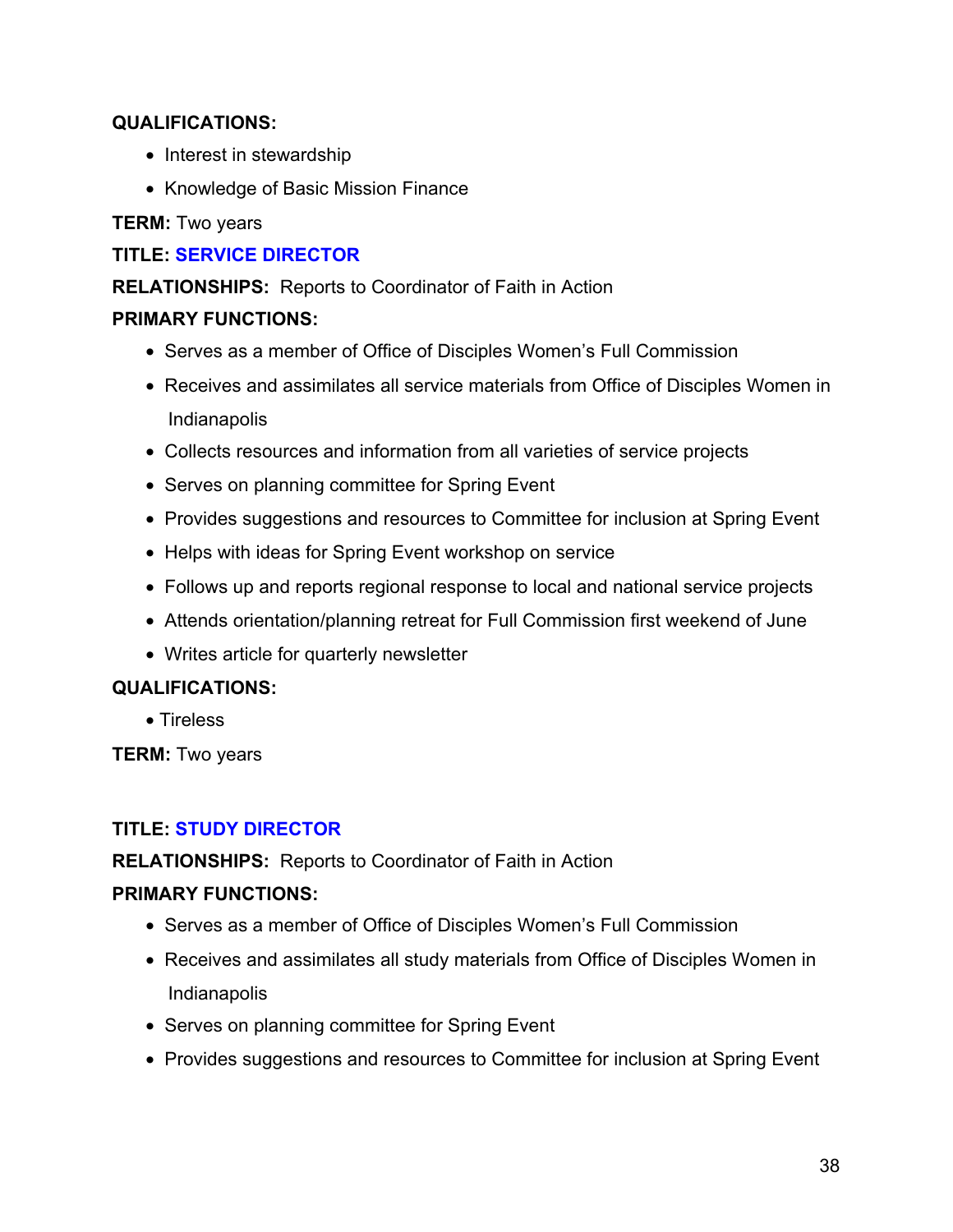**QUALIFICATIONS:**

- Interest in stewardship
- Knowledge of Basic Mission Finance

**TERM:** Two years

**TITLE: SERVICE DIRECTOR**

**RELATIONSHIPS:** Reports to Coordinator of Faith in Action

**PRIMARY FUNCTIONS:**

- Serves as a member of Office of Disciples Women's Full Commission
- Receives and assimilates all service materials from Office of Disciples Women in Indianapolis
- Collects resources and information from all varieties of service projects
- Serves on planning committee for Spring Event
- Provides suggestions and resources to Committee for inclusion at Spring Event
- Helps with ideas for Spring Event workshop on service
- Follows up and reports regional response to local and national service projects
- Attends orientation/planning retreat for Full Commission first weekend of June
- Writes article for quarterly newsletter

**QUALIFICATIONS:**

- Tireless

**TERM:** Two years

**TITLE: STUDY DIRECTOR**

**RELATIONSHIPS:** Reports to Coordinator of Faith in Action

**PRIMARY FUNCTIONS:**

- Serves as a member of Office of Disciples Women's Full Commission
- Receives and assimilates all study materials from Office of Disciples Women in Indianapolis
- Serves on planning committee for Spring Event
- Provides suggestions and resources to Committee for inclusion at Spring Event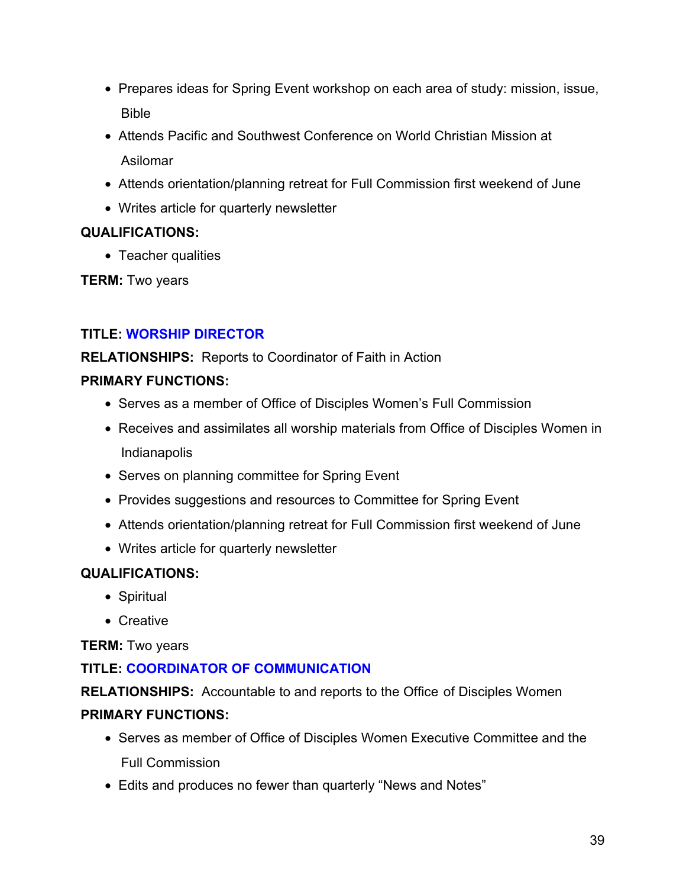- Prepares ideas for Spring Event workshop on each area of study: mission, issue, Bible
- Attends Pacific and Southwest Conference on World Christian Mission at Asilomar
- Attends orientation/planning retreat for Full Commission first weekend of June
- Writes article for quarterly newsletter

**QUALIFICATIONS:**

- Teacher qualities

**TERM:** Two years

**TITLE: WORSHIP DIRECTOR**

**RELATIONSHIPS:** Reports to Coordinator of Faith in Action

**PRIMARY FUNCTIONS:**

- Serves as a member of Office of Disciples Women's Full Commission
- Receives and assimilates all worship materials from Office of Disciples Women in Indianapolis
- Serves on planning committee for Spring Event
- Provides suggestions and resources to Committee for Spring Event
- Attends orientation/planning retreat for Full Commission first weekend of June
- Writes article for quarterly newsletter

**QUALIFICATIONS:**

- Spiritual
- Creative

**TERM:** Two years

**TITLE: COORDINATOR OF COMMUNICATION**

**RELATIONSHIPS:** Accountable to and reports to the Office of Disciples Women

**PRIMARY FUNCTIONS:**

- Serves as member of Office of Disciples Women Executive Committee and the Full Commission
- Edits and produces no fewer than quarterly "News and Notes"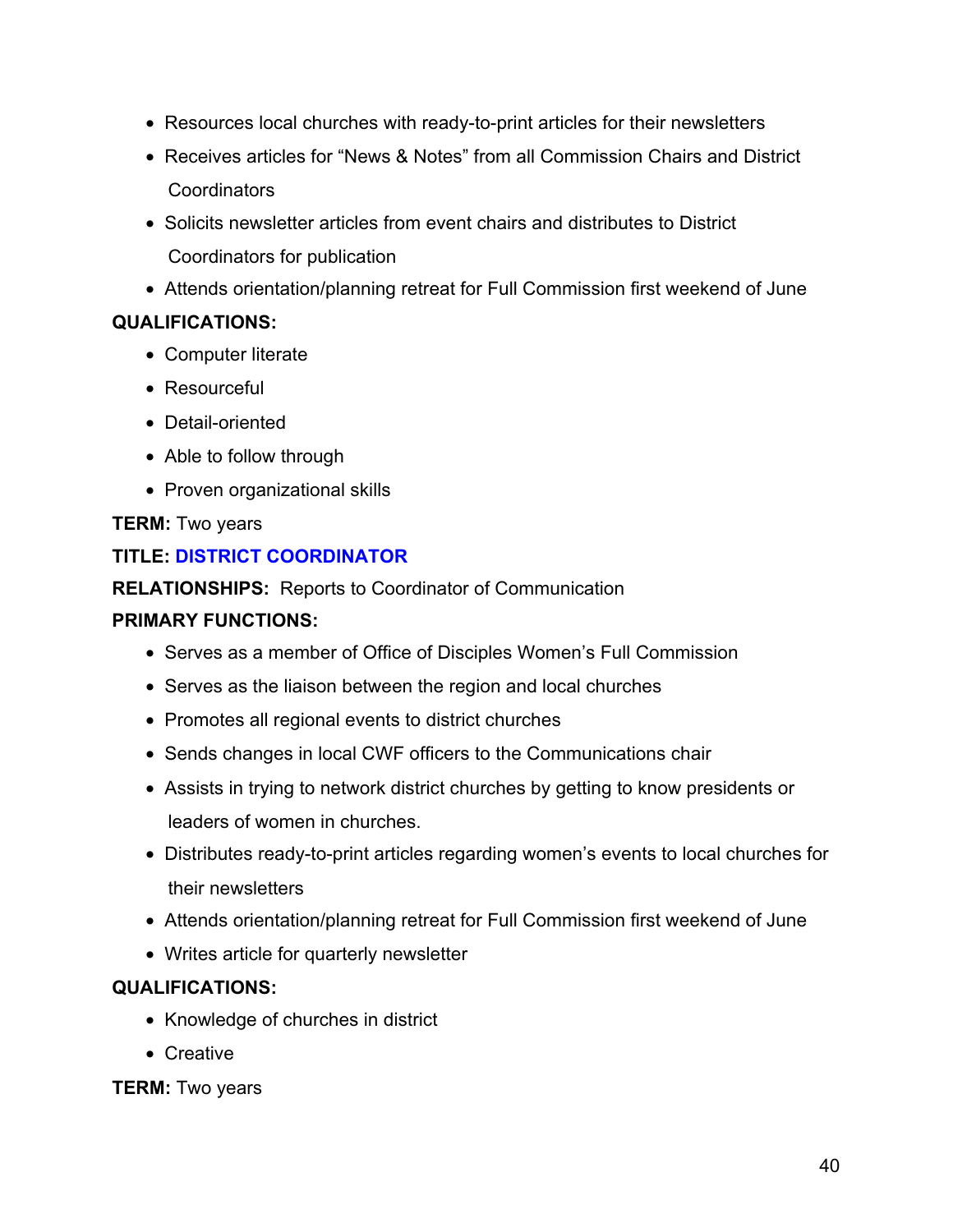- Resources local churches with ready-to-print articles for their newsletters
- Receives articles for "News & Notes" from all Commission Chairs and District Coordinators
- Solicits newsletter articles from event chairs and distributes to District Coordinators for publication
- Attends orientation/planning retreat for Full Commission first weekend of June

**QUALIFICATIONS:**

- Computer literate
- Resourceful
- Detail-oriented
- Able to follow through
- Proven organizational skills

**TERM:** Two years

**TITLE: DISTRICT COORDINATOR**

**RELATIONSHIPS:** Reports to Coordinator of Communication

**PRIMARY FUNCTIONS:**

- Serves as a member of Office of Disciples Women's Full Commission
- Serves as the liaison between the region and local churches
- Promotes all regional events to district churches
- Sends changes in local CWF officers to the Communications chair
- Assists in trying to network district churches by getting to know presidents or leaders of women in churches.
- Distributes ready-to-print articles regarding women's events to local churches for their newsletters
- Attends orientation/planning retreat for Full Commission first weekend of June
- Writes article for quarterly newsletter

**QUALIFICATIONS:**

- Knowledge of churches in district
- Creative

**TERM:** Two years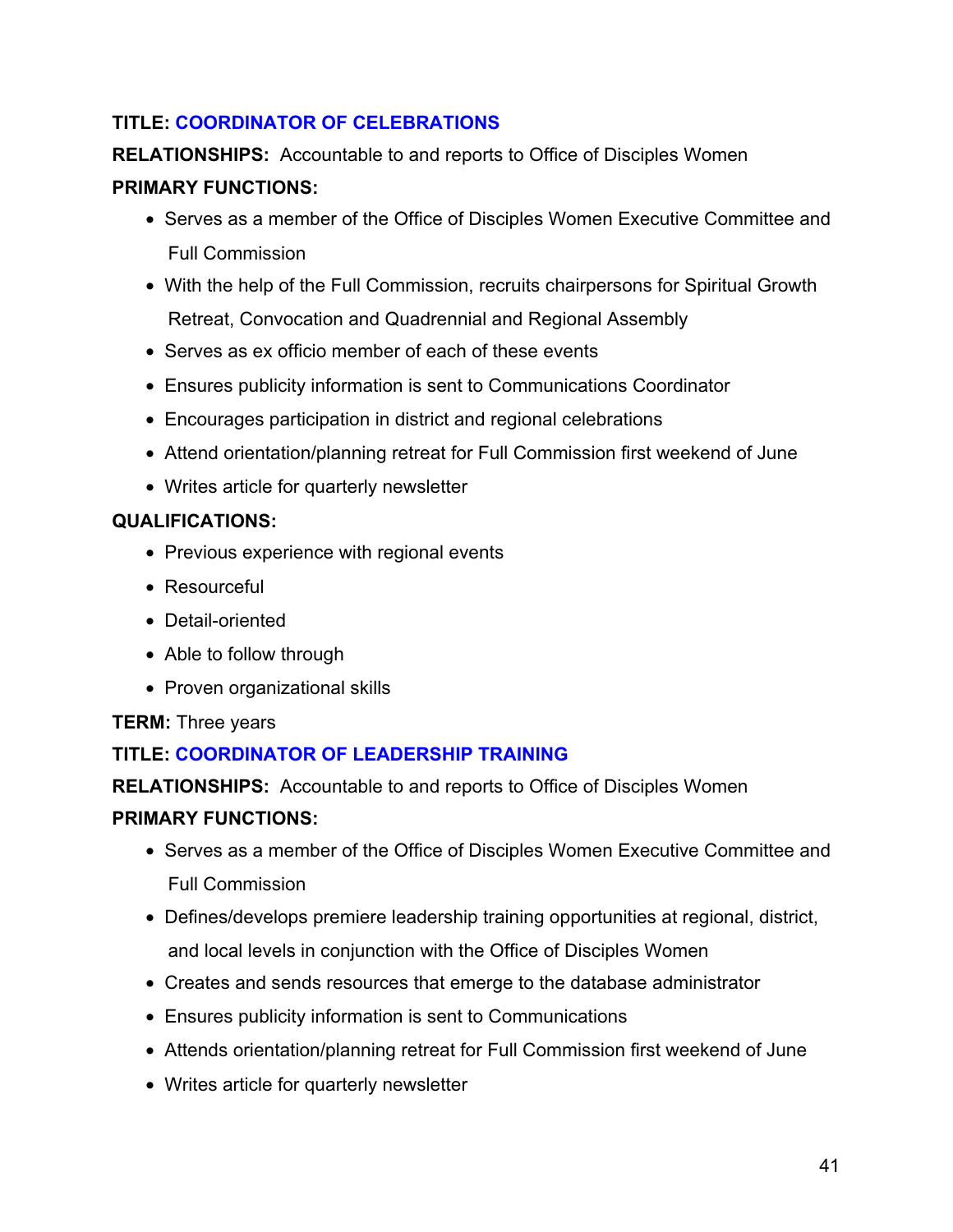**TITLE: COORDINATOR OF CELEBRATIONS**

**RELATIONSHIPS:** Accountable to and reports to Office of Disciples Women

**PRIMARY FUNCTIONS:**

- Serves as a member of the Office of Disciples Women Executive Committee and Full Commission
- With the help of the Full Commission, recruits chairpersons for Spiritual Growth Retreat, Convocation and Quadrennial and Regional Assembly
- Serves as ex officio member of each of these events
- Ensures publicity information is sent to Communications Coordinator
- Encourages participation in district and regional celebrations
- Attend orientation/planning retreat for Full Commission first weekend of June
- Writes article for quarterly newsletter

**QUALIFICATIONS:**

- Previous experience with regional events
- Resourceful
- Detail-oriented
- Able to follow through
- Proven organizational skills

**TERM:** Three years

**TITLE: COORDINATOR OF LEADERSHIP TRAINING**

**RELATIONSHIPS:** Accountable to and reports to Office of Disciples Women

**PRIMARY FUNCTIONS:**

- Serves as a member of the Office of Disciples Women Executive Committee and Full Commission
- Defines/develops premiere leadership training opportunities at regional, district, and local levels in conjunction with the Office of Disciples Women
- Creates and sends resources that emerge to the database administrator
- Ensures publicity information is sent to Communications
- Attends orientation/planning retreat for Full Commission first weekend of June
- Writes article for quarterly newsletter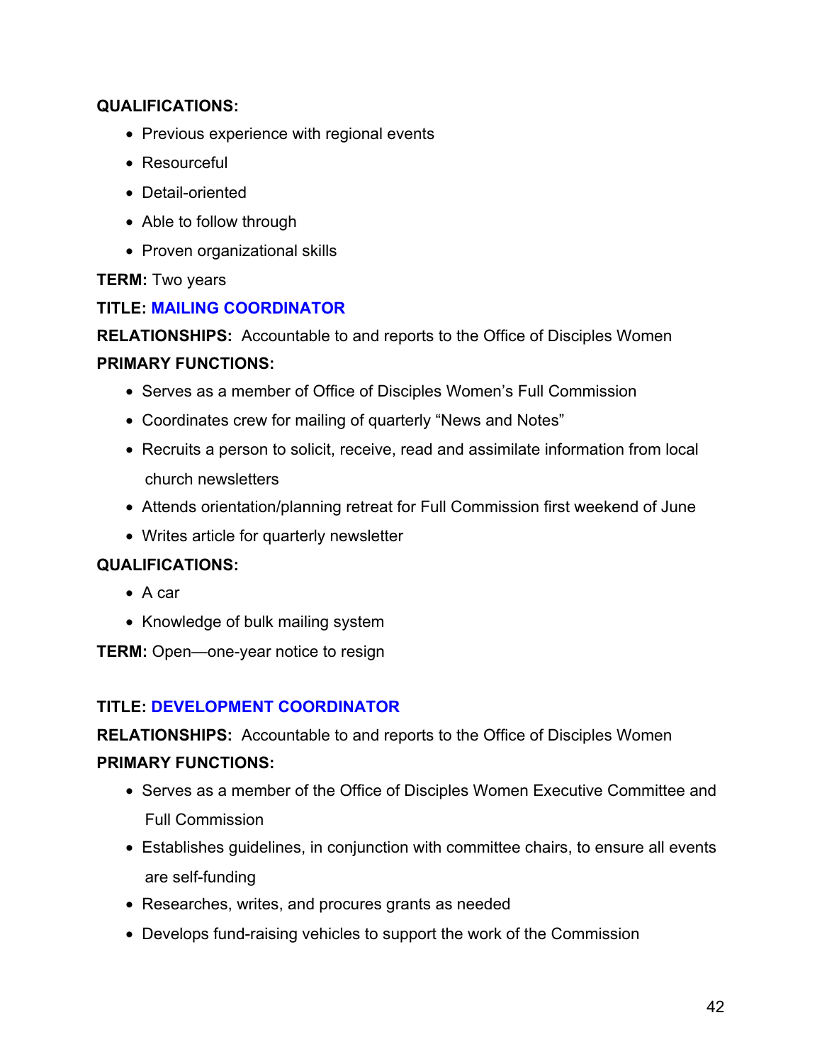**QUALIFICATIONS:**

- Previous experience with regional events
- Resourceful
- Detail-oriented
- Able to follow through
- Proven organizational skills

**TERM:** Two years

**TITLE: MAILING COORDINATOR**

**RELATIONSHIPS:** Accountable to and reports to the Office of Disciples Women

**PRIMARY FUNCTIONS:**

- Serves as a member of Office of Disciples Women's Full Commission
- Coordinates crew for mailing of quarterly "News and Notes"
- Recruits a person to solicit, receive, read and assimilate information from local church newsletters
- Attends orientation/planning retreat for Full Commission first weekend of June
- Writes article for quarterly newsletter

**QUALIFICATIONS:**

- A car
- Knowledge of bulk mailing system

**TERM:** Open—one-year notice to resign

**TITLE: DEVELOPMENT COORDINATOR**

**RELATIONSHIPS:** Accountable to and reports to the Office of Disciples Women

**PRIMARY FUNCTIONS:**

- Serves as a member of the Office of Disciples Women Executive Committee and Full Commission
- Establishes guidelines, in conjunction with committee chairs, to ensure all events are self-funding
- Researches, writes, and procures grants as needed
- Develops fund-raising vehicles to support the work of the Commission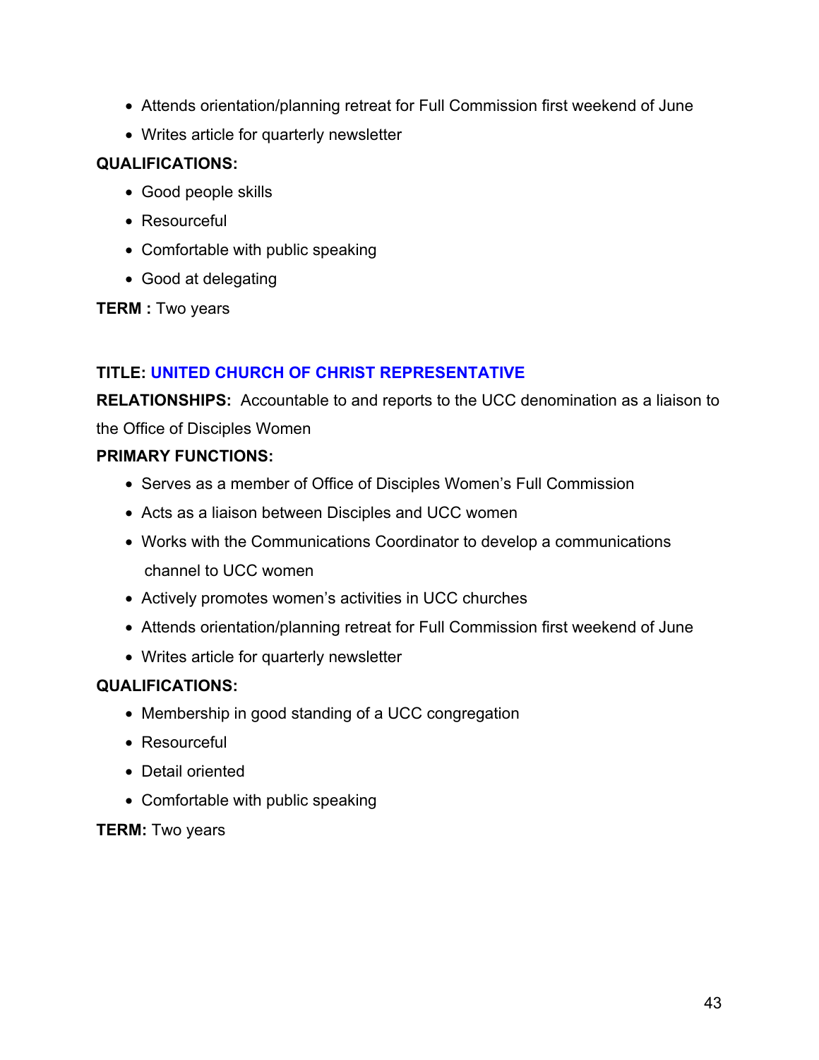- Attends orientation/planning retreat for Full Commission first weekend of June
- Writes article for quarterly newsletter

**QUALIFICATIONS:**

- Good people skills
- Resourceful
- Comfortable with public speaking
- Good at delegating

**TERM :** Two years

**TITLE: UNITED CHURCH OF CHRIST REPRESENTATIVE**

**RELATIONSHIPS:** Accountable to and reports to the UCC denomination as a liaison to the Office of Disciples Women

**PRIMARY FUNCTIONS:**

- Serves as a member of Office of Disciples Women's Full Commission
- Acts as a liaison between Disciples and UCC women
- Works with the Communications Coordinator to develop a communications channel to UCC women
- Actively promotes women's activities in UCC churches
- Attends orientation/planning retreat for Full Commission first weekend of June
- Writes article for quarterly newsletter

**QUALIFICATIONS:**

- Membership in good standing of a UCC congregation
- Resourceful
- Detail oriented
- Comfortable with public speaking

**TERM:** Two years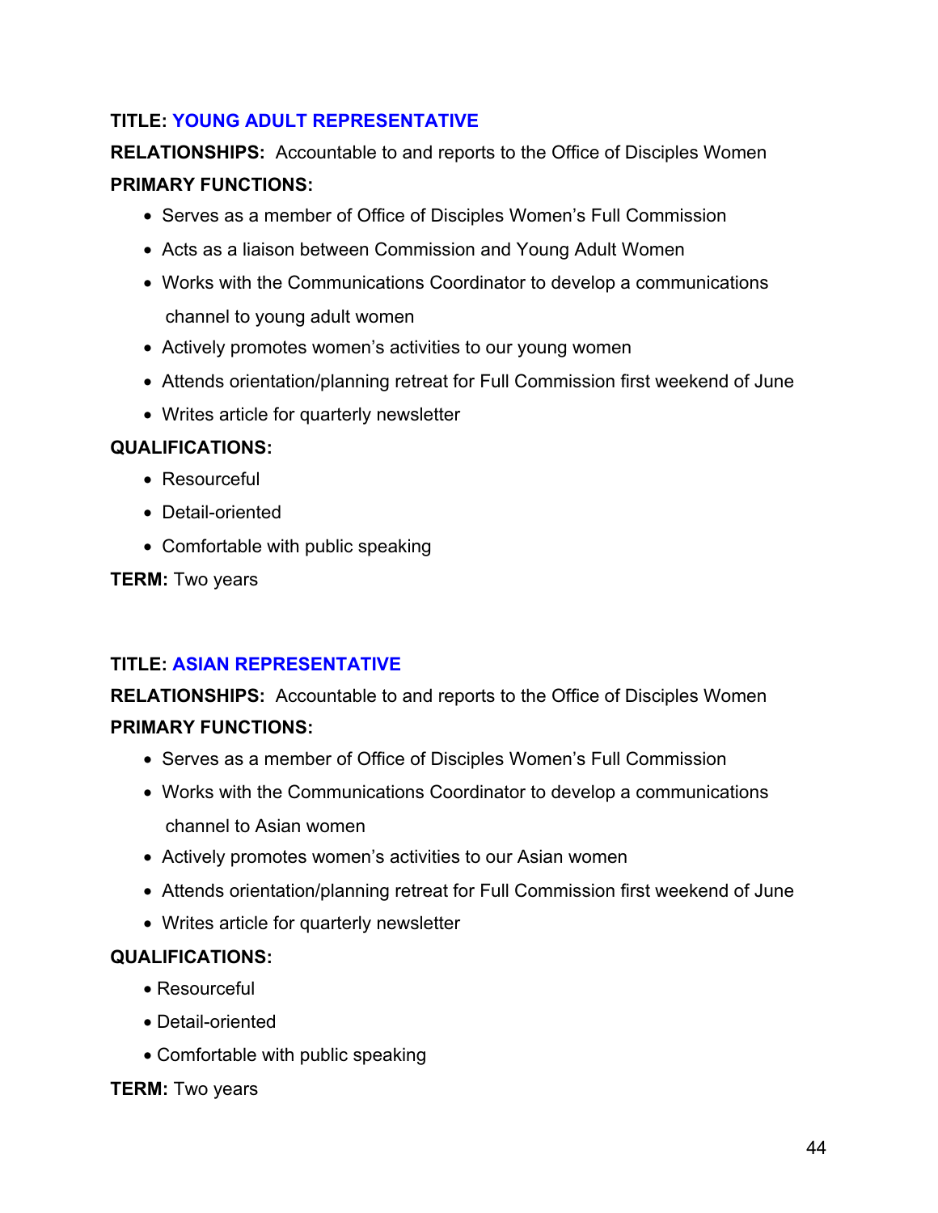**TITLE: YOUNG ADULT REPRESENTATIVE**

**RELATIONSHIPS:** Accountable to and reports to the Office of Disciples Women

**PRIMARY FUNCTIONS:**

- Serves as a member of Office of Disciples Women's Full Commission
- Acts as a liaison between Commission and Young Adult Women
- Works with the Communications Coordinator to develop a communications channel to young adult women
- Actively promotes women's activities to our young women
- Attends orientation/planning retreat for Full Commission first weekend of June
- Writes article for quarterly newsletter

**QUALIFICATIONS:**

- Resourceful
- Detail-oriented
- Comfortable with public speaking

**TERM:** Two years

**TITLE: ASIAN REPRESENTATIVE**

**RELATIONSHIPS:** Accountable to and reports to the Office of Disciples Women

**PRIMARY FUNCTIONS:**

- Serves as a member of Office of Disciples Women's Full Commission
- Works with the Communications Coordinator to develop a communications channel to Asian women
- Actively promotes women's activities to our Asian women
- Attends orientation/planning retreat for Full Commission first weekend of June
- Writes article for quarterly newsletter

**QUALIFICATIONS:**

- Resourceful
- Detail-oriented
- Comfortable with public speaking

**TERM:** Two years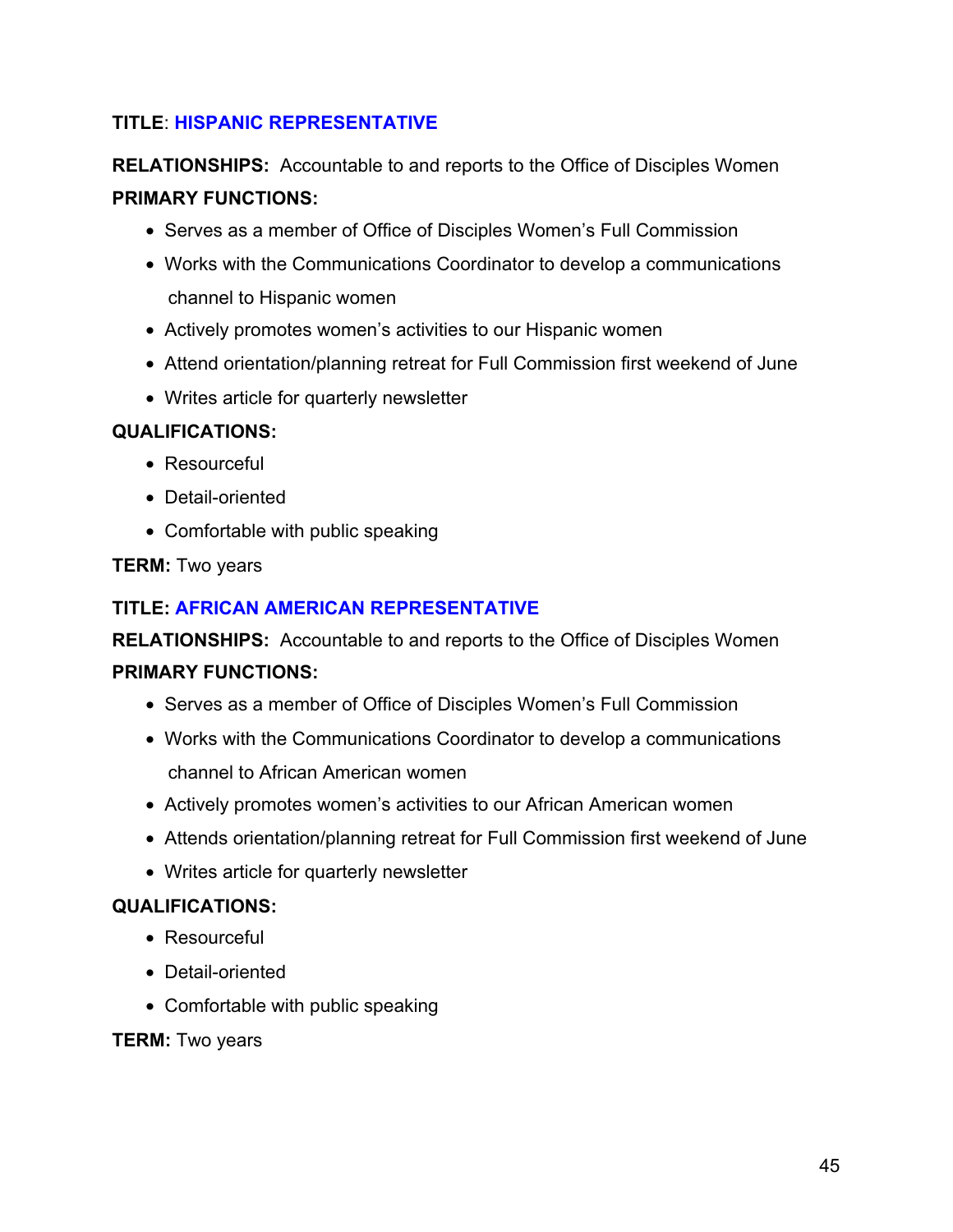**TITLE**: **HISPANIC REPRESENTATIVE**

**RELATIONSHIPS:** Accountable to and reports to the Office of Disciples Women

**PRIMARY FUNCTIONS:**

- Serves as a member of Office of Disciples Women's Full Commission
- Works with the Communications Coordinator to develop a communications channel to Hispanic women
- Actively promotes women's activities to our Hispanic women
- Attend orientation/planning retreat for Full Commission first weekend of June
- Writes article for quarterly newsletter

**QUALIFICATIONS:**

- Resourceful
- Detail-oriented
- Comfortable with public speaking

**TERM:** Two years

**TITLE: AFRICAN AMERICAN REPRESENTATIVE**

**RELATIONSHIPS:** Accountable to and reports to the Office of Disciples Women

**PRIMARY FUNCTIONS:**

- Serves as a member of Office of Disciples Women's Full Commission
- Works with the Communications Coordinator to develop a communications channel to African American women
- Actively promotes women's activities to our African American women
- Attends orientation/planning retreat for Full Commission first weekend of June
- Writes article for quarterly newsletter

**QUALIFICATIONS:**

- Resourceful
- Detail-oriented
- Comfortable with public speaking

**TERM:** Two years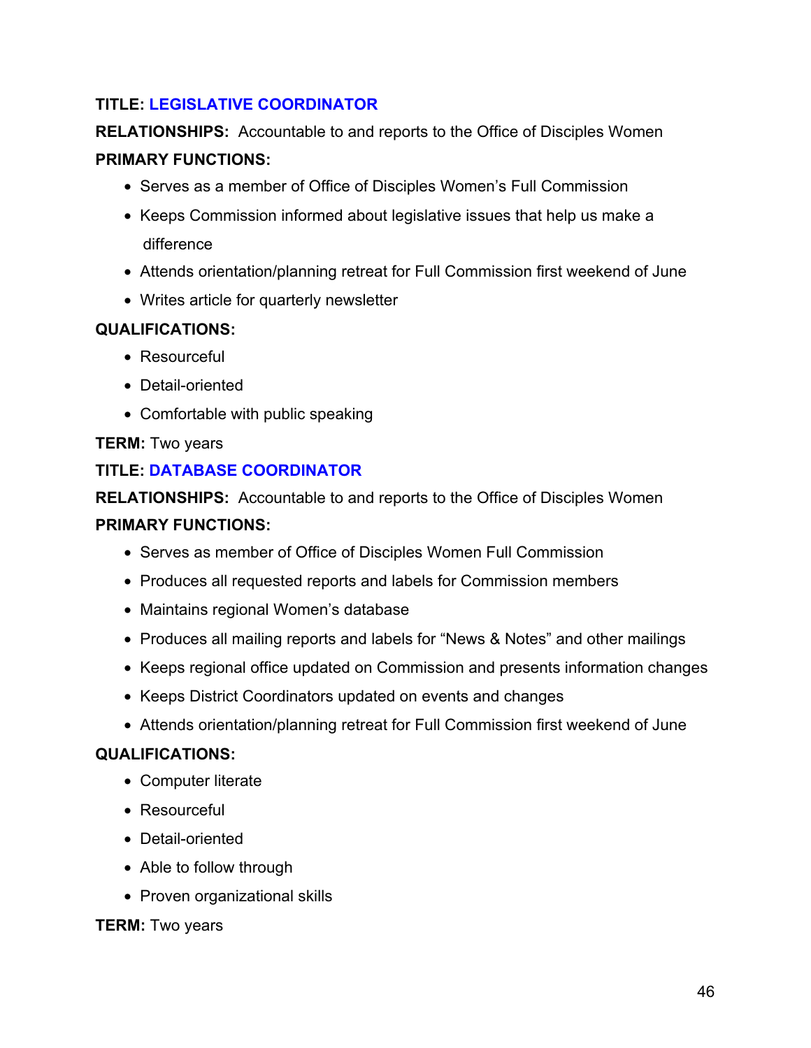**TITLE: LEGISLATIVE COORDINATOR**

**RELATIONSHIPS:** Accountable to and reports to the Office of Disciples Women

**PRIMARY FUNCTIONS:**

- Serves as a member of Office of Disciples Women's Full Commission
- Keeps Commission informed about legislative issues that help us make a difference
- Attends orientation/planning retreat for Full Commission first weekend of June
- Writes article for quarterly newsletter

**QUALIFICATIONS:**

- Resourceful
- Detail-oriented
- Comfortable with public speaking

**TERM:** Two years

**TITLE: DATABASE COORDINATOR**

**RELATIONSHIPS:** Accountable to and reports to the Office of Disciples Women

**PRIMARY FUNCTIONS:**

- Serves as member of Office of Disciples Women Full Commission
- Produces all requested reports and labels for Commission members
- Maintains regional Women's database
- Produces all mailing reports and labels for "News & Notes" and other mailings
- Keeps regional office updated on Commission and presents information changes
- Keeps District Coordinators updated on events and changes
- Attends orientation/planning retreat for Full Commission first weekend of June

**QUALIFICATIONS:**

- Computer literate
- Resourceful
- Detail-oriented
- Able to follow through
- Proven organizational skills

**TERM:** Two years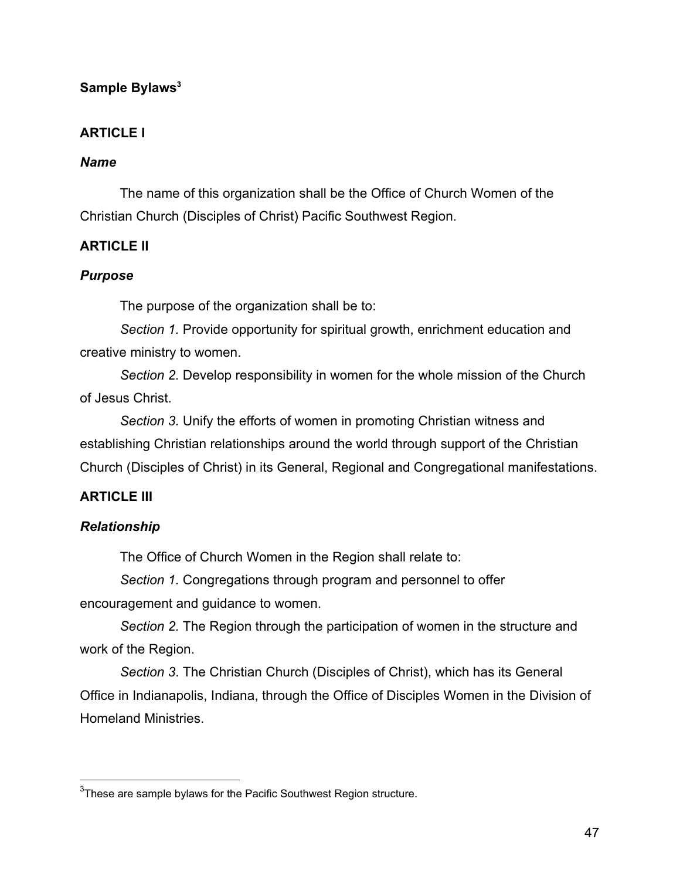**Sample Bylaws**[3]

**ARTICLE I**

***Name***

The name of this organization shall be the Office of Church Women of the Christian Church (Disciples of Christ) Pacific Southwest Region.

**ARTICLE II**

***Purpose***

The purpose of the organization shall be to:

*Section 1.* Provide opportunity for spiritual growth, enrichment education and creative ministry to women.

*Section 2.* Develop responsibility in women for the whole mission of the Church of Jesus Christ.

*Section 3.* Unify the efforts of women in promoting Christian witness and establishing Christian relationships around the world through support of the Christian Church (Disciples of Christ) in its General, Regional and Congregational manifestations.

**ARTICLE III**

***Relationship***

The Office of Church Women in the Region shall relate to:

*Section 1.* Congregations through program and personnel to offer encouragement and guidance to women.

*Section 2.* The Region through the participation of women in the structure and work of the Region.

*Section 3*. The Christian Church (Disciples of Christ), which has its General Office in Indianapolis, Indiana, through the Office of Disciples Women in the Division of Homeland Ministries.

---

[3]These are sample bylaws for the Pacific Southwest Region structure.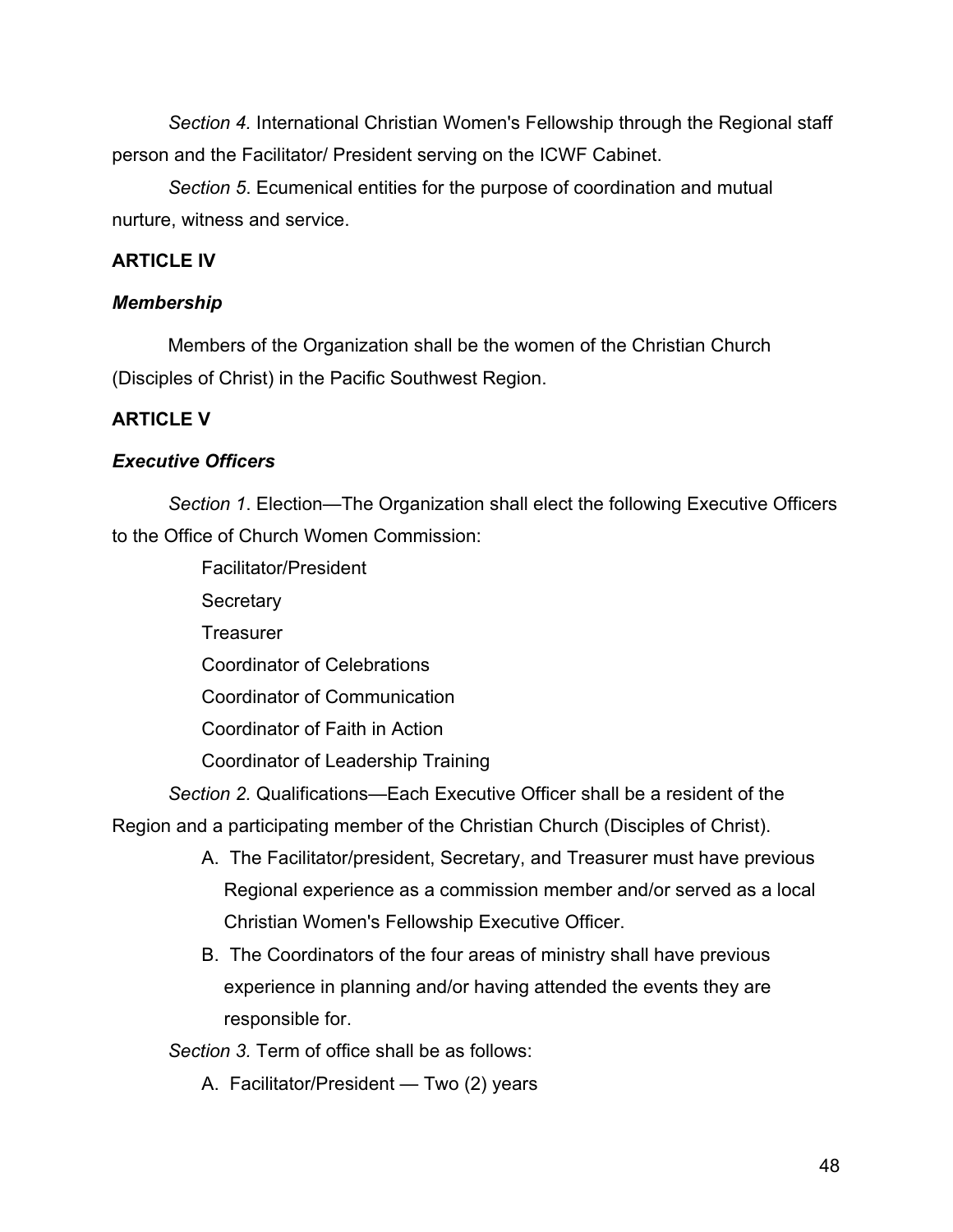*Section 4.* International Christian Women's Fellowship through the Regional staff person and the Facilitator/ President serving on the ICWF Cabinet.

*Section 5*. Ecumenical entities for the purpose of coordination and mutual nurture, witness and service.

**ARTICLE IV**

***Membership***

Members of the Organization shall be the women of the Christian Church (Disciples of Christ) in the Pacific Southwest Region.

**ARTICLE V**

***Executive Officers***

*Section 1*. Election—The Organization shall elect the following Executive Officers to the Office of Church Women Commission:

Facilitator/President  
Secretary  
Treasurer  
Coordinator of Celebrations  
Coordinator of Communication  
Coordinator of Faith in Action  
Coordinator of Leadership Training

*Section 2.* Qualifications—Each Executive Officer shall be a resident of the Region and a participating member of the Christian Church (Disciples of Christ).

A. The Facilitator/president, Secretary, and Treasurer must have previous Regional experience as a commission member and/or served as a local Christian Women's Fellowship Executive Officer.

B. The Coordinators of the four areas of ministry shall have previous experience in planning and/or having attended the events they are responsible for.

*Section 3.* Term of office shall be as follows:

A. Facilitator/President — Two (2) years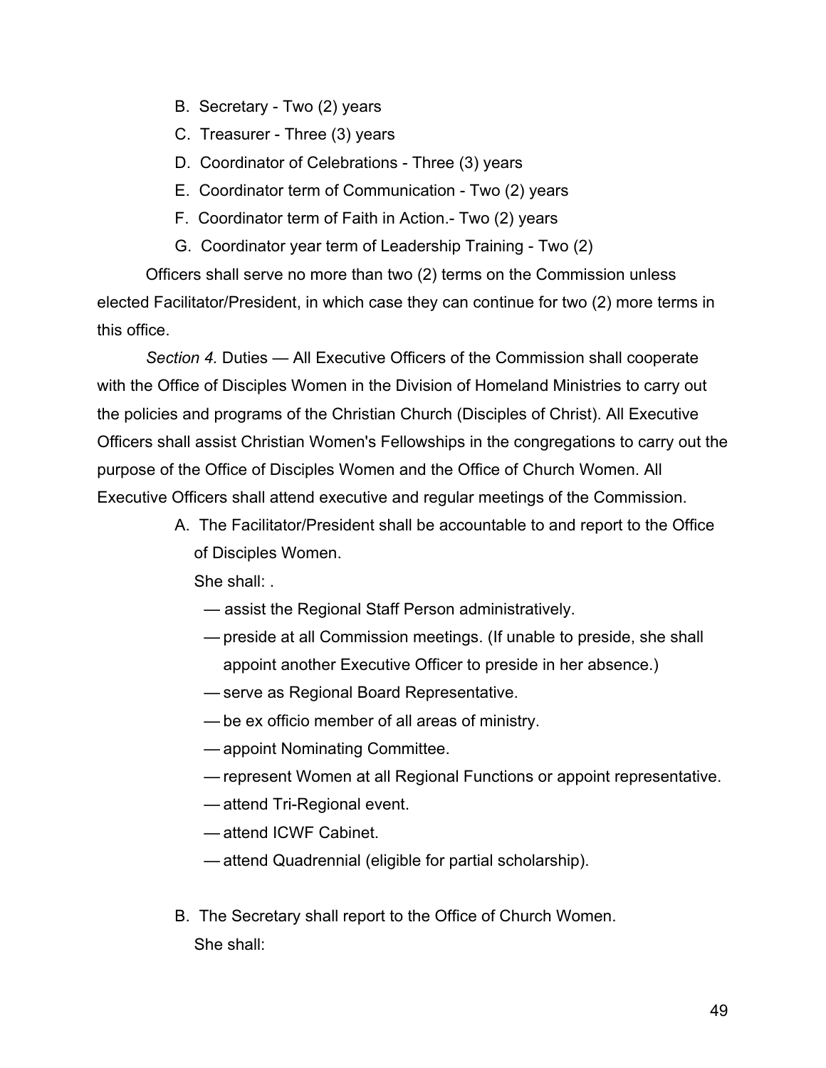B. Secretary - Two (2) years

C. Treasurer - Three (3) years

D. Coordinator of Celebrations - Three (3) years

E. Coordinator term of Communication - Two (2) years

F. Coordinator term of Faith in Action.- Two (2) years

G. Coordinator year term of Leadership Training - Two (2)

Officers shall serve no more than two (2) terms on the Commission unless elected Facilitator/President, in which case they can continue for two (2) more terms in this office.

*Section 4.* Duties — All Executive Officers of the Commission shall cooperate with the Office of Disciples Women in the Division of Homeland Ministries to carry out the policies and programs of the Christian Church (Disciples of Christ). All Executive Officers shall assist Christian Women's Fellowships in the congregations to carry out the purpose of the Office of Disciples Women and the Office of Church Women. All Executive Officers shall attend executive and regular meetings of the Commission.

A. The Facilitator/President shall be accountable to and report to the Office of Disciples Women.

She shall: .

— assist the Regional Staff Person administratively.

— preside at all Commission meetings. (If unable to preside, she shall appoint another Executive Officer to preside in her absence.)

— serve as Regional Board Representative.

— be ex officio member of all areas of ministry.

— appoint Nominating Committee.

— represent Women at all Regional Functions or appoint representative.

— attend Tri-Regional event.

— attend ICWF Cabinet.

— attend Quadrennial (eligible for partial scholarship).

B. The Secretary shall report to the Office of Church Women.

She shall: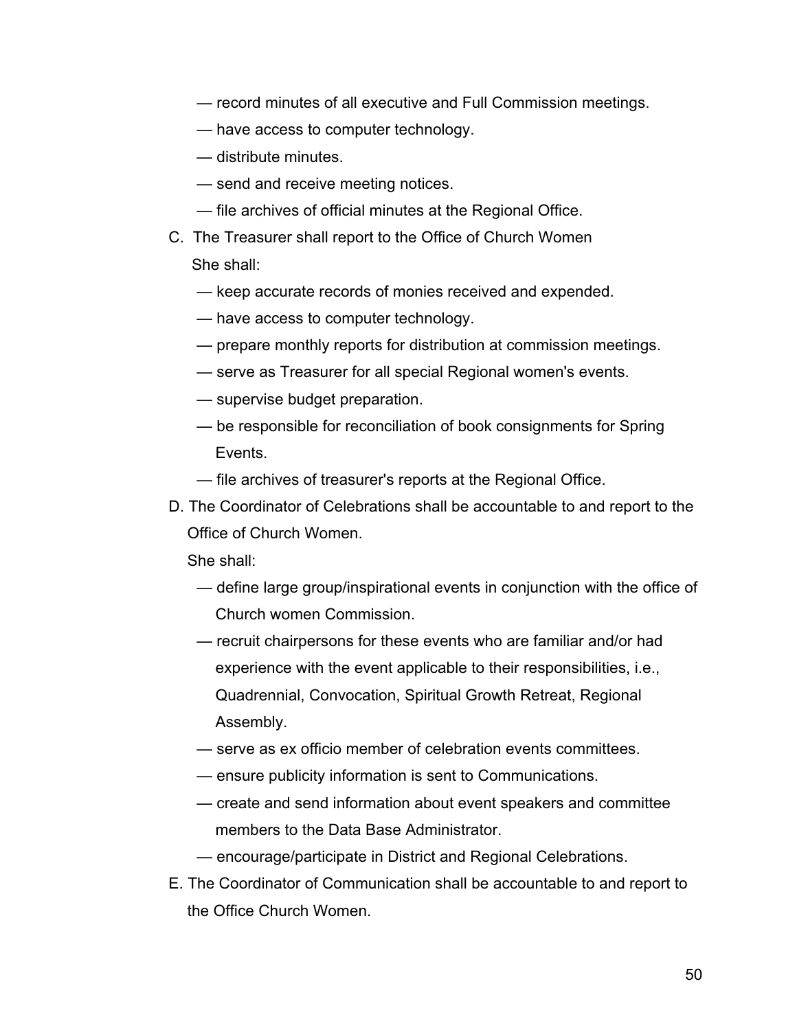— record minutes of all executive and Full Commission meetings.

— have access to computer technology.

— distribute minutes.

— send and receive meeting notices.

— file archives of official minutes at the Regional Office.

C. The Treasurer shall report to the Office of Church Women

She shall:

— keep accurate records of monies received and expended.

— have access to computer technology.

— prepare monthly reports for distribution at commission meetings.

— serve as Treasurer for all special Regional women's events.

— supervise budget preparation.

— be responsible for reconciliation of book consignments for Spring Events.

— file archives of treasurer's reports at the Regional Office.

D. The Coordinator of Celebrations shall be accountable to and report to the Office of Church Women.

She shall:

— define large group/inspirational events in conjunction with the office of Church women Commission.

— recruit chairpersons for these events who are familiar and/or had experience with the event applicable to their responsibilities, i.e., Quadrennial, Convocation, Spiritual Growth Retreat, Regional Assembly.

— serve as ex officio member of celebration events committees.

— ensure publicity information is sent to Communications.

— create and send information about event speakers and committee members to the Data Base Administrator.

— encourage/participate in District and Regional Celebrations.

E. The Coordinator of Communication shall be accountable to and report to the Office Church Women.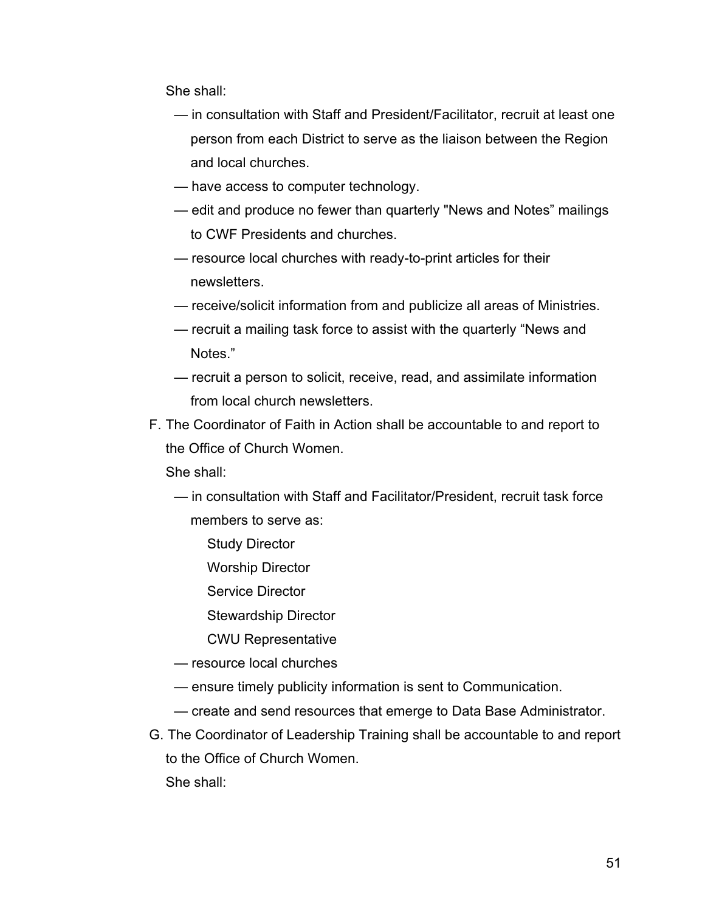She shall:

- — in consultation with Staff and President/Facilitator, recruit at least one person from each District to serve as the liaison between the Region and local churches.
- — have access to computer technology.
- — edit and produce no fewer than quarterly "News and Notes" mailings to CWF Presidents and churches.
- — resource local churches with ready-to-print articles for their newsletters.
- — receive/solicit information from and publicize all areas of Ministries.
- — recruit a mailing task force to assist with the quarterly "News and Notes."
- — recruit a person to solicit, receive, read, and assimilate information from local church newsletters.

F. The Coordinator of Faith in Action shall be accountable to and report to the Office of Church Women.

She shall:

- — in consultation with Staff and Facilitator/President, recruit task force members to serve as:
  - Study Director
  - Worship Director
  - Service Director
  - Stewardship Director
  - CWU Representative
- — resource local churches
- — ensure timely publicity information is sent to Communication.
- — create and send resources that emerge to Data Base Administrator.

G. The Coordinator of Leadership Training shall be accountable to and report to the Office of Church Women.

She shall: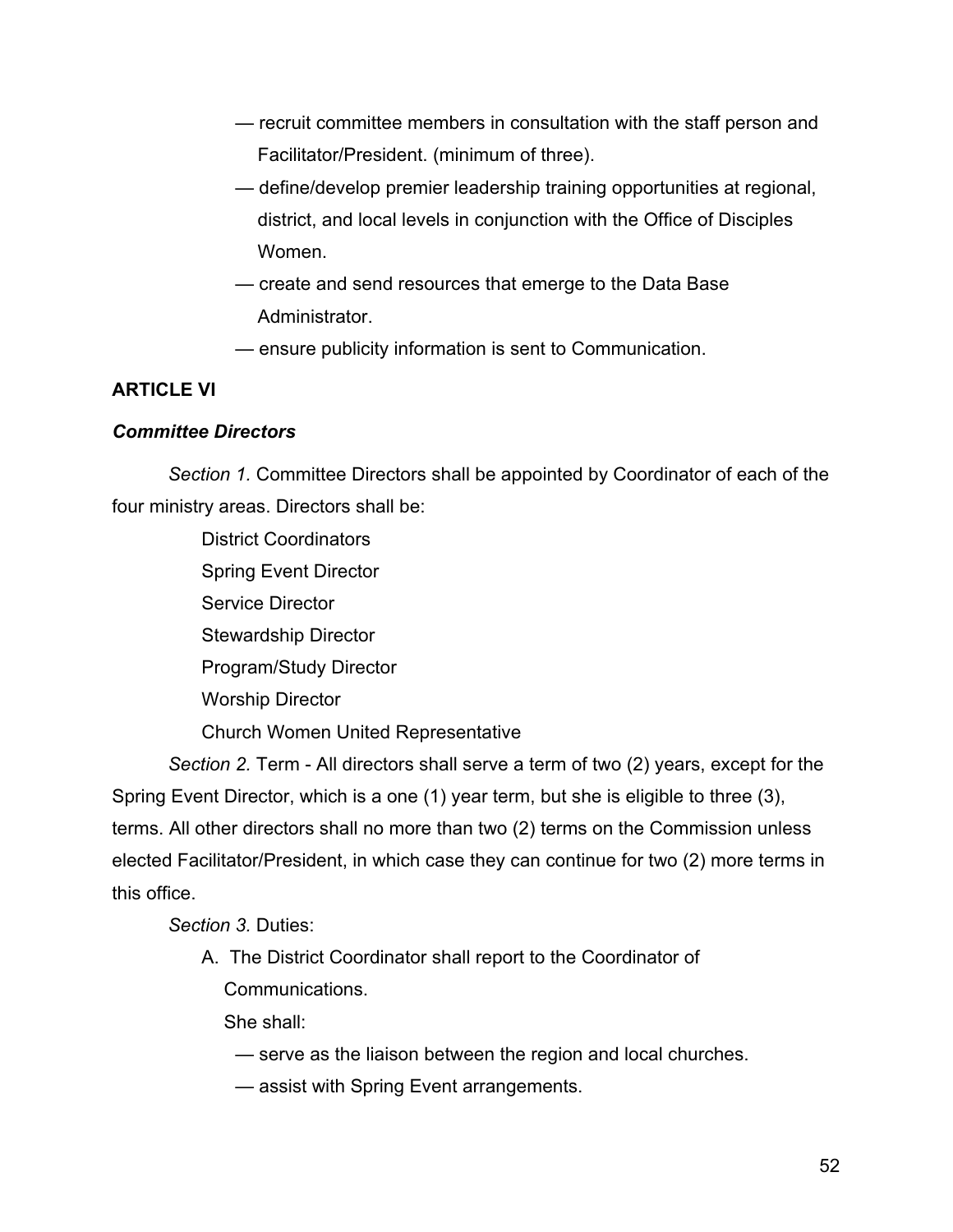— recruit committee members in consultation with the staff person and Facilitator/President. (minimum of three).

— define/develop premier leadership training opportunities at regional, district, and local levels in conjunction with the Office of Disciples Women.

— create and send resources that emerge to the Data Base Administrator.

— ensure publicity information is sent to Communication.

**ARTICLE VI**

***Committee Directors***

*Section 1.* Committee Directors shall be appointed by Coordinator of each of the four ministry areas. Directors shall be:

District Coordinators
Spring Event Director
Service Director
Stewardship Director
Program/Study Director
Worship Director
Church Women United Representative

*Section 2.* Term - All directors shall serve a term of two (2) years, except for the Spring Event Director, which is a one (1) year term, but she is eligible to three (3), terms. All other directors shall no more than two (2) terms on the Commission unless elected Facilitator/President, in which case they can continue for two (2) more terms in this office.

*Section 3.* Duties:

A. The District Coordinator shall report to the Coordinator of Communications.

She shall:

— serve as the liaison between the region and local churches.

— assist with Spring Event arrangements.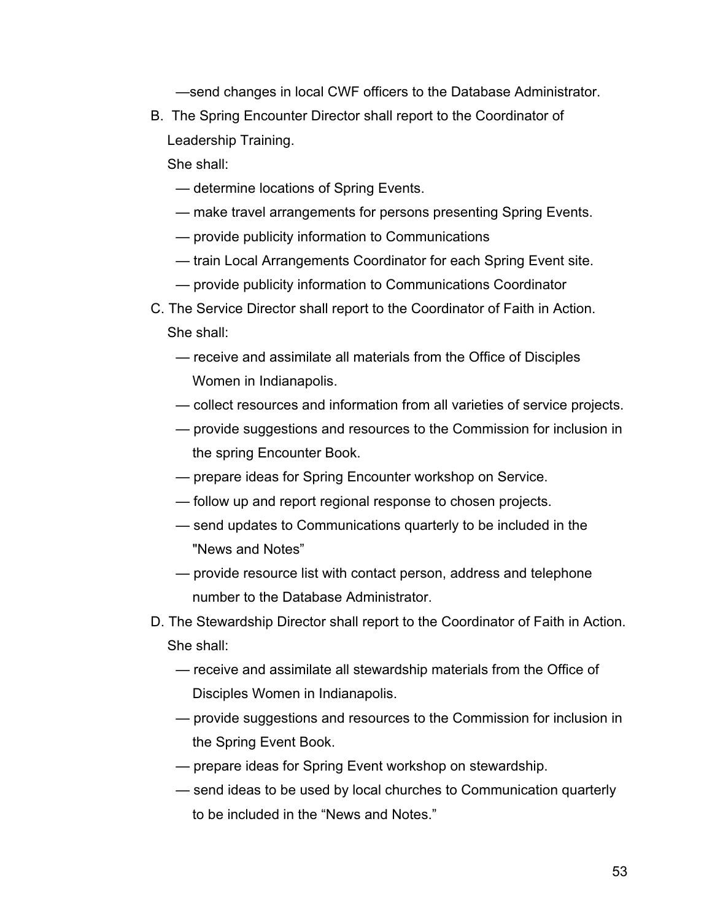—send changes in local CWF officers to the Database Administrator.

B. The Spring Encounter Director shall report to the Coordinator of Leadership Training.

She shall:

— determine locations of Spring Events.

— make travel arrangements for persons presenting Spring Events.

— provide publicity information to Communications

— train Local Arrangements Coordinator for each Spring Event site.

— provide publicity information to Communications Coordinator

C. The Service Director shall report to the Coordinator of Faith in Action.

She shall:

— receive and assimilate all materials from the Office of Disciples Women in Indianapolis.

— collect resources and information from all varieties of service projects.

— provide suggestions and resources to the Commission for inclusion in the spring Encounter Book.

— prepare ideas for Spring Encounter workshop on Service.

— follow up and report regional response to chosen projects.

— send updates to Communications quarterly to be included in the "News and Notes"

— provide resource list with contact person, address and telephone number to the Database Administrator.

D. The Stewardship Director shall report to the Coordinator of Faith in Action.

She shall:

— receive and assimilate all stewardship materials from the Office of Disciples Women in Indianapolis.

— provide suggestions and resources to the Commission for inclusion in the Spring Event Book.

— prepare ideas for Spring Event workshop on stewardship.

— send ideas to be used by local churches to Communication quarterly to be included in the "News and Notes."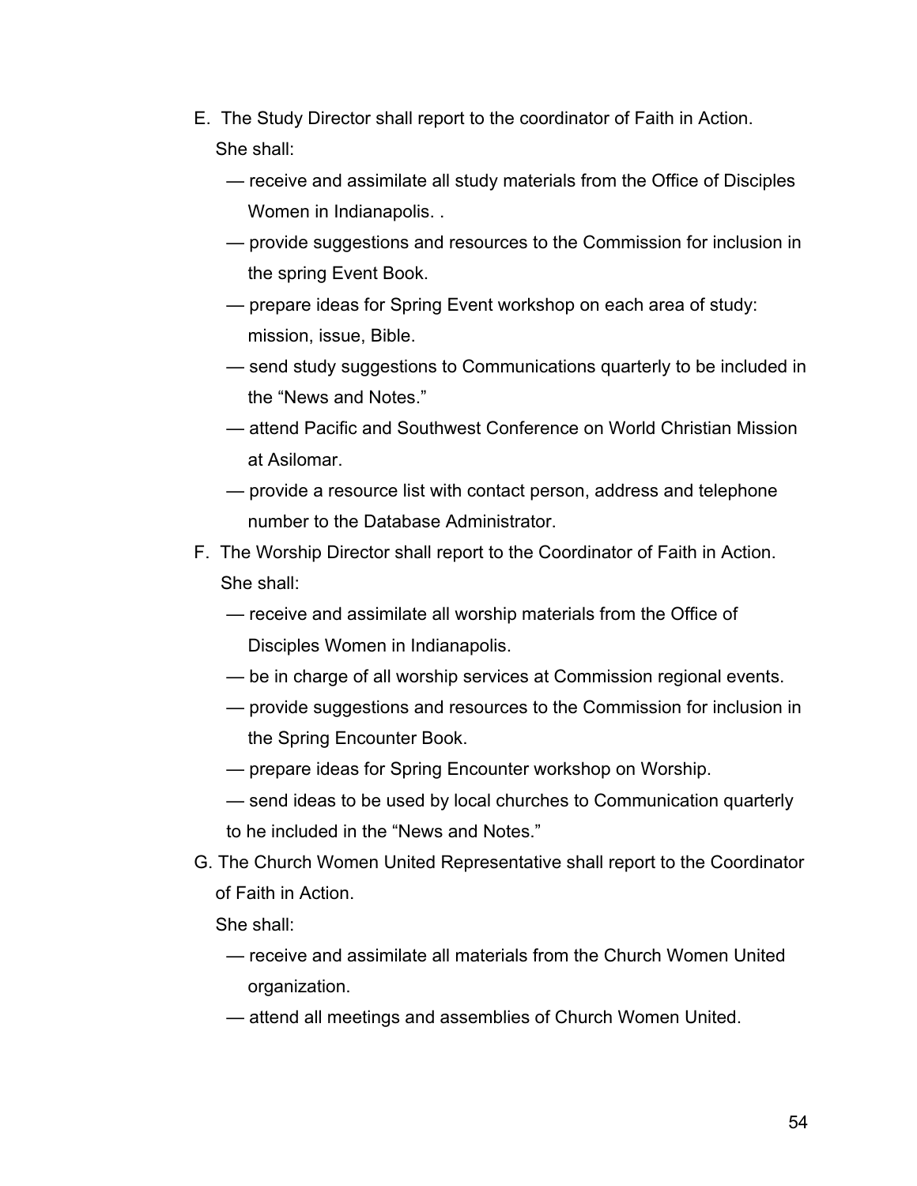E. The Study Director shall report to the coordinator of Faith in Action.
She shall:

— receive and assimilate all study materials from the Office of Disciples Women in Indianapolis. .

— provide suggestions and resources to the Commission for inclusion in the spring Event Book.

— prepare ideas for Spring Event workshop on each area of study: mission, issue, Bible.

— send study suggestions to Communications quarterly to be included in the "News and Notes."

— attend Pacific and Southwest Conference on World Christian Mission at Asilomar.

— provide a resource list with contact person, address and telephone number to the Database Administrator.

F. The Worship Director shall report to the Coordinator of Faith in Action.
She shall:

— receive and assimilate all worship materials from the Office of Disciples Women in Indianapolis.

— be in charge of all worship services at Commission regional events.

— provide suggestions and resources to the Commission for inclusion in the Spring Encounter Book.

— prepare ideas for Spring Encounter workshop on Worship.

— send ideas to be used by local churches to Communication quarterly to he included in the "News and Notes."

G. The Church Women United Representative shall report to the Coordinator of Faith in Action.

She shall:

— receive and assimilate all materials from the Church Women United organization.

— attend all meetings and assemblies of Church Women United.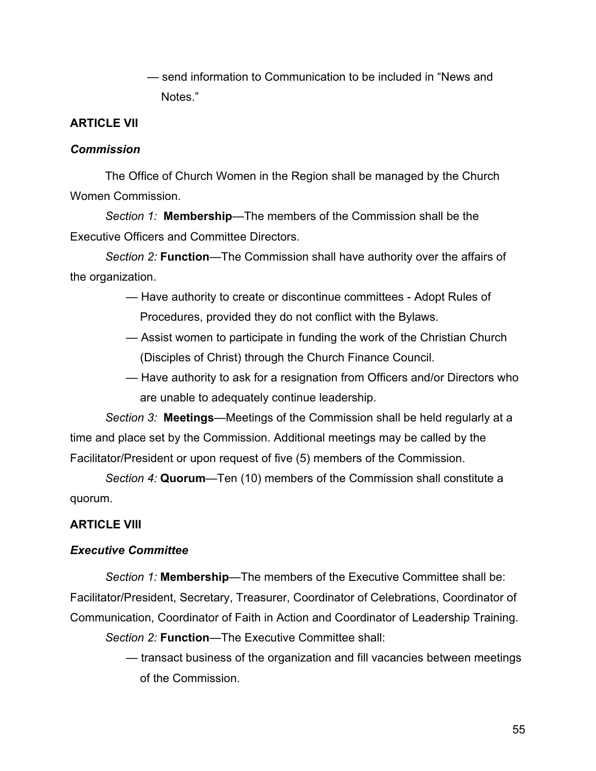— send information to Communication to be included in "News and Notes."

**ARTICLE VII**

***Commission***

The Office of Church Women in the Region shall be managed by the Church Women Commission.

*Section 1:* **Membership**—The members of the Commission shall be the Executive Officers and Committee Directors.

*Section 2:* **Function**—The Commission shall have authority over the affairs of the organization.

— Have authority to create or discontinue committees - Adopt Rules of Procedures, provided they do not conflict with the Bylaws.

— Assist women to participate in funding the work of the Christian Church (Disciples of Christ) through the Church Finance Council.

— Have authority to ask for a resignation from Officers and/or Directors who are unable to adequately continue leadership.

*Section 3:* **Meetings**—Meetings of the Commission shall be held regularly at a time and place set by the Commission. Additional meetings may be called by the Facilitator/President or upon request of five (5) members of the Commission.

*Section 4:* **Quorum**—Ten (10) members of the Commission shall constitute a quorum.

**ARTICLE VIII**

***Executive Committee***

*Section 1:* **Membership**—The members of the Executive Committee shall be: Facilitator/President, Secretary, Treasurer, Coordinator of Celebrations, Coordinator of Communication, Coordinator of Faith in Action and Coordinator of Leadership Training.

*Section 2:* **Function**—The Executive Committee shall:

— transact business of the organization and fill vacancies between meetings of the Commission.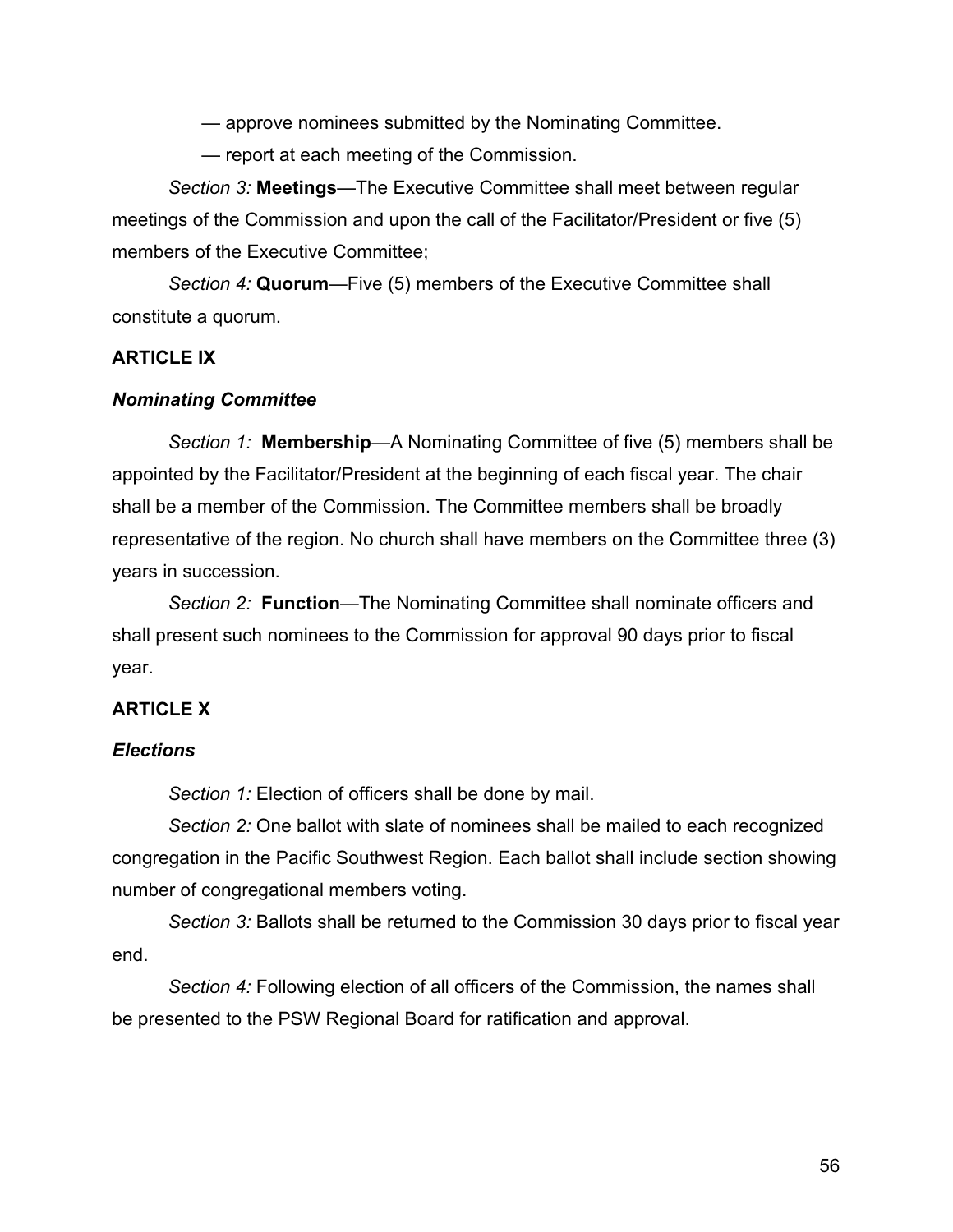— approve nominees submitted by the Nominating Committee.

— report at each meeting of the Commission.

*Section 3:* **Meetings**—The Executive Committee shall meet between regular meetings of the Commission and upon the call of the Facilitator/President or five (5) members of the Executive Committee;

*Section 4:* **Quorum**—Five (5) members of the Executive Committee shall constitute a quorum.

**ARTICLE IX**

***Nominating Committee***

*Section 1:* **Membership**—A Nominating Committee of five (5) members shall be appointed by the Facilitator/President at the beginning of each fiscal year. The chair shall be a member of the Commission. The Committee members shall be broadly representative of the region. No church shall have members on the Committee three (3) years in succession.

*Section 2:* **Function**—The Nominating Committee shall nominate officers and shall present such nominees to the Commission for approval 90 days prior to fiscal year.

**ARTICLE X**

***Elections***

*Section 1:* Election of officers shall be done by mail.

*Section 2:* One ballot with slate of nominees shall be mailed to each recognized congregation in the Pacific Southwest Region. Each ballot shall include section showing number of congregational members voting.

*Section 3:* Ballots shall be returned to the Commission 30 days prior to fiscal year end.

*Section 4:* Following election of all officers of the Commission, the names shall be presented to the PSW Regional Board for ratification and approval.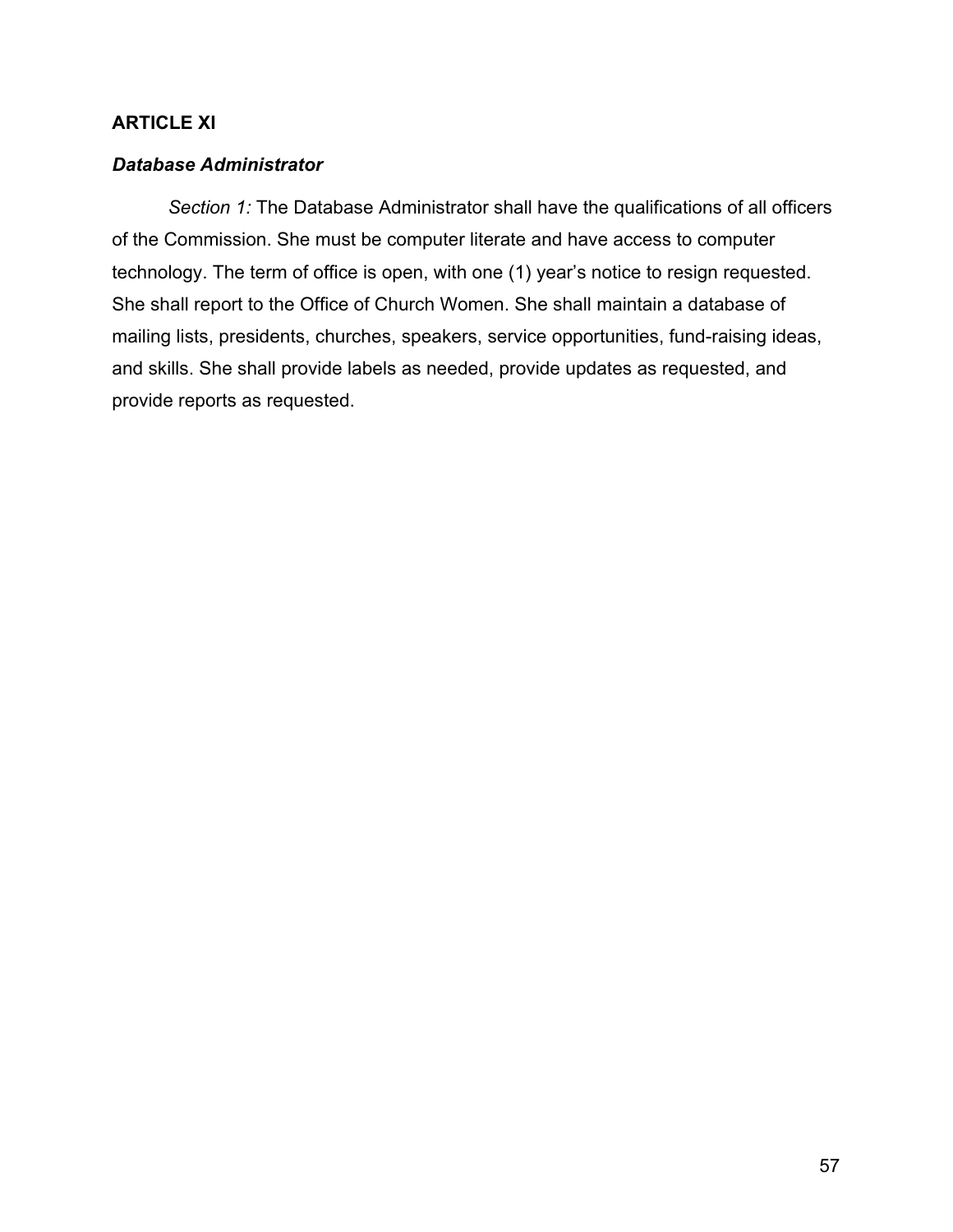## ARTICLE XI

### *Database Administrator*

*Section 1:* The Database Administrator shall have the qualifications of all officers of the Commission. She must be computer literate and have access to computer technology. The term of office is open, with one (1) year's notice to resign requested. She shall report to the Office of Church Women. She shall maintain a database of mailing lists, presidents, churches, speakers, service opportunities, fund-raising ideas, and skills. She shall provide labels as needed, provide updates as requested, and provide reports as requested.